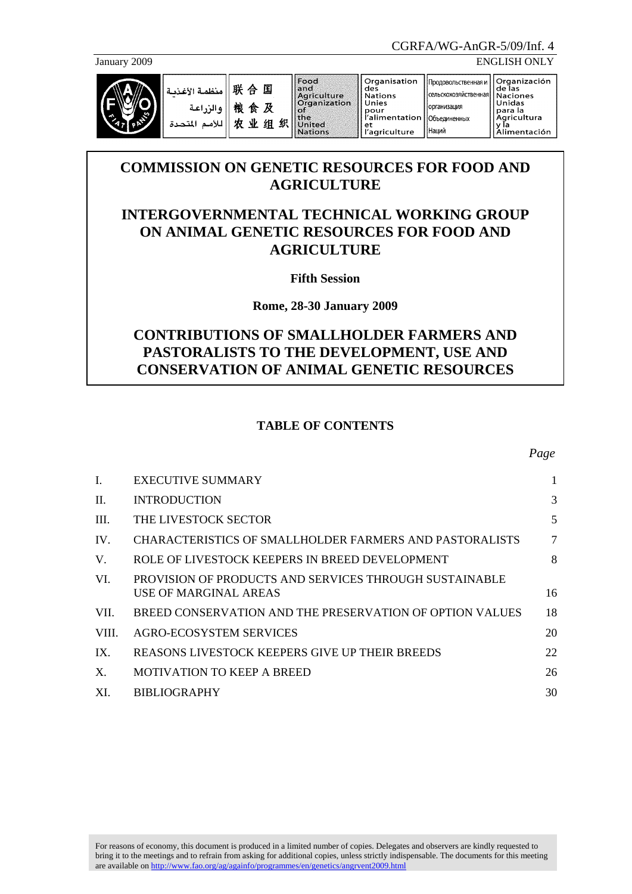CGRFA/WG-AnGR-5/09/Inf. 4

January 2009

ENGLISH ONLY

# COMMISSION ON GENETIC RESOURCES FOR FOOD AND AGRICULTURE

# INTERGOVERNMENTAL TECHNICAL WORKING GROUP ON ANIMAL GENETIC RESOURCES FOR FOOD AND AGRICULTURE

**Fifth Session**

**Rome, 28-30 January 2009**

# CONTRIBUTIONS OF SMALLHOLDER FARMERS AND PASTORALISTS TO THE DEVELOPMENT, USE AND CONSERVATION OF ANIMAL GENETIC RESOURCES

## TABLE OF CONTENTS

| | | *Page* |
|---|---|---|
| I. | EXECUTIVE SUMMARY | 1 |
| II. | INTRODUCTION | 3 |
| III. | THE LIVESTOCK SECTOR | 5 |
| IV. | CHARACTERISTICS OF SMALLHOLDER FARMERS AND PASTORALISTS | 7 |
| V. | ROLE OF LIVESTOCK KEEPERS IN BREED DEVELOPMENT | 8 |
| VI. | PROVISION OF PRODUCTS AND SERVICES THROUGH SUSTAINABLE USE OF MARGINAL AREAS | 16 |
| VII. | BREED CONSERVATION AND THE PRESERVATION OF OPTION VALUES | 18 |
| VIII. | AGRO-ECOSYSTEM SERVICES | 20 |
| IX. | REASONS LIVESTOCK KEEPERS GIVE UP THEIR BREEDS | 22 |
| X. | MOTIVATION TO KEEP A BREED | 26 |
| XI. | BIBLIOGRAPHY | 30 |

For reasons of economy, this document is produced in a limited number of copies. Delegates and observers are kindly requested to bring it to the meetings and to refrain from asking for additional copies, unless strictly indispensable. The documents for this meeting are available on http://www.fao.org/ag/againfo/programmes/en/genetics/angrvent2009.html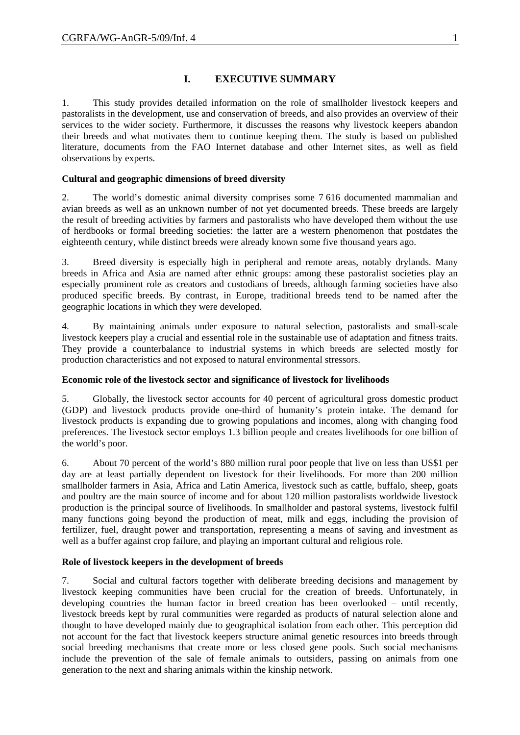## I. EXECUTIVE SUMMARY

1. This study provides detailed information on the role of smallholder livestock keepers and pastoralists in the development, use and conservation of breeds, and also provides an overview of their services to the wider society. Furthermore, it discusses the reasons why livestock keepers abandon their breeds and what motivates them to continue keeping them. The study is based on published literature, documents from the FAO Internet database and other Internet sites, as well as field observations by experts.

**Cultural and geographic dimensions of breed diversity**

2. The world's domestic animal diversity comprises some 7 616 documented mammalian and avian breeds as well as an unknown number of not yet documented breeds. These breeds are largely the result of breeding activities by farmers and pastoralists who have developed them without the use of herdbooks or formal breeding societies: the latter are a western phenomenon that postdates the eighteenth century, while distinct breeds were already known some five thousand years ago.

3. Breed diversity is especially high in peripheral and remote areas, notably drylands. Many breeds in Africa and Asia are named after ethnic groups: among these pastoralist societies play an especially prominent role as creators and custodians of breeds, although farming societies have also produced specific breeds. By contrast, in Europe, traditional breeds tend to be named after the geographic locations in which they were developed.

4. By maintaining animals under exposure to natural selection, pastoralists and small-scale livestock keepers play a crucial and essential role in the sustainable use of adaptation and fitness traits. They provide a counterbalance to industrial systems in which breeds are selected mostly for production characteristics and not exposed to natural environmental stressors.

**Economic role of the livestock sector and significance of livestock for livelihoods**

5. Globally, the livestock sector accounts for 40 percent of agricultural gross domestic product (GDP) and livestock products provide one-third of humanity's protein intake. The demand for livestock products is expanding due to growing populations and incomes, along with changing food preferences. The livestock sector employs 1.3 billion people and creates livelihoods for one billion of the world's poor.

6. About 70 percent of the world's 880 million rural poor people that live on less than US$1 per day are at least partially dependent on livestock for their livelihoods. For more than 200 million smallholder farmers in Asia, Africa and Latin America, livestock such as cattle, buffalo, sheep, goats and poultry are the main source of income and for about 120 million pastoralists worldwide livestock production is the principal source of livelihoods. In smallholder and pastoral systems, livestock fulfil many functions going beyond the production of meat, milk and eggs, including the provision of fertilizer, fuel, draught power and transportation, representing a means of saving and investment as well as a buffer against crop failure, and playing an important cultural and religious role.

**Role of livestock keepers in the development of breeds**

7. Social and cultural factors together with deliberate breeding decisions and management by livestock keeping communities have been crucial for the creation of breeds. Unfortunately, in developing countries the human factor in breed creation has been overlooked – until recently, livestock breeds kept by rural communities were regarded as products of natural selection alone and thought to have developed mainly due to geographical isolation from each other. This perception did not account for the fact that livestock keepers structure animal genetic resources into breeds through social breeding mechanisms that create more or less closed gene pools. Such social mechanisms include the prevention of the sale of female animals to outsiders, passing on animals from one generation to the next and sharing animals within the kinship network.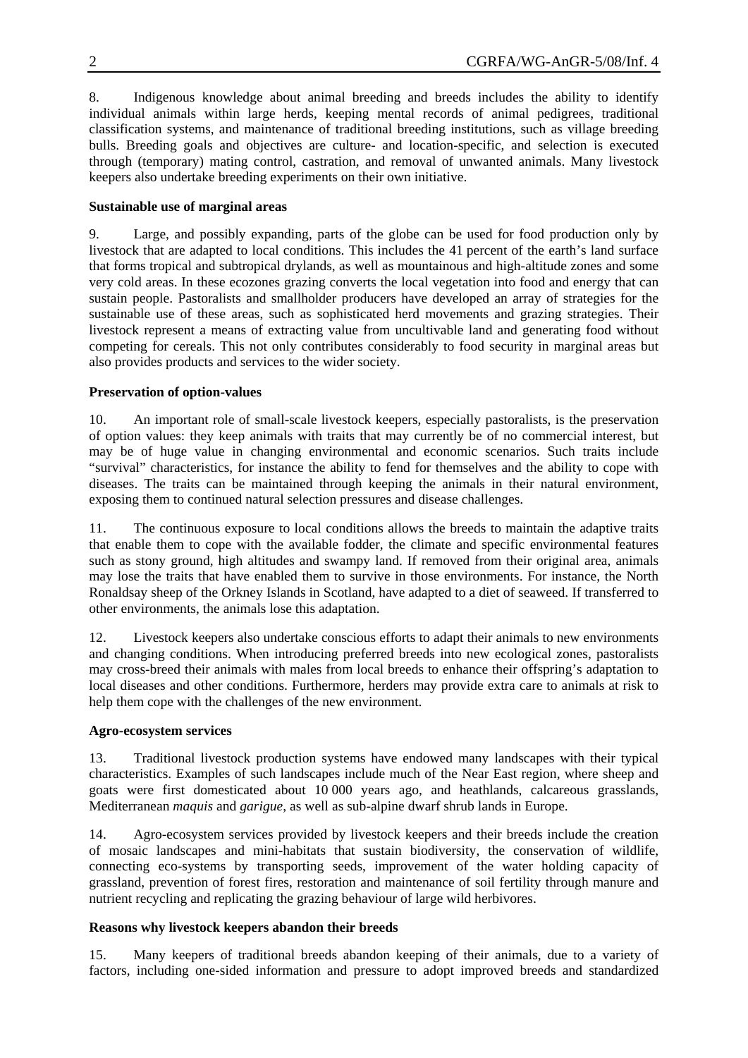8. Indigenous knowledge about animal breeding and breeds includes the ability to identify individual animals within large herds, keeping mental records of animal pedigrees, traditional classification systems, and maintenance of traditional breeding institutions, such as village breeding bulls. Breeding goals and objectives are culture- and location-specific, and selection is executed through (temporary) mating control, castration, and removal of unwanted animals. Many livestock keepers also undertake breeding experiments on their own initiative.

**Sustainable use of marginal areas**

9. Large, and possibly expanding, parts of the globe can be used for food production only by livestock that are adapted to local conditions. This includes the 41 percent of the earth's land surface that forms tropical and subtropical drylands, as well as mountainous and high-altitude zones and some very cold areas. In these ecozones grazing converts the local vegetation into food and energy that can sustain people. Pastoralists and smallholder producers have developed an array of strategies for the sustainable use of these areas, such as sophisticated herd movements and grazing strategies. Their livestock represent a means of extracting value from uncultivable land and generating food without competing for cereals. This not only contributes considerably to food security in marginal areas but also provides products and services to the wider society.

**Preservation of option-values**

10. An important role of small-scale livestock keepers, especially pastoralists, is the preservation of option values: they keep animals with traits that may currently be of no commercial interest, but may be of huge value in changing environmental and economic scenarios. Such traits include "survival" characteristics, for instance the ability to fend for themselves and the ability to cope with diseases. The traits can be maintained through keeping the animals in their natural environment, exposing them to continued natural selection pressures and disease challenges.

11. The continuous exposure to local conditions allows the breeds to maintain the adaptive traits that enable them to cope with the available fodder, the climate and specific environmental features such as stony ground, high altitudes and swampy land. If removed from their original area, animals may lose the traits that have enabled them to survive in those environments. For instance, the North Ronaldsay sheep of the Orkney Islands in Scotland, have adapted to a diet of seaweed. If transferred to other environments, the animals lose this adaptation.

12. Livestock keepers also undertake conscious efforts to adapt their animals to new environments and changing conditions. When introducing preferred breeds into new ecological zones, pastoralists may cross-breed their animals with males from local breeds to enhance their offspring's adaptation to local diseases and other conditions. Furthermore, herders may provide extra care to animals at risk to help them cope with the challenges of the new environment.

**Agro-ecosystem services**

13. Traditional livestock production systems have endowed many landscapes with their typical characteristics. Examples of such landscapes include much of the Near East region, where sheep and goats were first domesticated about 10 000 years ago, and heathlands, calcareous grasslands, Mediterranean *maquis* and *garigue*, as well as sub-alpine dwarf shrub lands in Europe.

14. Agro-ecosystem services provided by livestock keepers and their breeds include the creation of mosaic landscapes and mini-habitats that sustain biodiversity, the conservation of wildlife, connecting eco-systems by transporting seeds, improvement of the water holding capacity of grassland, prevention of forest fires, restoration and maintenance of soil fertility through manure and nutrient recycling and replicating the grazing behaviour of large wild herbivores.

**Reasons why livestock keepers abandon their breeds**

15. Many keepers of traditional breeds abandon keeping of their animals, due to a variety of factors, including one-sided information and pressure to adopt improved breeds and standardized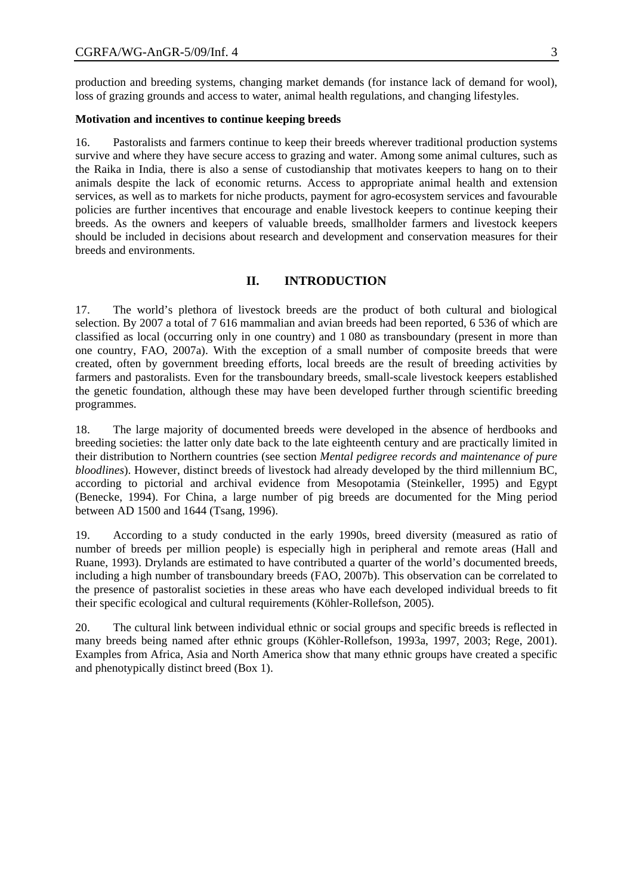production and breeding systems, changing market demands (for instance lack of demand for wool), loss of grazing grounds and access to water, animal health regulations, and changing lifestyles.

**Motivation and incentives to continue keeping breeds**

16. Pastoralists and farmers continue to keep their breeds wherever traditional production systems survive and where they have secure access to grazing and water. Among some animal cultures, such as the Raika in India, there is also a sense of custodianship that motivates keepers to hang on to their animals despite the lack of economic returns. Access to appropriate animal health and extension services, as well as to markets for niche products, payment for agro-ecosystem services and favourable policies are further incentives that encourage and enable livestock keepers to continue keeping their breeds. As the owners and keepers of valuable breeds, smallholder farmers and livestock keepers should be included in decisions about research and development and conservation measures for their breeds and environments.

## II. INTRODUCTION

17. The world's plethora of livestock breeds are the product of both cultural and biological selection. By 2007 a total of 7 616 mammalian and avian breeds had been reported, 6 536 of which are classified as local (occurring only in one country) and 1 080 as transboundary (present in more than one country, FAO, 2007a). With the exception of a small number of composite breeds that were created, often by government breeding efforts, local breeds are the result of breeding activities by farmers and pastoralists. Even for the transboundary breeds, small-scale livestock keepers established the genetic foundation, although these may have been developed further through scientific breeding programmes.

18. The large majority of documented breeds were developed in the absence of herdbooks and breeding societies: the latter only date back to the late eighteenth century and are practically limited in their distribution to Northern countries (see section *Mental pedigree records and maintenance of pure bloodlines*). However, distinct breeds of livestock had already developed by the third millennium BC, according to pictorial and archival evidence from Mesopotamia (Steinkeller, 1995) and Egypt (Benecke, 1994). For China, a large number of pig breeds are documented for the Ming period between AD 1500 and 1644 (Tsang, 1996).

19. According to a study conducted in the early 1990s, breed diversity (measured as ratio of number of breeds per million people) is especially high in peripheral and remote areas (Hall and Ruane, 1993). Drylands are estimated to have contributed a quarter of the world's documented breeds, including a high number of transboundary breeds (FAO, 2007b). This observation can be correlated to the presence of pastoralist societies in these areas who have each developed individual breeds to fit their specific ecological and cultural requirements (Köhler-Rollefson, 2005).

20. The cultural link between individual ethnic or social groups and specific breeds is reflected in many breeds being named after ethnic groups (Köhler-Rollefson, 1993a, 1997, 2003; Rege, 2001). Examples from Africa, Asia and North America show that many ethnic groups have created a specific and phenotypically distinct breed (Box 1).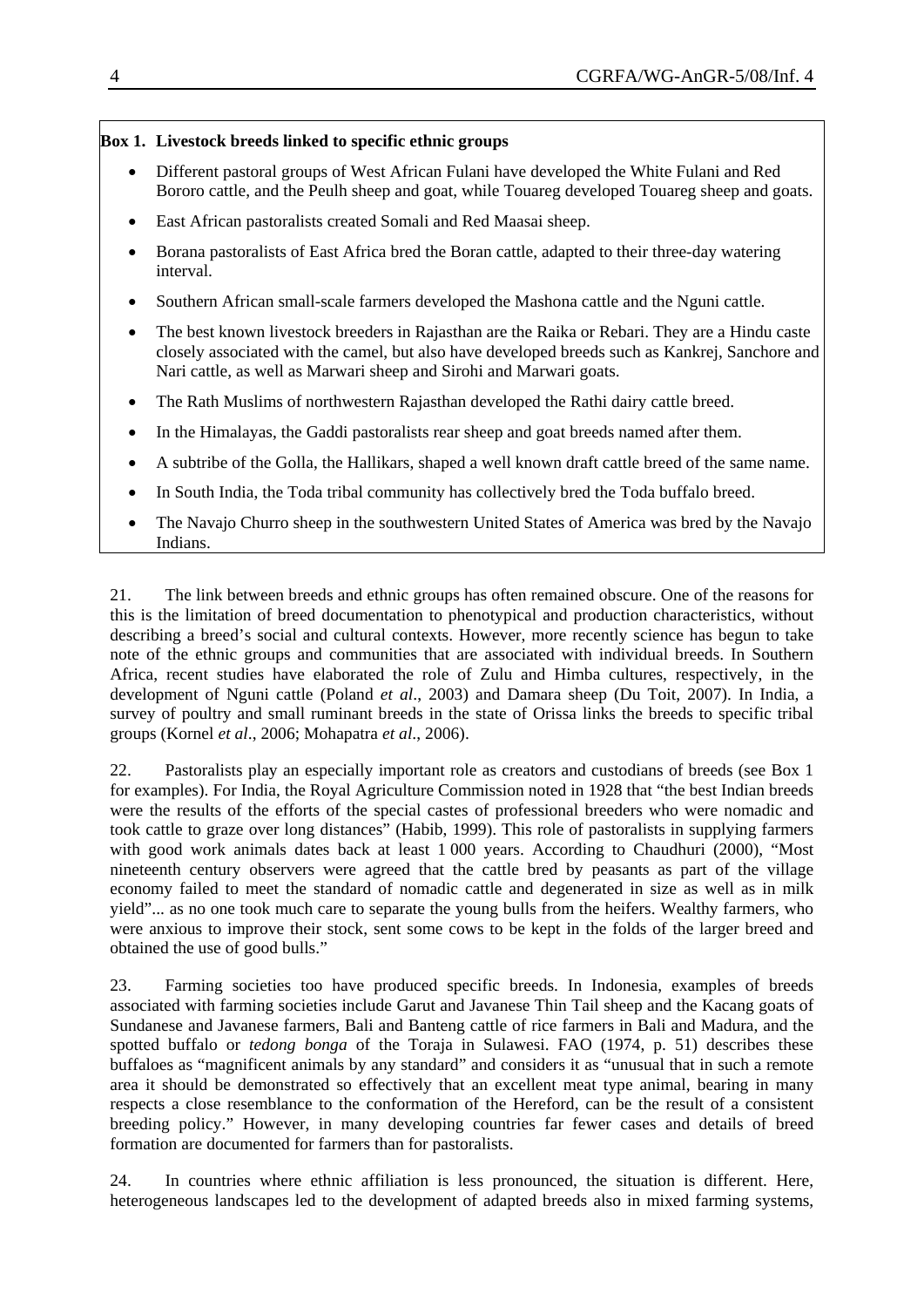**Box 1. Livestock breeds linked to specific ethnic groups**

- Different pastoral groups of West African Fulani have developed the White Fulani and Red Bororo cattle, and the Peulh sheep and goat, while Touareg developed Touareg sheep and goats.
- East African pastoralists created Somali and Red Maasai sheep.
- Borana pastoralists of East Africa bred the Boran cattle, adapted to their three-day watering interval.
- Southern African small-scale farmers developed the Mashona cattle and the Nguni cattle.
- The best known livestock breeders in Rajasthan are the Raika or Rebari. They are a Hindu caste closely associated with the camel, but also have developed breeds such as Kankrej, Sanchore and Nari cattle, as well as Marwari sheep and Sirohi and Marwari goats.
- The Rath Muslims of northwestern Rajasthan developed the Rathi dairy cattle breed.
- In the Himalayas, the Gaddi pastoralists rear sheep and goat breeds named after them.
- A subtribe of the Golla, the Hallikars, shaped a well known draft cattle breed of the same name.
- In South India, the Toda tribal community has collectively bred the Toda buffalo breed.
- The Navajo Churro sheep in the southwestern United States of America was bred by the Navajo Indians.

21. The link between breeds and ethnic groups has often remained obscure. One of the reasons for this is the limitation of breed documentation to phenotypical and production characteristics, without describing a breed's social and cultural contexts. However, more recently science has begun to take note of the ethnic groups and communities that are associated with individual breeds. In Southern Africa, recent studies have elaborated the role of Zulu and Himba cultures, respectively, in the development of Nguni cattle (Poland *et al*., 2003) and Damara sheep (Du Toit, 2007). In India, a survey of poultry and small ruminant breeds in the state of Orissa links the breeds to specific tribal groups (Kornel *et al*., 2006; Mohapatra *et al*., 2006).

22. Pastoralists play an especially important role as creators and custodians of breeds (see Box 1 for examples). For India, the Royal Agriculture Commission noted in 1928 that "the best Indian breeds were the results of the efforts of the special castes of professional breeders who were nomadic and took cattle to graze over long distances" (Habib, 1999). This role of pastoralists in supplying farmers with good work animals dates back at least 1 000 years. According to Chaudhuri (2000), "Most nineteenth century observers were agreed that the cattle bred by peasants as part of the village economy failed to meet the standard of nomadic cattle and degenerated in size as well as in milk yield"... as no one took much care to separate the young bulls from the heifers. Wealthy farmers, who were anxious to improve their stock, sent some cows to be kept in the folds of the larger breed and obtained the use of good bulls."

23. Farming societies too have produced specific breeds. In Indonesia, examples of breeds associated with farming societies include Garut and Javanese Thin Tail sheep and the Kacang goats of Sundanese and Javanese farmers, Bali and Banteng cattle of rice farmers in Bali and Madura, and the spotted buffalo or *tedong bonga* of the Toraja in Sulawesi. FAO (1974, p. 51) describes these buffaloes as "magnificent animals by any standard" and considers it as "unusual that in such a remote area it should be demonstrated so effectively that an excellent meat type animal, bearing in many respects a close resemblance to the conformation of the Hereford, can be the result of a consistent breeding policy." However, in many developing countries far fewer cases and details of breed formation are documented for farmers than for pastoralists.

24. In countries where ethnic affiliation is less pronounced, the situation is different. Here, heterogeneous landscapes led to the development of adapted breeds also in mixed farming systems,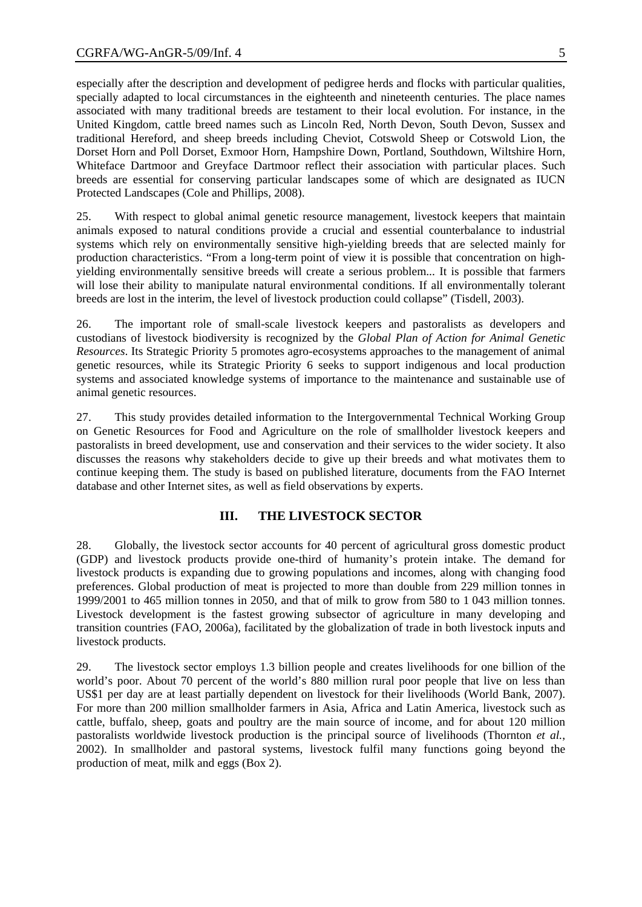especially after the description and development of pedigree herds and flocks with particular qualities, specially adapted to local circumstances in the eighteenth and nineteenth centuries. The place names associated with many traditional breeds are testament to their local evolution. For instance, in the United Kingdom, cattle breed names such as Lincoln Red, North Devon, South Devon, Sussex and traditional Hereford, and sheep breeds including Cheviot, Cotswold Sheep or Cotswold Lion, the Dorset Horn and Poll Dorset, Exmoor Horn, Hampshire Down, Portland, Southdown, Wiltshire Horn, Whiteface Dartmoor and Greyface Dartmoor reflect their association with particular places. Such breeds are essential for conserving particular landscapes some of which are designated as IUCN Protected Landscapes (Cole and Phillips, 2008).

25. With respect to global animal genetic resource management, livestock keepers that maintain animals exposed to natural conditions provide a crucial and essential counterbalance to industrial systems which rely on environmentally sensitive high-yielding breeds that are selected mainly for production characteristics. "From a long-term point of view it is possible that concentration on high-yielding environmentally sensitive breeds will create a serious problem... It is possible that farmers will lose their ability to manipulate natural environmental conditions. If all environmentally tolerant breeds are lost in the interim, the level of livestock production could collapse" (Tisdell, 2003).

26. The important role of small-scale livestock keepers and pastoralists as developers and custodians of livestock biodiversity is recognized by the *Global Plan of Action for Animal Genetic Resources*. Its Strategic Priority 5 promotes agro-ecosystems approaches to the management of animal genetic resources, while its Strategic Priority 6 seeks to support indigenous and local production systems and associated knowledge systems of importance to the maintenance and sustainable use of animal genetic resources.

27. This study provides detailed information to the Intergovernmental Technical Working Group on Genetic Resources for Food and Agriculture on the role of smallholder livestock keepers and pastoralists in breed development, use and conservation and their services to the wider society. It also discusses the reasons why stakeholders decide to give up their breeds and what motivates them to continue keeping them. The study is based on published literature, documents from the FAO Internet database and other Internet sites, as well as field observations by experts.

## III. THE LIVESTOCK SECTOR

28. Globally, the livestock sector accounts for 40 percent of agricultural gross domestic product (GDP) and livestock products provide one-third of humanity's protein intake. The demand for livestock products is expanding due to growing populations and incomes, along with changing food preferences. Global production of meat is projected to more than double from 229 million tonnes in 1999/2001 to 465 million tonnes in 2050, and that of milk to grow from 580 to 1 043 million tonnes. Livestock development is the fastest growing subsector of agriculture in many developing and transition countries (FAO, 2006a), facilitated by the globalization of trade in both livestock inputs and livestock products.

29. The livestock sector employs 1.3 billion people and creates livelihoods for one billion of the world's poor. About 70 percent of the world's 880 million rural poor people that live on less than US$1 per day are at least partially dependent on livestock for their livelihoods (World Bank, 2007). For more than 200 million smallholder farmers in Asia, Africa and Latin America, livestock such as cattle, buffalo, sheep, goats and poultry are the main source of income, and for about 120 million pastoralists worldwide livestock production is the principal source of livelihoods (Thornton *et al.*, 2002). In smallholder and pastoral systems, livestock fulfil many functions going beyond the production of meat, milk and eggs (Box 2).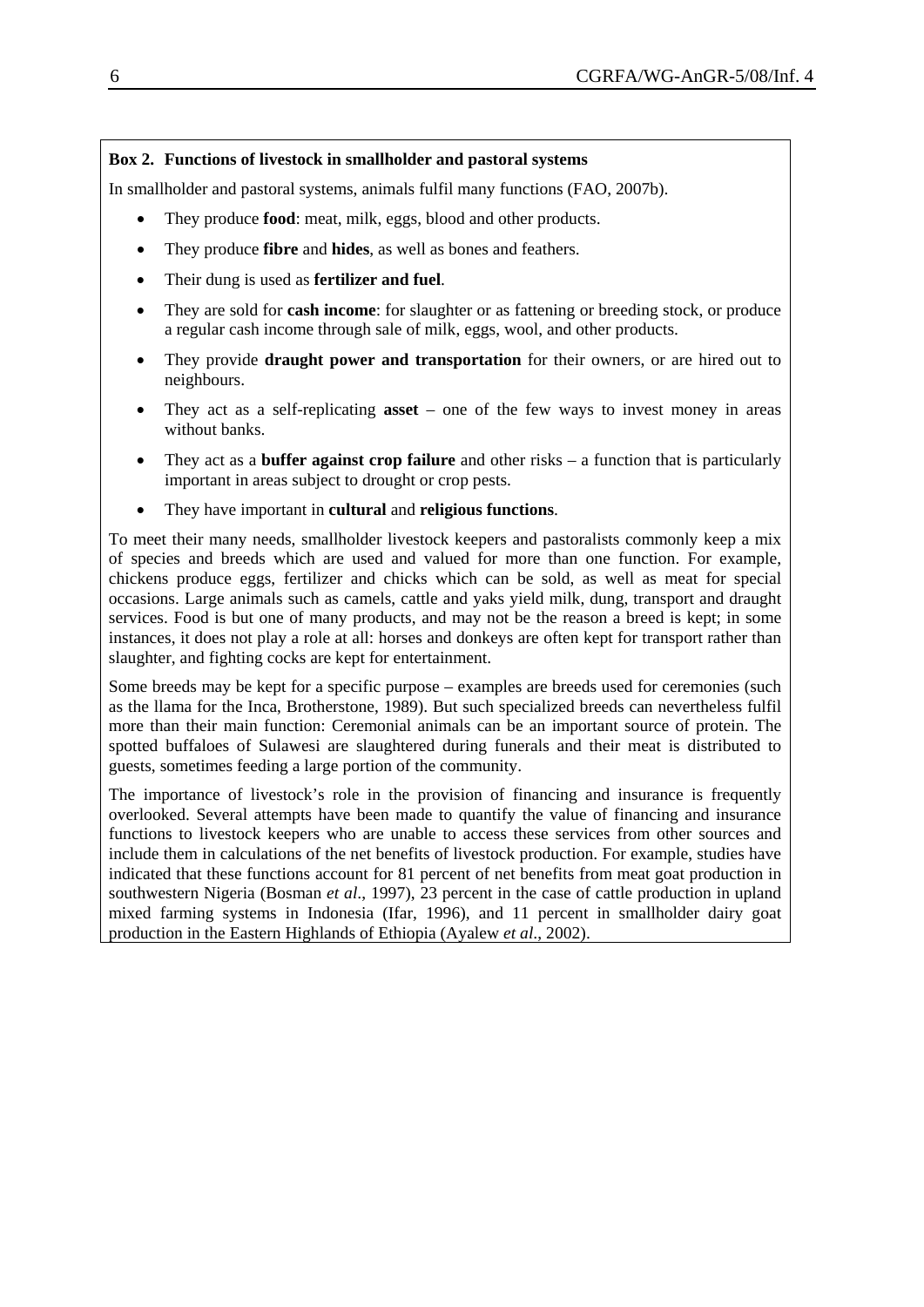**Box 2. Functions of livestock in smallholder and pastoral systems**

In smallholder and pastoral systems, animals fulfil many functions (FAO, 2007b).

- They produce **food**: meat, milk, eggs, blood and other products.
- They produce **fibre** and **hides**, as well as bones and feathers.
- Their dung is used as **fertilizer and fuel**.
- They are sold for **cash income**: for slaughter or as fattening or breeding stock, or produce a regular cash income through sale of milk, eggs, wool, and other products.
- They provide **draught power and transportation** for their owners, or are hired out to neighbours.
- They act as a self-replicating **asset** – one of the few ways to invest money in areas without banks.
- They act as a **buffer against crop failure** and other risks – a function that is particularly important in areas subject to drought or crop pests.
- They have important in **cultural** and **religious functions**.

To meet their many needs, smallholder livestock keepers and pastoralists commonly keep a mix of species and breeds which are used and valued for more than one function. For example, chickens produce eggs, fertilizer and chicks which can be sold, as well as meat for special occasions. Large animals such as camels, cattle and yaks yield milk, dung, transport and draught services. Food is but one of many products, and may not be the reason a breed is kept; in some instances, it does not play a role at all: horses and donkeys are often kept for transport rather than slaughter, and fighting cocks are kept for entertainment.

Some breeds may be kept for a specific purpose – examples are breeds used for ceremonies (such as the llama for the Inca, Brotherstone, 1989). But such specialized breeds can nevertheless fulfil more than their main function: Ceremonial animals can be an important source of protein. The spotted buffaloes of Sulawesi are slaughtered during funerals and their meat is distributed to guests, sometimes feeding a large portion of the community.

The importance of livestock's role in the provision of financing and insurance is frequently overlooked. Several attempts have been made to quantify the value of financing and insurance functions to livestock keepers who are unable to access these services from other sources and include them in calculations of the net benefits of livestock production. For example, studies have indicated that these functions account for 81 percent of net benefits from meat goat production in southwestern Nigeria (Bosman *et al*., 1997), 23 percent in the case of cattle production in upland mixed farming systems in Indonesia (Ifar, 1996), and 11 percent in smallholder dairy goat production in the Eastern Highlands of Ethiopia (Ayalew *et al*., 2002).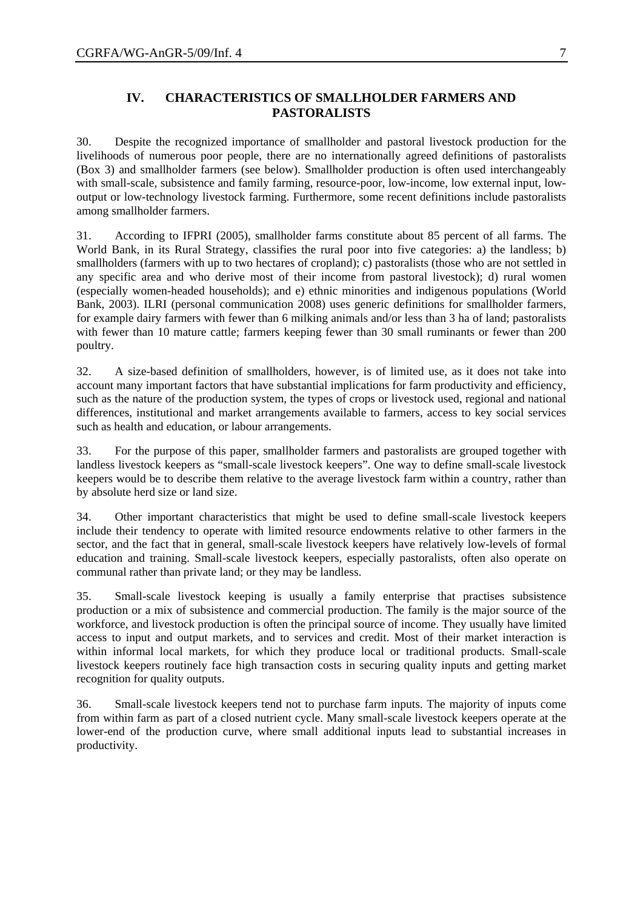## IV. CHARACTERISTICS OF SMALLHOLDER FARMERS AND PASTORALISTS

30. Despite the recognized importance of smallholder and pastoral livestock production for the livelihoods of numerous poor people, there are no internationally agreed definitions of pastoralists (Box 3) and smallholder farmers (see below). Smallholder production is often used interchangeably with small-scale, subsistence and family farming, resource-poor, low-income, low external input, low-output or low-technology livestock farming. Furthermore, some recent definitions include pastoralists among smallholder farmers.

31. According to IFPRI (2005), smallholder farms constitute about 85 percent of all farms. The World Bank, in its Rural Strategy, classifies the rural poor into five categories: a) the landless; b) smallholders (farmers with up to two hectares of cropland); c) pastoralists (those who are not settled in any specific area and who derive most of their income from pastoral livestock); d) rural women (especially women-headed households); and e) ethnic minorities and indigenous populations (World Bank, 2003). ILRI (personal communication 2008) uses generic definitions for smallholder farmers, for example dairy farmers with fewer than 6 milking animals and/or less than 3 ha of land; pastoralists with fewer than 10 mature cattle; farmers keeping fewer than 30 small ruminants or fewer than 200 poultry.

32. A size-based definition of smallholders, however, is of limited use, as it does not take into account many important factors that have substantial implications for farm productivity and efficiency, such as the nature of the production system, the types of crops or livestock used, regional and national differences, institutional and market arrangements available to farmers, access to key social services such as health and education, or labour arrangements.

33. For the purpose of this paper, smallholder farmers and pastoralists are grouped together with landless livestock keepers as "small-scale livestock keepers". One way to define small-scale livestock keepers would be to describe them relative to the average livestock farm within a country, rather than by absolute herd size or land size.

34. Other important characteristics that might be used to define small-scale livestock keepers include their tendency to operate with limited resource endowments relative to other farmers in the sector, and the fact that in general, small-scale livestock keepers have relatively low-levels of formal education and training. Small-scale livestock keepers, especially pastoralists, often also operate on communal rather than private land; or they may be landless.

35. Small-scale livestock keeping is usually a family enterprise that practises subsistence production or a mix of subsistence and commercial production. The family is the major source of the workforce, and livestock production is often the principal source of income. They usually have limited access to input and output markets, and to services and credit. Most of their market interaction is within informal local markets, for which they produce local or traditional products. Small-scale livestock keepers routinely face high transaction costs in securing quality inputs and getting market recognition for quality outputs.

36. Small-scale livestock keepers tend not to purchase farm inputs. The majority of inputs come from within farm as part of a closed nutrient cycle. Many small-scale livestock keepers operate at the lower-end of the production curve, where small additional inputs lead to substantial increases in productivity.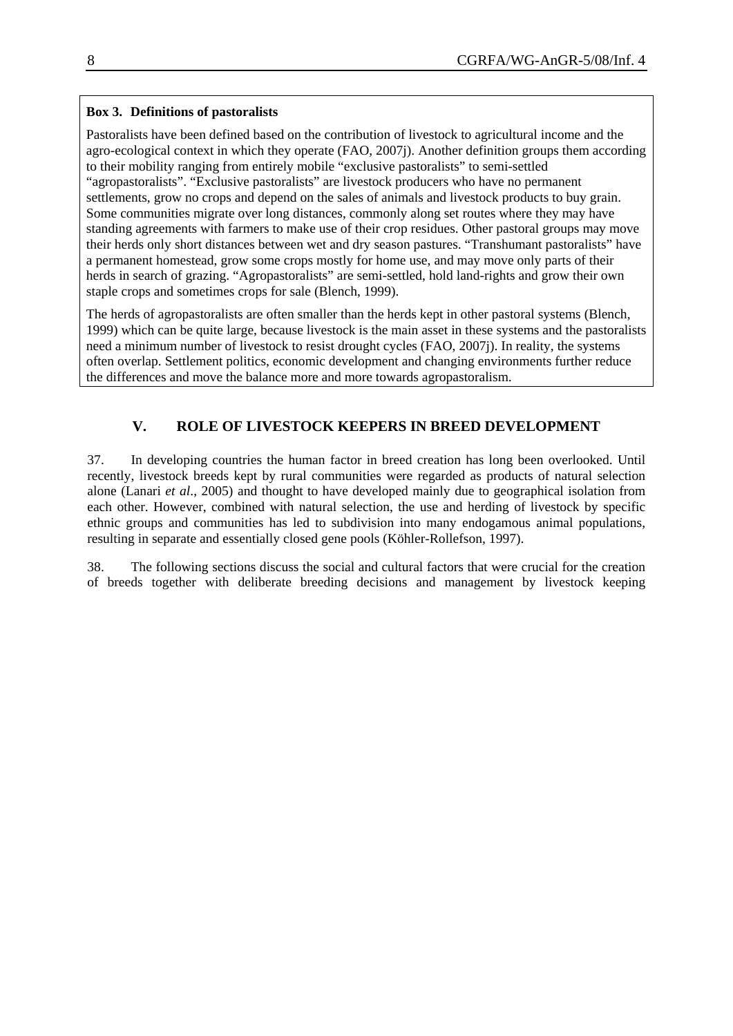**Box 3. Definitions of pastoralists**

Pastoralists have been defined based on the contribution of livestock to agricultural income and the agro-ecological context in which they operate (FAO, 2007j). Another definition groups them according to their mobility ranging from entirely mobile "exclusive pastoralists" to semi-settled "agropastoralists". "Exclusive pastoralists" are livestock producers who have no permanent settlements, grow no crops and depend on the sales of animals and livestock products to buy grain. Some communities migrate over long distances, commonly along set routes where they may have standing agreements with farmers to make use of their crop residues. Other pastoral groups may move their herds only short distances between wet and dry season pastures. "Transhumant pastoralists" have a permanent homestead, grow some crops mostly for home use, and may move only parts of their herds in search of grazing. "Agropastoralists" are semi-settled, hold land-rights and grow their own staple crops and sometimes crops for sale (Blench, 1999).

The herds of agropastoralists are often smaller than the herds kept in other pastoral systems (Blench, 1999) which can be quite large, because livestock is the main asset in these systems and the pastoralists need a minimum number of livestock to resist drought cycles (FAO, 2007j). In reality, the systems often overlap. Settlement politics, economic development and changing environments further reduce the differences and move the balance more and more towards agropastoralism.

## V. ROLE OF LIVESTOCK KEEPERS IN BREED DEVELOPMENT

37. In developing countries the human factor in breed creation has long been overlooked. Until recently, livestock breeds kept by rural communities were regarded as products of natural selection alone (Lanari *et al*., 2005) and thought to have developed mainly due to geographical isolation from each other. However, combined with natural selection, the use and herding of livestock by specific ethnic groups and communities has led to subdivision into many endogamous animal populations, resulting in separate and essentially closed gene pools (Köhler-Rollefson, 1997).

38. The following sections discuss the social and cultural factors that were crucial for the creation of breeds together with deliberate breeding decisions and management by livestock keeping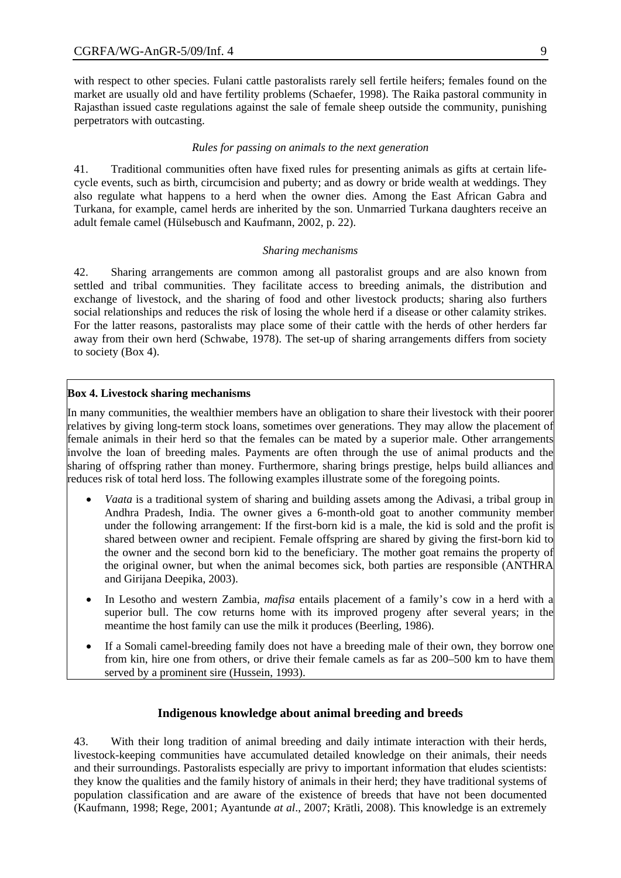with respect to other species. Fulani cattle pastoralists rarely sell fertile heifers; females found on the market are usually old and have fertility problems (Schaefer, 1998). The Raika pastoral community in Rajasthan issued caste regulations against the sale of female sheep outside the community, punishing perpetrators with outcasting.

*Rules for passing on animals to the next generation*

41. Traditional communities often have fixed rules for presenting animals as gifts at certain life-cycle events, such as birth, circumcision and puberty; and as dowry or bride wealth at weddings. They also regulate what happens to a herd when the owner dies. Among the East African Gabra and Turkana, for example, camel herds are inherited by the son. Unmarried Turkana daughters receive an adult female camel (Hülsebusch and Kaufmann, 2002, p. 22).

*Sharing mechanisms*

42. Sharing arrangements are common among all pastoralist groups and are also known from settled and tribal communities. They facilitate access to breeding animals, the distribution and exchange of livestock, and the sharing of food and other livestock products; sharing also furthers social relationships and reduces the risk of losing the whole herd if a disease or other calamity strikes. For the latter reasons, pastoralists may place some of their cattle with the herds of other herders far away from their own herd (Schwabe, 1978). The set-up of sharing arrangements differs from society to society (Box 4).

**Box 4. Livestock sharing mechanisms**

In many communities, the wealthier members have an obligation to share their livestock with their poorer relatives by giving long-term stock loans, sometimes over generations. They may allow the placement of female animals in their herd so that the females can be mated by a superior male. Other arrangements involve the loan of breeding males. Payments are often through the use of animal products and the sharing of offspring rather than money. Furthermore, sharing brings prestige, helps build alliances and reduces risk of total herd loss. The following examples illustrate some of the foregoing points.

- *Vaata* is a traditional system of sharing and building assets among the Adivasi, a tribal group in Andhra Pradesh, India. The owner gives a 6-month-old goat to another community member under the following arrangement: If the first-born kid is a male, the kid is sold and the profit is shared between owner and recipient. Female offspring are shared by giving the first-born kid to the owner and the second born kid to the beneficiary. The mother goat remains the property of the original owner, but when the animal becomes sick, both parties are responsible (ANTHRA and Girijana Deepika, 2003).
- In Lesotho and western Zambia, *mafisa* entails placement of a family's cow in a herd with a superior bull. The cow returns home with its improved progeny after several years; in the meantime the host family can use the milk it produces (Beerling, 1986).
- If a Somali camel-breeding family does not have a breeding male of their own, they borrow one from kin, hire one from others, or drive their female camels as far as 200–500 km to have them served by a prominent sire (Hussein, 1993).

### Indigenous knowledge about animal breeding and breeds

43. With their long tradition of animal breeding and daily intimate interaction with their herds, livestock-keeping communities have accumulated detailed knowledge on their animals, their needs and their surroundings. Pastoralists especially are privy to important information that eludes scientists: they know the qualities and the family history of animals in their herd; they have traditional systems of population classification and are aware of the existence of breeds that have not been documented (Kaufmann, 1998; Rege, 2001; Ayantunde *at al*., 2007; Krätli, 2008). This knowledge is an extremely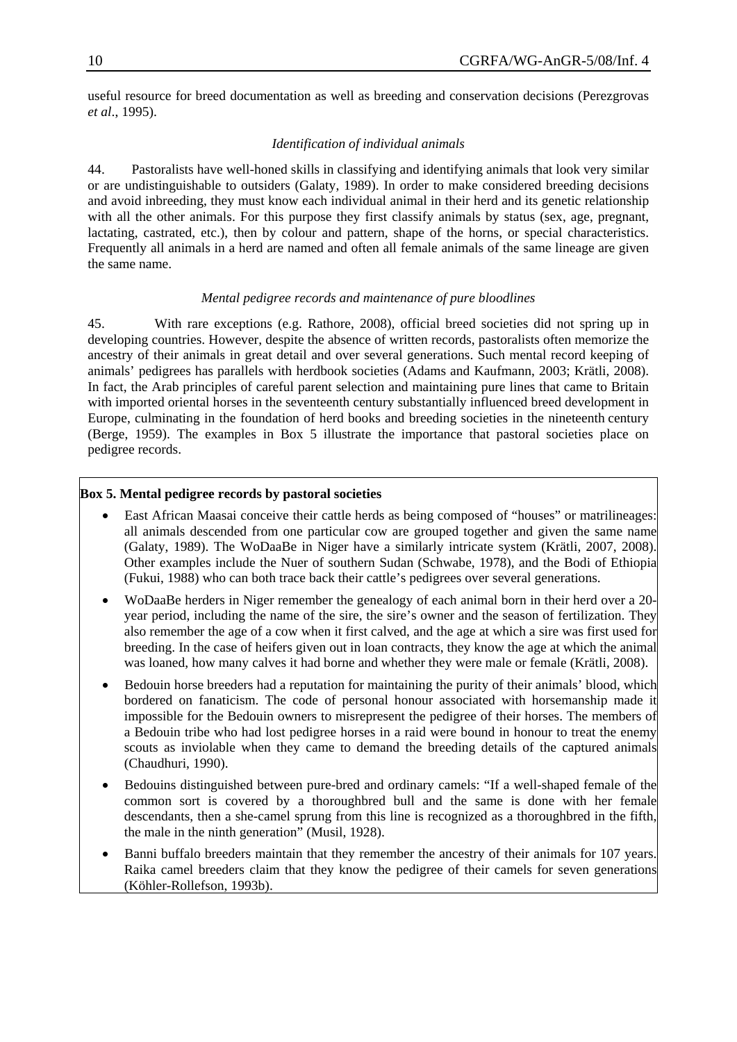useful resource for breed documentation as well as breeding and conservation decisions (Perezgrovas *et al*., 1995).

*Identification of individual animals*

44. Pastoralists have well-honed skills in classifying and identifying animals that look very similar or are undistinguishable to outsiders (Galaty, 1989). In order to make considered breeding decisions and avoid inbreeding, they must know each individual animal in their herd and its genetic relationship with all the other animals. For this purpose they first classify animals by status (sex, age, pregnant, lactating, castrated, etc.), then by colour and pattern, shape of the horns, or special characteristics. Frequently all animals in a herd are named and often all female animals of the same lineage are given the same name.

*Mental pedigree records and maintenance of pure bloodlines*

45. With rare exceptions (e.g. Rathore, 2008), official breed societies did not spring up in developing countries. However, despite the absence of written records, pastoralists often memorize the ancestry of their animals in great detail and over several generations. Such mental record keeping of animals' pedigrees has parallels with herdbook societies (Adams and Kaufmann, 2003; Krätli, 2008). In fact, the Arab principles of careful parent selection and maintaining pure lines that came to Britain with imported oriental horses in the seventeenth century substantially influenced breed development in Europe, culminating in the foundation of herd books and breeding societies in the nineteenth century (Berge, 1959). The examples in Box 5 illustrate the importance that pastoral societies place on pedigree records.

**Box 5. Mental pedigree records by pastoral societies**

- East African Maasai conceive their cattle herds as being composed of "houses" or matrilineages: all animals descended from one particular cow are grouped together and given the same name (Galaty, 1989). The WoDaaBe in Niger have a similarly intricate system (Krätli, 2007, 2008). Other examples include the Nuer of southern Sudan (Schwabe, 1978), and the Bodi of Ethiopia (Fukui, 1988) who can both trace back their cattle's pedigrees over several generations.
- WoDaaBe herders in Niger remember the genealogy of each animal born in their herd over a 20-year period, including the name of the sire, the sire's owner and the season of fertilization. They also remember the age of a cow when it first calved, and the age at which a sire was first used for breeding. In the case of heifers given out in loan contracts, they know the age at which the animal was loaned, how many calves it had borne and whether they were male or female (Krätli, 2008).
- Bedouin horse breeders had a reputation for maintaining the purity of their animals' blood, which bordered on fanaticism. The code of personal honour associated with horsemanship made it impossible for the Bedouin owners to misrepresent the pedigree of their horses. The members of a Bedouin tribe who had lost pedigree horses in a raid were bound in honour to treat the enemy scouts as inviolable when they came to demand the breeding details of the captured animals (Chaudhuri, 1990).
- Bedouins distinguished between pure-bred and ordinary camels: "If a well-shaped female of the common sort is covered by a thoroughbred bull and the same is done with her female descendants, then a she-camel sprung from this line is recognized as a thoroughbred in the fifth, the male in the ninth generation" (Musil, 1928).
- Banni buffalo breeders maintain that they remember the ancestry of their animals for 107 years. Raika camel breeders claim that they know the pedigree of their camels for seven generations (Köhler-Rollefson, 1993b).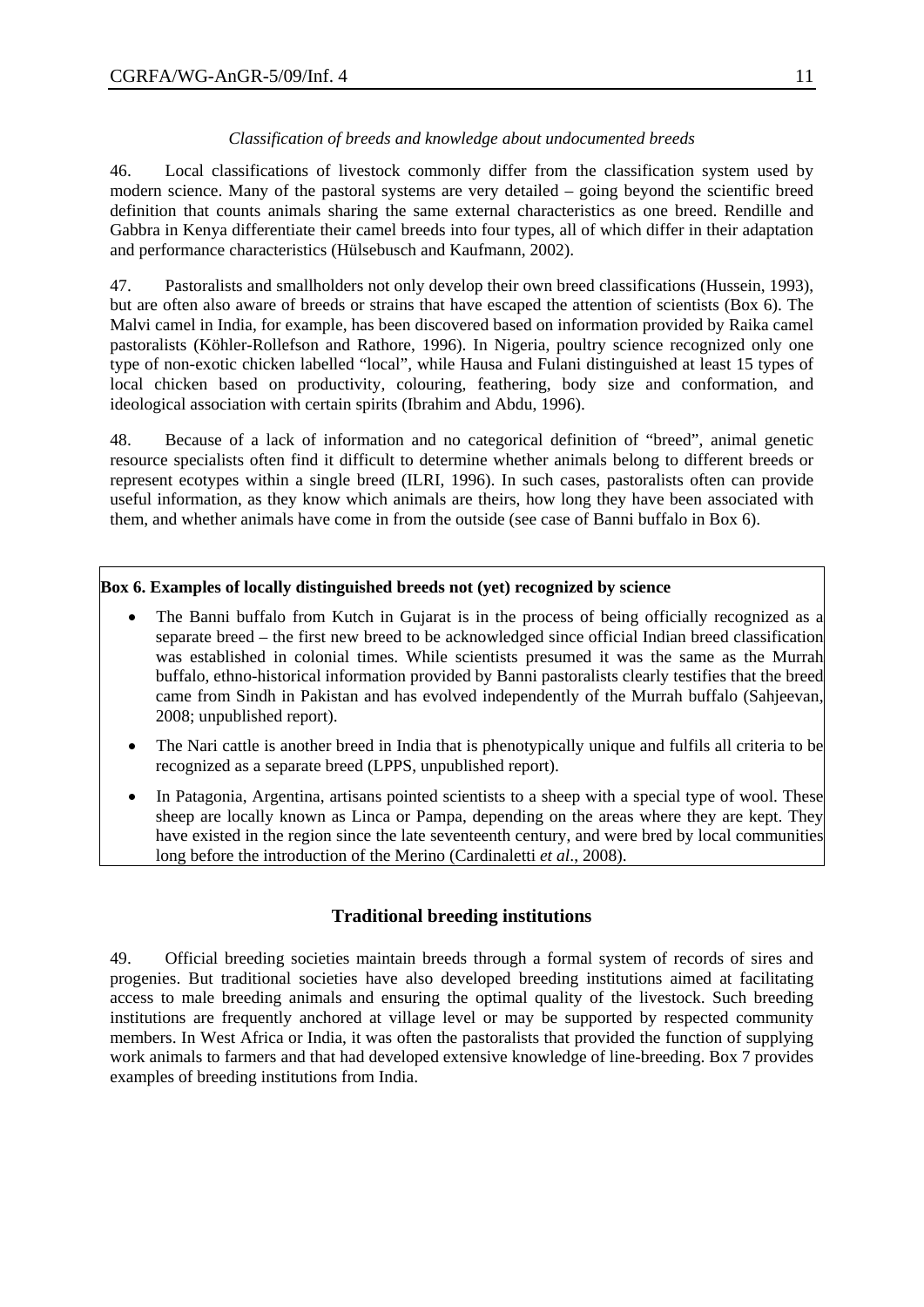*Classification of breeds and knowledge about undocumented breeds*

46. Local classifications of livestock commonly differ from the classification system used by modern science. Many of the pastoral systems are very detailed – going beyond the scientific breed definition that counts animals sharing the same external characteristics as one breed. Rendille and Gabbra in Kenya differentiate their camel breeds into four types, all of which differ in their adaptation and performance characteristics (Hülsebusch and Kaufmann, 2002).

47. Pastoralists and smallholders not only develop their own breed classifications (Hussein, 1993), but are often also aware of breeds or strains that have escaped the attention of scientists (Box 6). The Malvi camel in India, for example, has been discovered based on information provided by Raika camel pastoralists (Köhler-Rollefson and Rathore, 1996). In Nigeria, poultry science recognized only one type of non-exotic chicken labelled "local", while Hausa and Fulani distinguished at least 15 types of local chicken based on productivity, colouring, feathering, body size and conformation, and ideological association with certain spirits (Ibrahim and Abdu, 1996).

48. Because of a lack of information and no categorical definition of "breed", animal genetic resource specialists often find it difficult to determine whether animals belong to different breeds or represent ecotypes within a single breed (ILRI, 1996). In such cases, pastoralists often can provide useful information, as they know which animals are theirs, how long they have been associated with them, and whether animals have come in from the outside (see case of Banni buffalo in Box 6).

**Box 6. Examples of locally distinguished breeds not (yet) recognized by science**

- The Banni buffalo from Kutch in Gujarat is in the process of being officially recognized as a separate breed – the first new breed to be acknowledged since official Indian breed classification was established in colonial times. While scientists presumed it was the same as the Murrah buffalo, ethno-historical information provided by Banni pastoralists clearly testifies that the breed came from Sindh in Pakistan and has evolved independently of the Murrah buffalo (Sahjeevan, 2008; unpublished report).
- The Nari cattle is another breed in India that is phenotypically unique and fulfils all criteria to be recognized as a separate breed (LPPS, unpublished report).
- In Patagonia, Argentina, artisans pointed scientists to a sheep with a special type of wool. These sheep are locally known as Linca or Pampa, depending on the areas where they are kept. They have existed in the region since the late seventeenth century, and were bred by local communities long before the introduction of the Merino (Cardinaletti *et al*., 2008).

## Traditional breeding institutions

49. Official breeding societies maintain breeds through a formal system of records of sires and progenies. But traditional societies have also developed breeding institutions aimed at facilitating access to male breeding animals and ensuring the optimal quality of the livestock. Such breeding institutions are frequently anchored at village level or may be supported by respected community members. In West Africa or India, it was often the pastoralists that provided the function of supplying work animals to farmers and that had developed extensive knowledge of line-breeding. Box 7 provides examples of breeding institutions from India.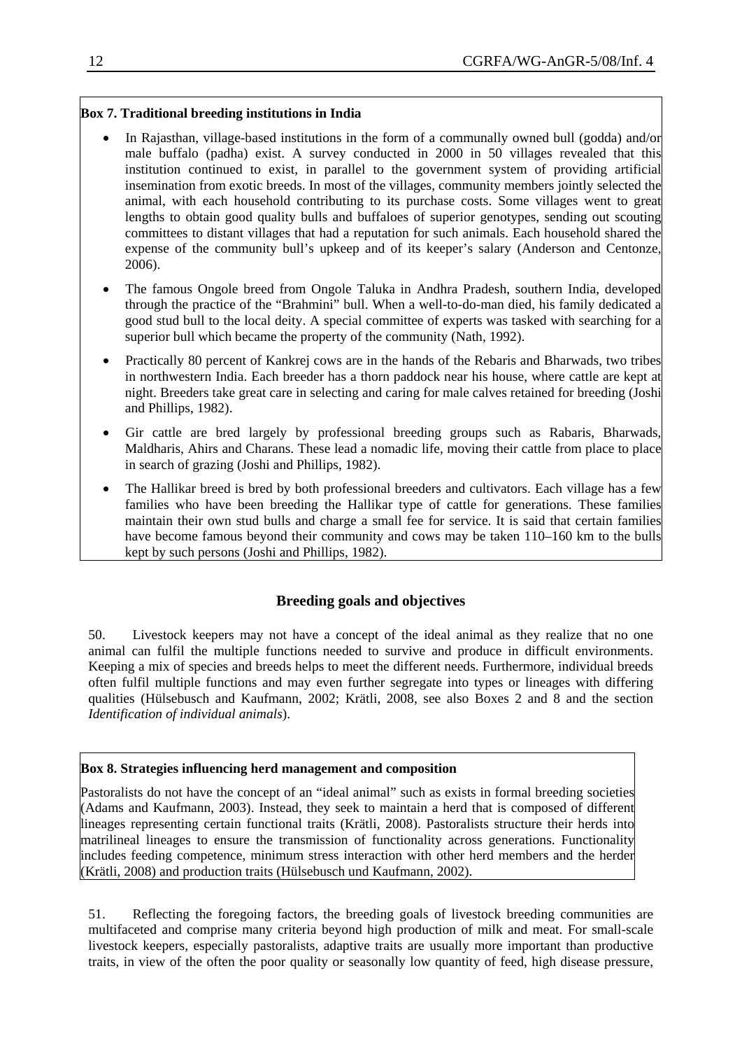**Box 7. Traditional breeding institutions in India**

- In Rajasthan, village-based institutions in the form of a communally owned bull (godda) and/or male buffalo (padha) exist. A survey conducted in 2000 in 50 villages revealed that this institution continued to exist, in parallel to the government system of providing artificial insemination from exotic breeds. In most of the villages, community members jointly selected the animal, with each household contributing to its purchase costs. Some villages went to great lengths to obtain good quality bulls and buffaloes of superior genotypes, sending out scouting committees to distant villages that had a reputation for such animals. Each household shared the expense of the community bull's upkeep and of its keeper's salary (Anderson and Centonze, 2006).
- The famous Ongole breed from Ongole Taluka in Andhra Pradesh, southern India, developed through the practice of the "Brahmini" bull. When a well-to-do-man died, his family dedicated a good stud bull to the local deity. A special committee of experts was tasked with searching for a superior bull which became the property of the community (Nath, 1992).
- Practically 80 percent of Kankrej cows are in the hands of the Rebaris and Bharwads, two tribes in northwestern India. Each breeder has a thorn paddock near his house, where cattle are kept at night. Breeders take great care in selecting and caring for male calves retained for breeding (Joshi and Phillips, 1982).
- Gir cattle are bred largely by professional breeding groups such as Rabaris, Bharwads, Maldharis, Ahirs and Charans. These lead a nomadic life, moving their cattle from place to place in search of grazing (Joshi and Phillips, 1982).
- The Hallikar breed is bred by both professional breeders and cultivators. Each village has a few families who have been breeding the Hallikar type of cattle for generations. These families maintain their own stud bulls and charge a small fee for service. It is said that certain families have become famous beyond their community and cows may be taken 110–160 km to the bulls kept by such persons (Joshi and Phillips, 1982).

## Breeding goals and objectives

50. Livestock keepers may not have a concept of the ideal animal as they realize that no one animal can fulfil the multiple functions needed to survive and produce in difficult environments. Keeping a mix of species and breeds helps to meet the different needs. Furthermore, individual breeds often fulfil multiple functions and may even further segregate into types or lineages with differing qualities (Hülsebusch and Kaufmann, 2002; Krätli, 2008, see also Boxes 2 and 8 and the section *Identification of individual animals*).

**Box 8. Strategies influencing herd management and composition**

Pastoralists do not have the concept of an "ideal animal" such as exists in formal breeding societies (Adams and Kaufmann, 2003). Instead, they seek to maintain a herd that is composed of different lineages representing certain functional traits (Krätli, 2008). Pastoralists structure their herds into matrilineal lineages to ensure the transmission of functionality across generations. Functionality includes feeding competence, minimum stress interaction with other herd members and the herder (Krätli, 2008) and production traits (Hülsebusch und Kaufmann, 2002).

51. Reflecting the foregoing factors, the breeding goals of livestock breeding communities are multifaceted and comprise many criteria beyond high production of milk and meat. For small-scale livestock keepers, especially pastoralists, adaptive traits are usually more important than productive traits, in view of the often the poor quality or seasonally low quantity of feed, high disease pressure,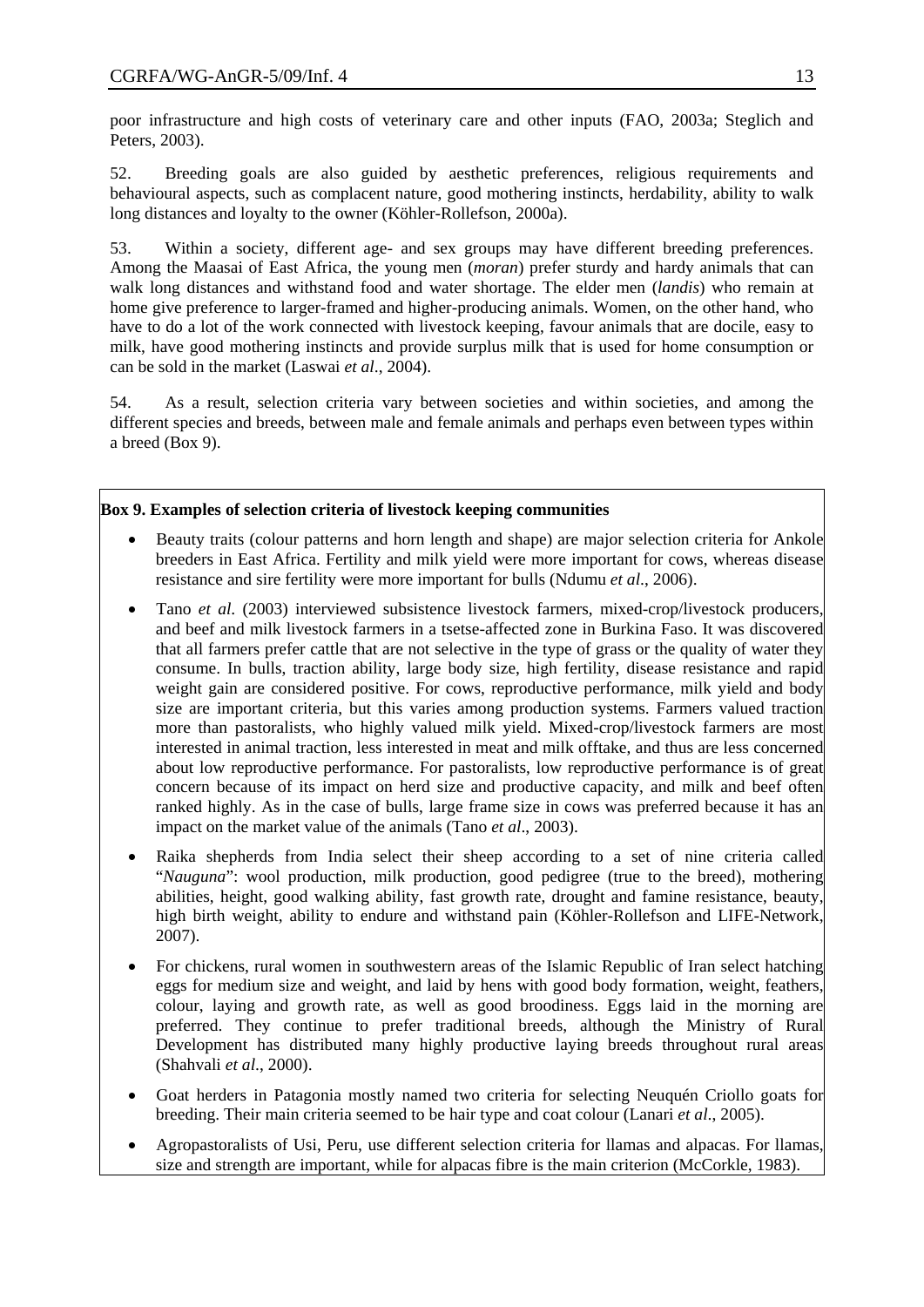poor infrastructure and high costs of veterinary care and other inputs (FAO, 2003a; Steglich and Peters, 2003).

52. Breeding goals are also guided by aesthetic preferences, religious requirements and behavioural aspects, such as complacent nature, good mothering instincts, herdability, ability to walk long distances and loyalty to the owner (Köhler-Rollefson, 2000a).

53. Within a society, different age- and sex groups may have different breeding preferences. Among the Maasai of East Africa, the young men (*moran*) prefer sturdy and hardy animals that can walk long distances and withstand food and water shortage. The elder men (*landis*) who remain at home give preference to larger-framed and higher-producing animals. Women, on the other hand, who have to do a lot of the work connected with livestock keeping, favour animals that are docile, easy to milk, have good mothering instincts and provide surplus milk that is used for home consumption or can be sold in the market (Laswai *et al*., 2004).

54. As a result, selection criteria vary between societies and within societies, and among the different species and breeds, between male and female animals and perhaps even between types within a breed (Box 9).

**Box 9. Examples of selection criteria of livestock keeping communities**

- Beauty traits (colour patterns and horn length and shape) are major selection criteria for Ankole breeders in East Africa. Fertility and milk yield were more important for cows, whereas disease resistance and sire fertility were more important for bulls (Ndumu *et al*., 2006).
- Tano *et al*. (2003) interviewed subsistence livestock farmers, mixed-crop/livestock producers, and beef and milk livestock farmers in a tsetse-affected zone in Burkina Faso. It was discovered that all farmers prefer cattle that are not selective in the type of grass or the quality of water they consume. In bulls, traction ability, large body size, high fertility, disease resistance and rapid weight gain are considered positive. For cows, reproductive performance, milk yield and body size are important criteria, but this varies among production systems. Farmers valued traction more than pastoralists, who highly valued milk yield. Mixed-crop/livestock farmers are most interested in animal traction, less interested in meat and milk offtake, and thus are less concerned about low reproductive performance. For pastoralists, low reproductive performance is of great concern because of its impact on herd size and productive capacity, and milk and beef often ranked highly. As in the case of bulls, large frame size in cows was preferred because it has an impact on the market value of the animals (Tano *et al*., 2003).
- Raika shepherds from India select their sheep according to a set of nine criteria called "*Nauguna*": wool production, milk production, good pedigree (true to the breed), mothering abilities, height, good walking ability, fast growth rate, drought and famine resistance, beauty, high birth weight, ability to endure and withstand pain (Köhler-Rollefson and LIFE-Network, 2007).
- For chickens, rural women in southwestern areas of the Islamic Republic of Iran select hatching eggs for medium size and weight, and laid by hens with good body formation, weight, feathers, colour, laying and growth rate, as well as good broodiness. Eggs laid in the morning are preferred. They continue to prefer traditional breeds, although the Ministry of Rural Development has distributed many highly productive laying breeds throughout rural areas (Shahvali *et al*., 2000).
- Goat herders in Patagonia mostly named two criteria for selecting Neuquén Criollo goats for breeding. Their main criteria seemed to be hair type and coat colour (Lanari *et al*., 2005).
- Agropastoralists of Usi, Peru, use different selection criteria for llamas and alpacas. For llamas, size and strength are important, while for alpacas fibre is the main criterion (McCorkle, 1983).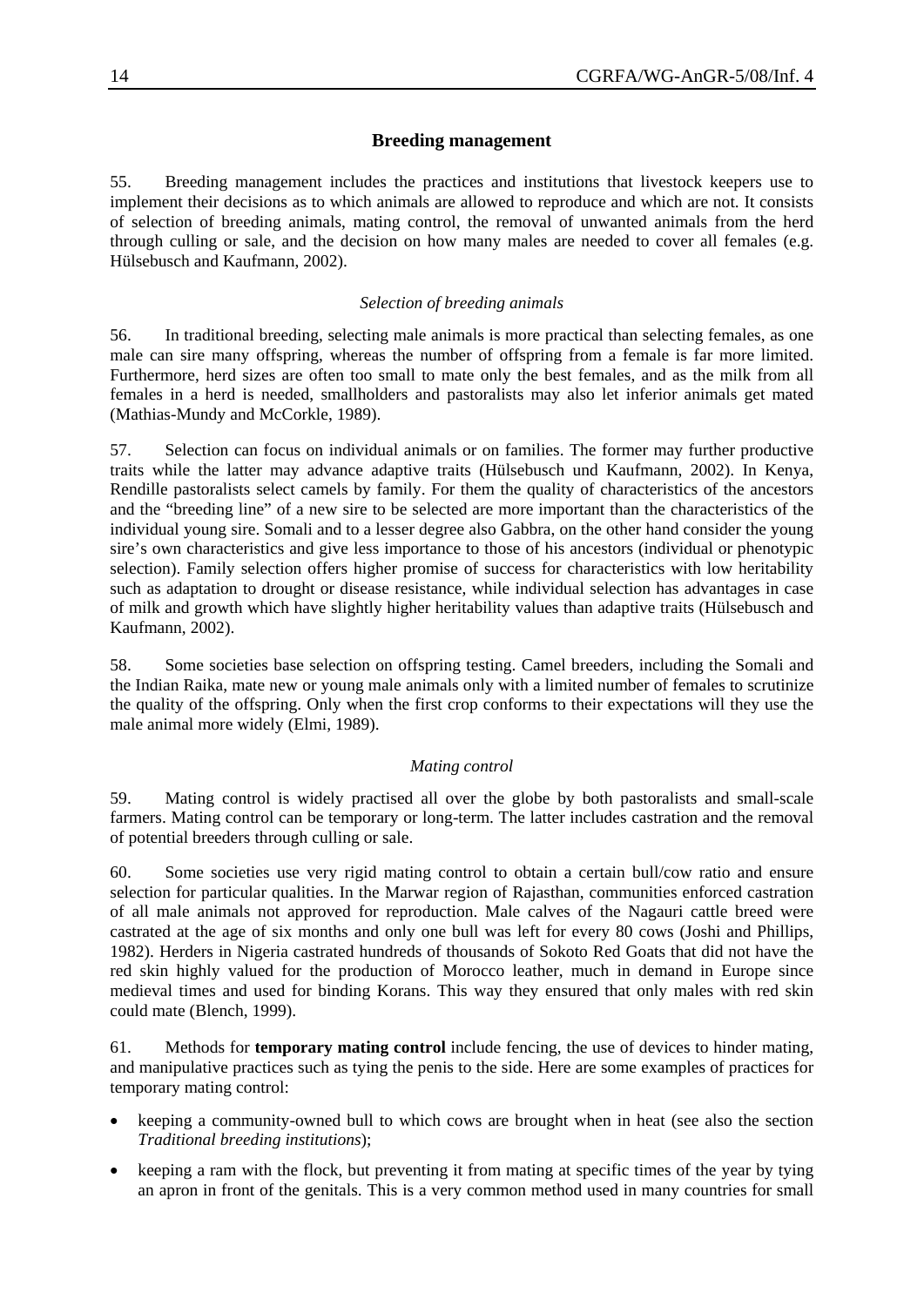## Breeding management

55. Breeding management includes the practices and institutions that livestock keepers use to implement their decisions as to which animals are allowed to reproduce and which are not. It consists of selection of breeding animals, mating control, the removal of unwanted animals from the herd through culling or sale, and the decision on how many males are needed to cover all females (e.g. Hülsebusch and Kaufmann, 2002).

### *Selection of breeding animals*

56. In traditional breeding, selecting male animals is more practical than selecting females, as one male can sire many offspring, whereas the number of offspring from a female is far more limited. Furthermore, herd sizes are often too small to mate only the best females, and as the milk from all females in a herd is needed, smallholders and pastoralists may also let inferior animals get mated (Mathias-Mundy and McCorkle, 1989).

57. Selection can focus on individual animals or on families. The former may further productive traits while the latter may advance adaptive traits (Hülsebusch und Kaufmann, 2002). In Kenya, Rendille pastoralists select camels by family. For them the quality of characteristics of the ancestors and the "breeding line" of a new sire to be selected are more important than the characteristics of the individual young sire. Somali and to a lesser degree also Gabbra, on the other hand consider the young sire's own characteristics and give less importance to those of his ancestors (individual or phenotypic selection). Family selection offers higher promise of success for characteristics with low heritability such as adaptation to drought or disease resistance, while individual selection has advantages in case of milk and growth which have slightly higher heritability values than adaptive traits (Hülsebusch and Kaufmann, 2002).

58. Some societies base selection on offspring testing. Camel breeders, including the Somali and the Indian Raika, mate new or young male animals only with a limited number of females to scrutinize the quality of the offspring. Only when the first crop conforms to their expectations will they use the male animal more widely (Elmi, 1989).

### *Mating control*

59. Mating control is widely practised all over the globe by both pastoralists and small-scale farmers. Mating control can be temporary or long-term. The latter includes castration and the removal of potential breeders through culling or sale.

60. Some societies use very rigid mating control to obtain a certain bull/cow ratio and ensure selection for particular qualities. In the Marwar region of Rajasthan, communities enforced castration of all male animals not approved for reproduction. Male calves of the Nagauri cattle breed were castrated at the age of six months and only one bull was left for every 80 cows (Joshi and Phillips, 1982). Herders in Nigeria castrated hundreds of thousands of Sokoto Red Goats that did not have the red skin highly valued for the production of Morocco leather, much in demand in Europe since medieval times and used for binding Korans. This way they ensured that only males with red skin could mate (Blench, 1999).

61. Methods for **temporary mating control** include fencing, the use of devices to hinder mating, and manipulative practices such as tying the penis to the side. Here are some examples of practices for temporary mating control:

- keeping a community-owned bull to which cows are brought when in heat (see also the section *Traditional breeding institutions*);
- keeping a ram with the flock, but preventing it from mating at specific times of the year by tying an apron in front of the genitals. This is a very common method used in many countries for small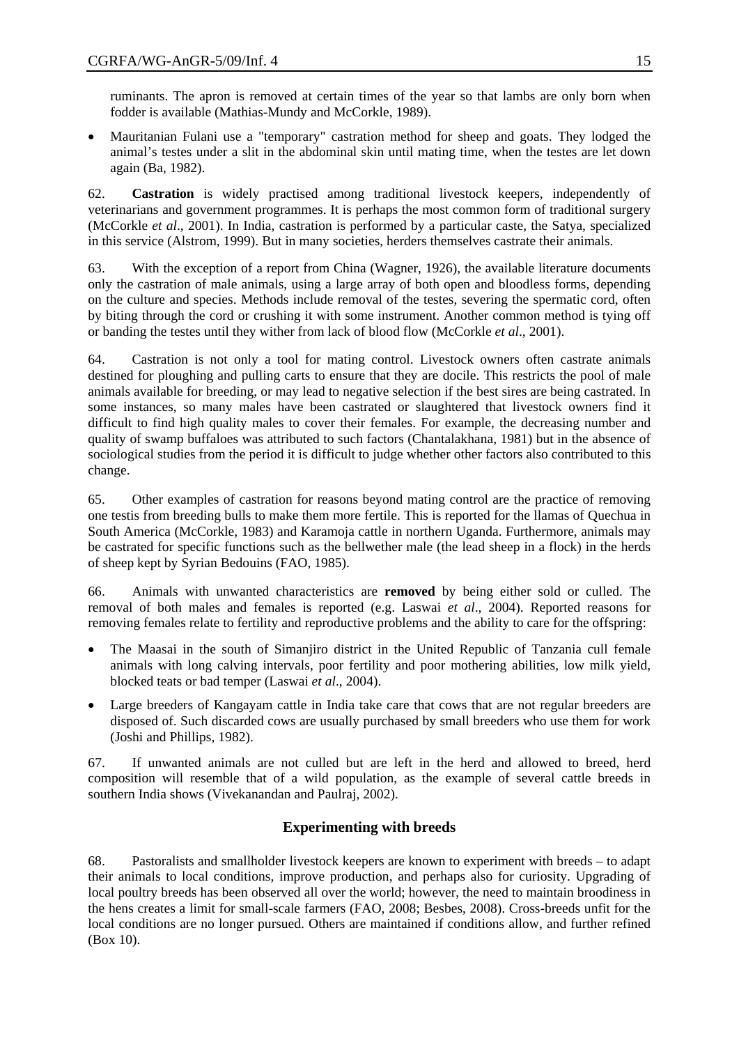ruminants. The apron is removed at certain times of the year so that lambs are only born when fodder is available (Mathias-Mundy and McCorkle, 1989).

- Mauritanian Fulani use a "temporary" castration method for sheep and goats. They lodged the animal's testes under a slit in the abdominal skin until mating time, when the testes are let down again (Ba, 1982).

62. **Castration** is widely practised among traditional livestock keepers, independently of veterinarians and government programmes. It is perhaps the most common form of traditional surgery (McCorkle *et al*., 2001). In India, castration is performed by a particular caste, the Satya, specialized in this service (Alstrom, 1999). But in many societies, herders themselves castrate their animals.

63. With the exception of a report from China (Wagner, 1926), the available literature documents only the castration of male animals, using a large array of both open and bloodless forms, depending on the culture and species. Methods include removal of the testes, severing the spermatic cord, often by biting through the cord or crushing it with some instrument. Another common method is tying off or banding the testes until they wither from lack of blood flow (McCorkle *et al*., 2001).

64. Castration is not only a tool for mating control. Livestock owners often castrate animals destined for ploughing and pulling carts to ensure that they are docile. This restricts the pool of male animals available for breeding, or may lead to negative selection if the best sires are being castrated. In some instances, so many males have been castrated or slaughtered that livestock owners find it difficult to find high quality males to cover their females. For example, the decreasing number and quality of swamp buffaloes was attributed to such factors (Chantalakhana, 1981) but in the absence of sociological studies from the period it is difficult to judge whether other factors also contributed to this change.

65. Other examples of castration for reasons beyond mating control are the practice of removing one testis from breeding bulls to make them more fertile. This is reported for the llamas of Quechua in South America (McCorkle, 1983) and Karamoja cattle in northern Uganda. Furthermore, animals may be castrated for specific functions such as the bellwether male (the lead sheep in a flock) in the herds of sheep kept by Syrian Bedouins (FAO, 1985).

66. Animals with unwanted characteristics are **removed** by being either sold or culled. The removal of both males and females is reported (e.g. Laswai *et al*., 2004). Reported reasons for removing females relate to fertility and reproductive problems and the ability to care for the offspring:

- The Maasai in the south of Simanjiro district in the United Republic of Tanzania cull female animals with long calving intervals, poor fertility and poor mothering abilities, low milk yield, blocked teats or bad temper (Laswai *et al*., 2004).
- Large breeders of Kangayam cattle in India take care that cows that are not regular breeders are disposed of. Such discarded cows are usually purchased by small breeders who use them for work (Joshi and Phillips, 1982).

67. If unwanted animals are not culled but are left in the herd and allowed to breed, herd composition will resemble that of a wild population, as the example of several cattle breeds in southern India shows (Vivekanandan and Paulraj, 2002).

## Experimenting with breeds

68. Pastoralists and smallholder livestock keepers are known to experiment with breeds – to adapt their animals to local conditions, improve production, and perhaps also for curiosity. Upgrading of local poultry breeds has been observed all over the world; however, the need to maintain broodiness in the hens creates a limit for small-scale farmers (FAO, 2008; Besbes, 2008). Cross-breeds unfit for the local conditions are no longer pursued. Others are maintained if conditions allow, and further refined (Box 10).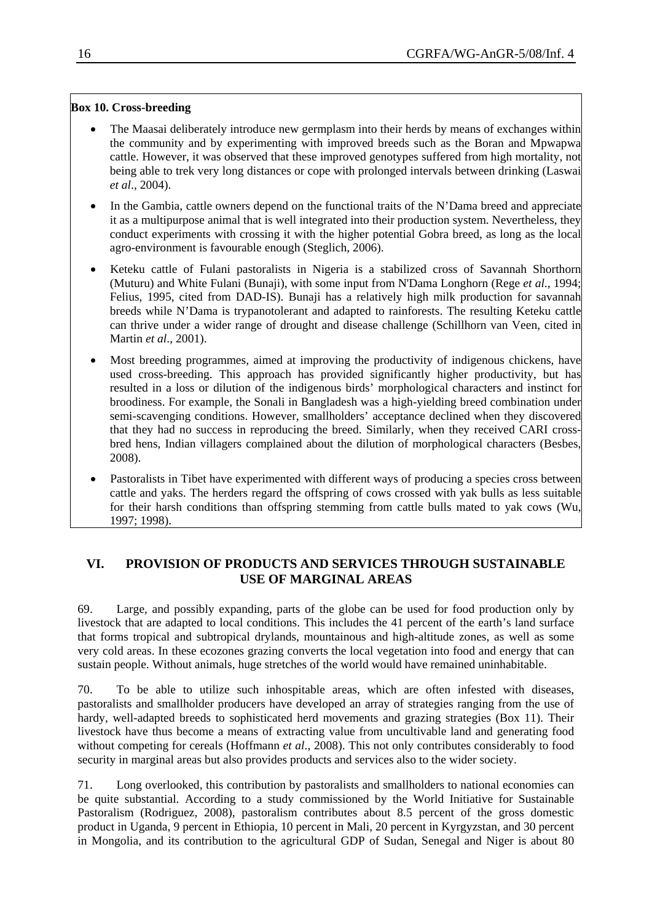**Box 10. Cross-breeding**

- The Maasai deliberately introduce new germplasm into their herds by means of exchanges within the community and by experimenting with improved breeds such as the Boran and Mpwapwa cattle. However, it was observed that these improved genotypes suffered from high mortality, not being able to trek very long distances or cope with prolonged intervals between drinking (Laswai *et al*., 2004).
- In the Gambia, cattle owners depend on the functional traits of the N'Dama breed and appreciate it as a multipurpose animal that is well integrated into their production system. Nevertheless, they conduct experiments with crossing it with the higher potential Gobra breed, as long as the local agro-environment is favourable enough (Steglich, 2006).
- Keteku cattle of Fulani pastoralists in Nigeria is a stabilized cross of Savannah Shorthorn (Muturu) and White Fulani (Bunaji), with some input from N'Dama Longhorn (Rege *et al*., 1994; Felius, 1995, cited from DAD-IS). Bunaji has a relatively high milk production for savannah breeds while N'Dama is trypanotolerant and adapted to rainforests. The resulting Keteku cattle can thrive under a wider range of drought and disease challenge (Schillhorn van Veen, cited in Martin *et al*., 2001).
- Most breeding programmes, aimed at improving the productivity of indigenous chickens, have used cross-breeding. This approach has provided significantly higher productivity, but has resulted in a loss or dilution of the indigenous birds' morphological characters and instinct for broodiness. For example, the Sonali in Bangladesh was a high-yielding breed combination under semi-scavenging conditions. However, smallholders' acceptance declined when they discovered that they had no success in reproducing the breed. Similarly, when they received CARI cross-bred hens, Indian villagers complained about the dilution of morphological characters (Besbes, 2008).
- Pastoralists in Tibet have experimented with different ways of producing a species cross between cattle and yaks. The herders regard the offspring of cows crossed with yak bulls as less suitable for their harsh conditions than offspring stemming from cattle bulls mated to yak cows (Wu, 1997; 1998).

## VI. PROVISION OF PRODUCTS AND SERVICES THROUGH SUSTAINABLE USE OF MARGINAL AREAS

69. Large, and possibly expanding, parts of the globe can be used for food production only by livestock that are adapted to local conditions. This includes the 41 percent of the earth's land surface that forms tropical and subtropical drylands, mountainous and high-altitude zones, as well as some very cold areas. In these ecozones grazing converts the local vegetation into food and energy that can sustain people. Without animals, huge stretches of the world would have remained uninhabitable.

70. To be able to utilize such inhospitable areas, which are often infested with diseases, pastoralists and smallholder producers have developed an array of strategies ranging from the use of hardy, well-adapted breeds to sophisticated herd movements and grazing strategies (Box 11). Their livestock have thus become a means of extracting value from uncultivable land and generating food without competing for cereals (Hoffmann *et al*., 2008). This not only contributes considerably to food security in marginal areas but also provides products and services also to the wider society.

71. Long overlooked, this contribution by pastoralists and smallholders to national economies can be quite substantial. According to a study commissioned by the World Initiative for Sustainable Pastoralism (Rodriguez, 2008), pastoralism contributes about 8.5 percent of the gross domestic product in Uganda, 9 percent in Ethiopia, 10 percent in Mali, 20 percent in Kyrgyzstan, and 30 percent in Mongolia, and its contribution to the agricultural GDP of Sudan, Senegal and Niger is about 80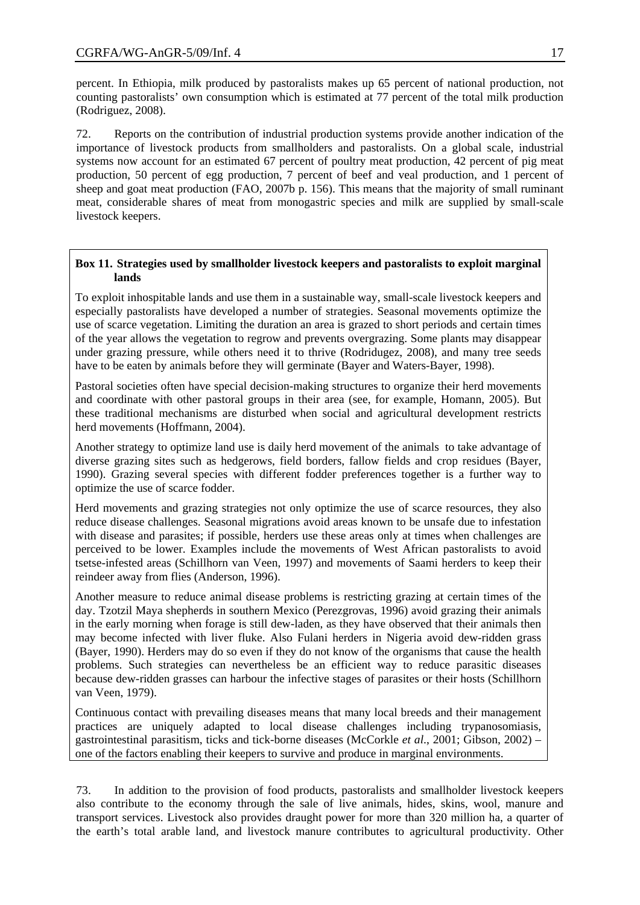percent. In Ethiopia, milk produced by pastoralists makes up 65 percent of national production, not counting pastoralists' own consumption which is estimated at 77 percent of the total milk production (Rodriguez, 2008).

72. Reports on the contribution of industrial production systems provide another indication of the importance of livestock products from smallholders and pastoralists. On a global scale, industrial systems now account for an estimated 67 percent of poultry meat production, 42 percent of pig meat production, 50 percent of egg production, 7 percent of beef and veal production, and 1 percent of sheep and goat meat production (FAO, 2007b p. 156). This means that the majority of small ruminant meat, considerable shares of meat from monogastric species and milk are supplied by small-scale livestock keepers.

**Box 11. Strategies used by smallholder livestock keepers and pastoralists to exploit marginal lands**

To exploit inhospitable lands and use them in a sustainable way, small-scale livestock keepers and especially pastoralists have developed a number of strategies. Seasonal movements optimize the use of scarce vegetation. Limiting the duration an area is grazed to short periods and certain times of the year allows the vegetation to regrow and prevents overgrazing. Some plants may disappear under grazing pressure, while others need it to thrive (Rodridugez, 2008), and many tree seeds have to be eaten by animals before they will germinate (Bayer and Waters-Bayer, 1998).

Pastoral societies often have special decision-making structures to organize their herd movements and coordinate with other pastoral groups in their area (see, for example, Homann, 2005). But these traditional mechanisms are disturbed when social and agricultural development restricts herd movements (Hoffmann, 2004).

Another strategy to optimize land use is daily herd movement of the animals to take advantage of diverse grazing sites such as hedgerows, field borders, fallow fields and crop residues (Bayer, 1990). Grazing several species with different fodder preferences together is a further way to optimize the use of scarce fodder.

Herd movements and grazing strategies not only optimize the use of scarce resources, they also reduce disease challenges. Seasonal migrations avoid areas known to be unsafe due to infestation with disease and parasites; if possible, herders use these areas only at times when challenges are perceived to be lower. Examples include the movements of West African pastoralists to avoid tsetse-infested areas (Schillhorn van Veen, 1997) and movements of Saami herders to keep their reindeer away from flies (Anderson, 1996).

Another measure to reduce animal disease problems is restricting grazing at certain times of the day. Tzotzil Maya shepherds in southern Mexico (Perezgrovas, 1996) avoid grazing their animals in the early morning when forage is still dew-laden, as they have observed that their animals then may become infected with liver fluke. Also Fulani herders in Nigeria avoid dew-ridden grass (Bayer, 1990). Herders may do so even if they do not know of the organisms that cause the health problems. Such strategies can nevertheless be an efficient way to reduce parasitic diseases because dew-ridden grasses can harbour the infective stages of parasites or their hosts (Schillhorn van Veen, 1979).

Continuous contact with prevailing diseases means that many local breeds and their management practices are uniquely adapted to local disease challenges including trypanosomiasis, gastrointestinal parasitism, ticks and tick-borne diseases (McCorkle *et al.*, 2001; Gibson, 2002) – one of the factors enabling their keepers to survive and produce in marginal environments.

73. In addition to the provision of food products, pastoralists and smallholder livestock keepers also contribute to the economy through the sale of live animals, hides, skins, wool, manure and transport services. Livestock also provides draught power for more than 320 million ha, a quarter of the earth's total arable land, and livestock manure contributes to agricultural productivity. Other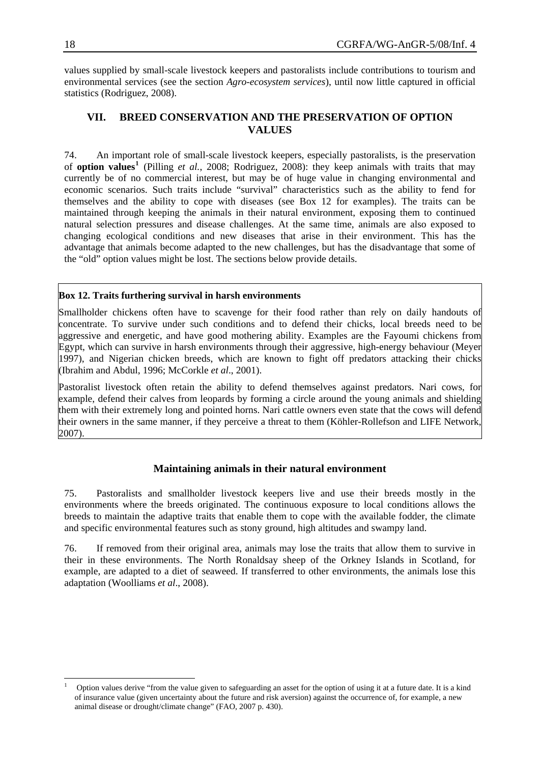values supplied by small-scale livestock keepers and pastoralists include contributions to tourism and environmental services (see the section *Agro-ecosystem services*), until now little captured in official statistics (Rodriguez, 2008).

## VII. BREED CONSERVATION AND THE PRESERVATION OF OPTION VALUES

74. An important role of small-scale livestock keepers, especially pastoralists, is the preservation of **option values**[1] (Pilling *et al.*, 2008; Rodriguez, 2008): they keep animals with traits that may currently be of no commercial interest, but may be of huge value in changing environmental and economic scenarios. Such traits include "survival" characteristics such as the ability to fend for themselves and the ability to cope with diseases (see Box 12 for examples). The traits can be maintained through keeping the animals in their natural environment, exposing them to continued natural selection pressures and disease challenges. At the same time, animals are also exposed to changing ecological conditions and new diseases that arise in their environment. This has the advantage that animals become adapted to the new challenges, but has the disadvantage that some of the "old" option values might be lost. The sections below provide details.

**Box 12. Traits furthering survival in harsh environments**

Smallholder chickens often have to scavenge for their food rather than rely on daily handouts of concentrate. To survive under such conditions and to defend their chicks, local breeds need to be aggressive and energetic, and have good mothering ability. Examples are the Fayoumi chickens from Egypt, which can survive in harsh environments through their aggressive, high-energy behaviour (Meyer 1997), and Nigerian chicken breeds, which are known to fight off predators attacking their chicks (Ibrahim and Abdul, 1996; McCorkle *et al*., 2001).

Pastoralist livestock often retain the ability to defend themselves against predators. Nari cows, for example, defend their calves from leopards by forming a circle around the young animals and shielding them with their extremely long and pointed horns. Nari cattle owners even state that the cows will defend their owners in the same manner, if they perceive a threat to them (Köhler-Rollefson and LIFE Network, 2007).

### Maintaining animals in their natural environment

75. Pastoralists and smallholder livestock keepers live and use their breeds mostly in the environments where the breeds originated. The continuous exposure to local conditions allows the breeds to maintain the adaptive traits that enable them to cope with the available fodder, the climate and specific environmental features such as stony ground, high altitudes and swampy land.

76. If removed from their original area, animals may lose the traits that allow them to survive in their in these environments. The North Ronaldsay sheep of the Orkney Islands in Scotland, for example, are adapted to a diet of seaweed. If transferred to other environments, the animals lose this adaptation (Woolliams *et al*., 2008).

---

[1] Option values derive "from the value given to safeguarding an asset for the option of using it at a future date. It is a kind of insurance value (given uncertainty about the future and risk aversion) against the occurrence of, for example, a new animal disease or drought/climate change" (FAO, 2007 p. 430).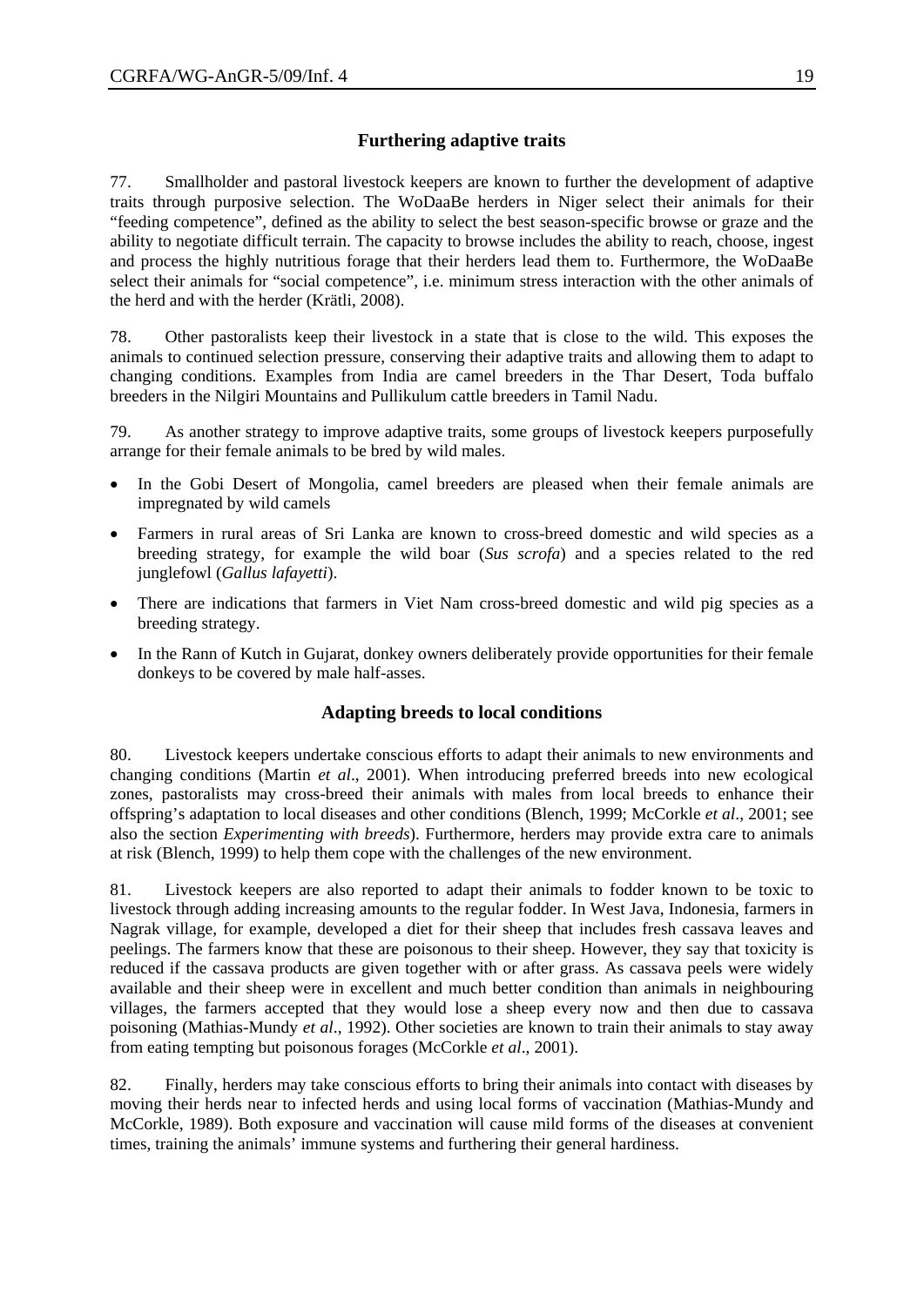### Furthering adaptive traits

77. Smallholder and pastoral livestock keepers are known to further the development of adaptive traits through purposive selection. The WoDaaBe herders in Niger select their animals for their "feeding competence", defined as the ability to select the best season-specific browse or graze and the ability to negotiate difficult terrain. The capacity to browse includes the ability to reach, choose, ingest and process the highly nutritious forage that their herders lead them to. Furthermore, the WoDaaBe select their animals for "social competence", i.e. minimum stress interaction with the other animals of the herd and with the herder (Krätli, 2008).

78. Other pastoralists keep their livestock in a state that is close to the wild. This exposes the animals to continued selection pressure, conserving their adaptive traits and allowing them to adapt to changing conditions. Examples from India are camel breeders in the Thar Desert, Toda buffalo breeders in the Nilgiri Mountains and Pullikulum cattle breeders in Tamil Nadu.

79. As another strategy to improve adaptive traits, some groups of livestock keepers purposefully arrange for their female animals to be bred by wild males.

- In the Gobi Desert of Mongolia, camel breeders are pleased when their female animals are impregnated by wild camels
- Farmers in rural areas of Sri Lanka are known to cross-breed domestic and wild species as a breeding strategy, for example the wild boar (*Sus scrofa*) and a species related to the red junglefowl (*Gallus lafayetti*).
- There are indications that farmers in Viet Nam cross-breed domestic and wild pig species as a breeding strategy.
- In the Rann of Kutch in Gujarat, donkey owners deliberately provide opportunities for their female donkeys to be covered by male half-asses.

### Adapting breeds to local conditions

80. Livestock keepers undertake conscious efforts to adapt their animals to new environments and changing conditions (Martin *et al*., 2001). When introducing preferred breeds into new ecological zones, pastoralists may cross-breed their animals with males from local breeds to enhance their offspring's adaptation to local diseases and other conditions (Blench, 1999; McCorkle *et al*., 2001; see also the section *Experimenting with breeds*). Furthermore, herders may provide extra care to animals at risk (Blench, 1999) to help them cope with the challenges of the new environment.

81. Livestock keepers are also reported to adapt their animals to fodder known to be toxic to livestock through adding increasing amounts to the regular fodder. In West Java, Indonesia, farmers in Nagrak village, for example, developed a diet for their sheep that includes fresh cassava leaves and peelings. The farmers know that these are poisonous to their sheep. However, they say that toxicity is reduced if the cassava products are given together with or after grass. As cassava peels were widely available and their sheep were in excellent and much better condition than animals in neighbouring villages, the farmers accepted that they would lose a sheep every now and then due to cassava poisoning (Mathias-Mundy *et al*., 1992). Other societies are known to train their animals to stay away from eating tempting but poisonous forages (McCorkle *et al*., 2001).

82. Finally, herders may take conscious efforts to bring their animals into contact with diseases by moving their herds near to infected herds and using local forms of vaccination (Mathias-Mundy and McCorkle, 1989). Both exposure and vaccination will cause mild forms of the diseases at convenient times, training the animals' immune systems and furthering their general hardiness.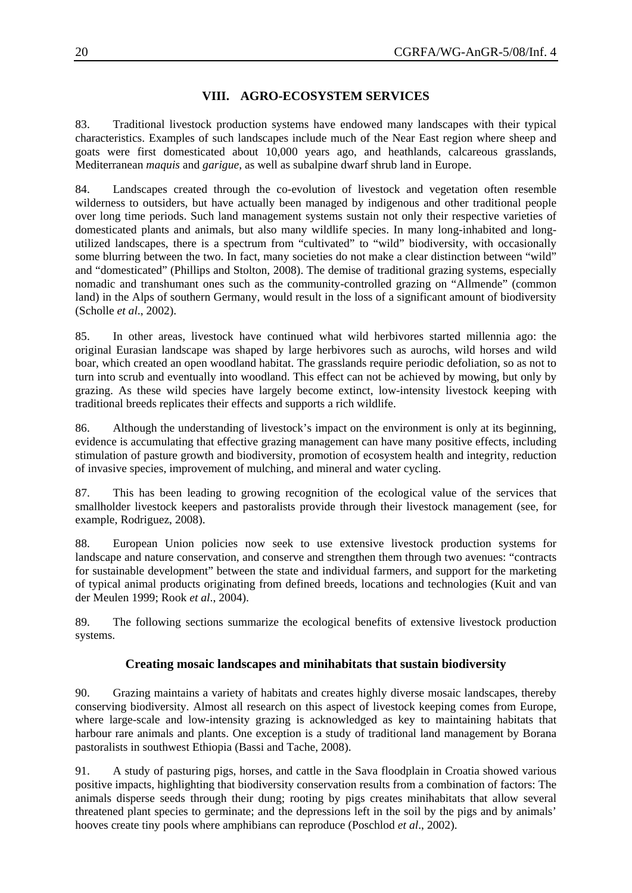## VIII. AGRO-ECOSYSTEM SERVICES

83. Traditional livestock production systems have endowed many landscapes with their typical characteristics. Examples of such landscapes include much of the Near East region where sheep and goats were first domesticated about 10,000 years ago, and heathlands, calcareous grasslands, Mediterranean *maquis* and *garigue*, as well as subalpine dwarf shrub land in Europe.

84. Landscapes created through the co-evolution of livestock and vegetation often resemble wilderness to outsiders, but have actually been managed by indigenous and other traditional people over long time periods. Such land management systems sustain not only their respective varieties of domesticated plants and animals, but also many wildlife species. In many long-inhabited and long-utilized landscapes, there is a spectrum from "cultivated" to "wild" biodiversity, with occasionally some blurring between the two. In fact, many societies do not make a clear distinction between "wild" and "domesticated" (Phillips and Stolton, 2008). The demise of traditional grazing systems, especially nomadic and transhumant ones such as the community-controlled grazing on "Allmende" (common land) in the Alps of southern Germany, would result in the loss of a significant amount of biodiversity (Scholle *et al*., 2002).

85. In other areas, livestock have continued what wild herbivores started millennia ago: the original Eurasian landscape was shaped by large herbivores such as aurochs, wild horses and wild boar, which created an open woodland habitat. The grasslands require periodic defoliation, so as not to turn into scrub and eventually into woodland. This effect can not be achieved by mowing, but only by grazing. As these wild species have largely become extinct, low-intensity livestock keeping with traditional breeds replicates their effects and supports a rich wildlife.

86. Although the understanding of livestock's impact on the environment is only at its beginning, evidence is accumulating that effective grazing management can have many positive effects, including stimulation of pasture growth and biodiversity, promotion of ecosystem health and integrity, reduction of invasive species, improvement of mulching, and mineral and water cycling.

87. This has been leading to growing recognition of the ecological value of the services that smallholder livestock keepers and pastoralists provide through their livestock management (see, for example, Rodriguez, 2008).

88. European Union policies now seek to use extensive livestock production systems for landscape and nature conservation, and conserve and strengthen them through two avenues: "contracts for sustainable development" between the state and individual farmers, and support for the marketing of typical animal products originating from defined breeds, locations and technologies (Kuit and van der Meulen 1999; Rook *et al*., 2004).

89. The following sections summarize the ecological benefits of extensive livestock production systems.

### Creating mosaic landscapes and minihabitats that sustain biodiversity

90. Grazing maintains a variety of habitats and creates highly diverse mosaic landscapes, thereby conserving biodiversity. Almost all research on this aspect of livestock keeping comes from Europe, where large-scale and low-intensity grazing is acknowledged as key to maintaining habitats that harbour rare animals and plants. One exception is a study of traditional land management by Borana pastoralists in southwest Ethiopia (Bassi and Tache, 2008).

91. A study of pasturing pigs, horses, and cattle in the Sava floodplain in Croatia showed various positive impacts, highlighting that biodiversity conservation results from a combination of factors: The animals disperse seeds through their dung; rooting by pigs creates minihabitats that allow several threatened plant species to germinate; and the depressions left in the soil by the pigs and by animals' hooves create tiny pools where amphibians can reproduce (Poschlod *et al*., 2002).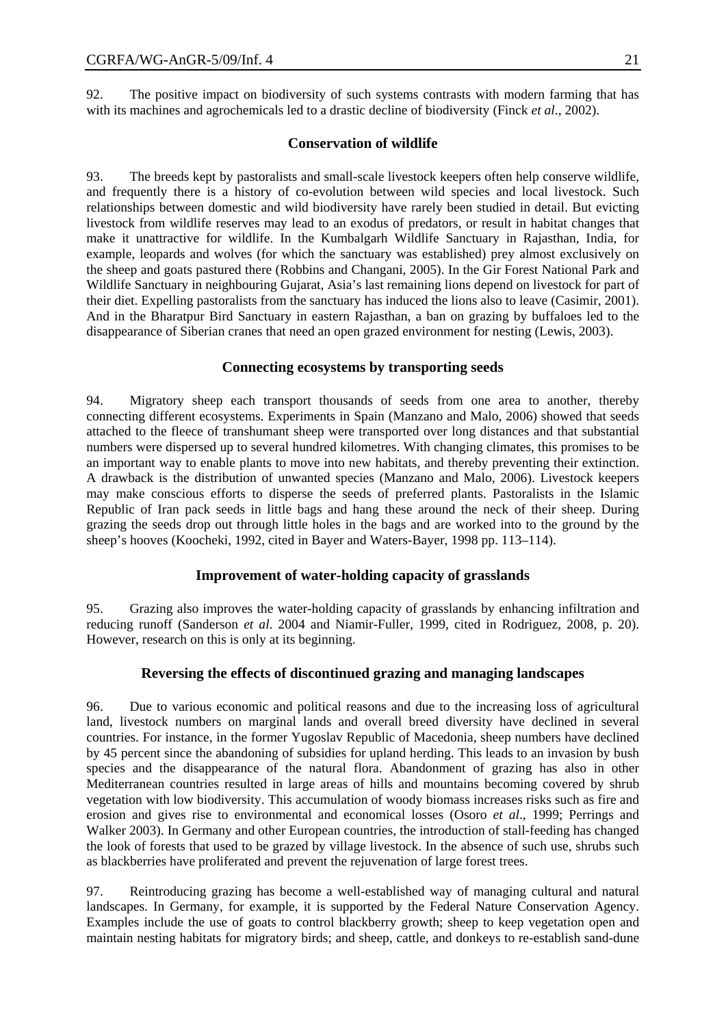92. The positive impact on biodiversity of such systems contrasts with modern farming that has with its machines and agrochemicals led to a drastic decline of biodiversity (Finck *et al*., 2002).

## Conservation of wildlife

93. The breeds kept by pastoralists and small-scale livestock keepers often help conserve wildlife, and frequently there is a history of co-evolution between wild species and local livestock. Such relationships between domestic and wild biodiversity have rarely been studied in detail. But evicting livestock from wildlife reserves may lead to an exodus of predators, or result in habitat changes that make it unattractive for wildlife. In the Kumbalgarh Wildlife Sanctuary in Rajasthan, India, for example, leopards and wolves (for which the sanctuary was established) prey almost exclusively on the sheep and goats pastured there (Robbins and Changani, 2005). In the Gir Forest National Park and Wildlife Sanctuary in neighbouring Gujarat, Asia's last remaining lions depend on livestock for part of their diet. Expelling pastoralists from the sanctuary has induced the lions also to leave (Casimir, 2001). And in the Bharatpur Bird Sanctuary in eastern Rajasthan, a ban on grazing by buffaloes led to the disappearance of Siberian cranes that need an open grazed environment for nesting (Lewis, 2003).

## Connecting ecosystems by transporting seeds

94. Migratory sheep each transport thousands of seeds from one area to another, thereby connecting different ecosystems. Experiments in Spain (Manzano and Malo, 2006) showed that seeds attached to the fleece of transhumant sheep were transported over long distances and that substantial numbers were dispersed up to several hundred kilometres. With changing climates, this promises to be an important way to enable plants to move into new habitats, and thereby preventing their extinction. A drawback is the distribution of unwanted species (Manzano and Malo, 2006). Livestock keepers may make conscious efforts to disperse the seeds of preferred plants. Pastoralists in the Islamic Republic of Iran pack seeds in little bags and hang these around the neck of their sheep. During grazing the seeds drop out through little holes in the bags and are worked into to the ground by the sheep's hooves (Koocheki, 1992, cited in Bayer and Waters-Bayer, 1998 pp. 113–114).

## Improvement of water-holding capacity of grasslands

95. Grazing also improves the water-holding capacity of grasslands by enhancing infiltration and reducing runoff (Sanderson *et al*. 2004 and Niamir-Fuller, 1999, cited in Rodriguez, 2008, p. 20). However, research on this is only at its beginning.

## Reversing the effects of discontinued grazing and managing landscapes

96. Due to various economic and political reasons and due to the increasing loss of agricultural land, livestock numbers on marginal lands and overall breed diversity have declined in several countries. For instance, in the former Yugoslav Republic of Macedonia, sheep numbers have declined by 45 percent since the abandoning of subsidies for upland herding. This leads to an invasion by bush species and the disappearance of the natural flora. Abandonment of grazing has also in other Mediterranean countries resulted in large areas of hills and mountains becoming covered by shrub vegetation with low biodiversity. This accumulation of woody biomass increases risks such as fire and erosion and gives rise to environmental and economical losses (Osoro *et al*., 1999; Perrings and Walker 2003). In Germany and other European countries, the introduction of stall-feeding has changed the look of forests that used to be grazed by village livestock. In the absence of such use, shrubs such as blackberries have proliferated and prevent the rejuvenation of large forest trees.

97. Reintroducing grazing has become a well-established way of managing cultural and natural landscapes. In Germany, for example, it is supported by the Federal Nature Conservation Agency. Examples include the use of goats to control blackberry growth; sheep to keep vegetation open and maintain nesting habitats for migratory birds; and sheep, cattle, and donkeys to re-establish sand-dune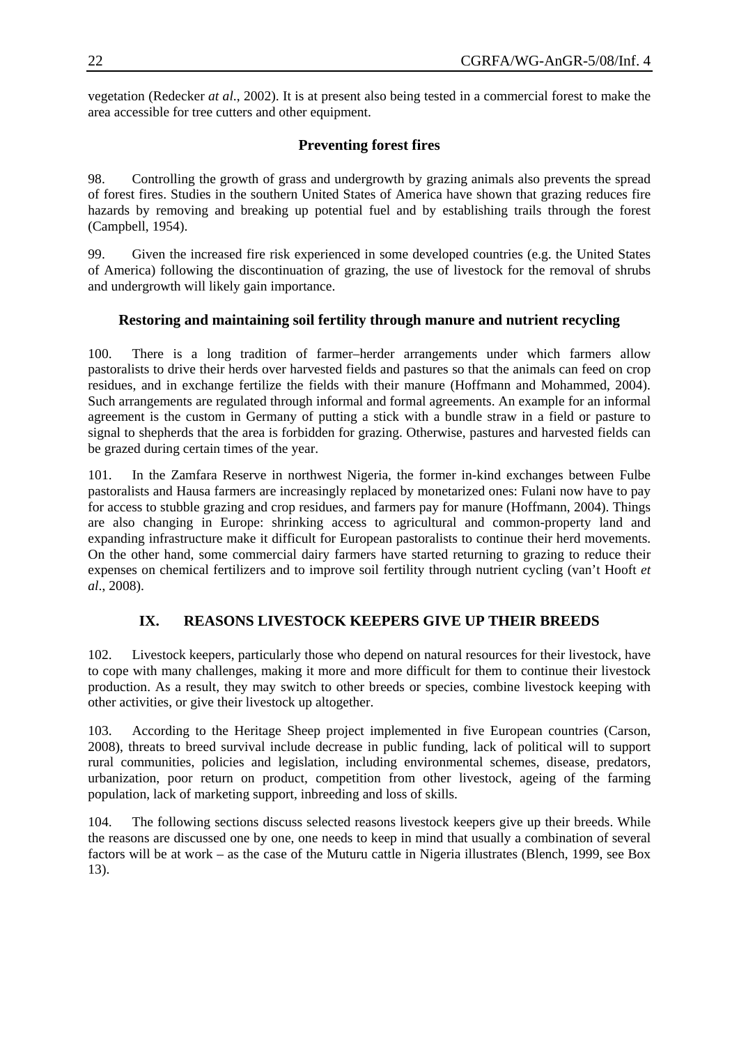vegetation (Redecker *at al*., 2002). It is at present also being tested in a commercial forest to make the area accessible for tree cutters and other equipment.

### Preventing forest fires

98. Controlling the growth of grass and undergrowth by grazing animals also prevents the spread of forest fires. Studies in the southern United States of America have shown that grazing reduces fire hazards by removing and breaking up potential fuel and by establishing trails through the forest (Campbell, 1954).

99. Given the increased fire risk experienced in some developed countries (e.g. the United States of America) following the discontinuation of grazing, the use of livestock for the removal of shrubs and undergrowth will likely gain importance.

### Restoring and maintaining soil fertility through manure and nutrient recycling

100. There is a long tradition of farmer–herder arrangements under which farmers allow pastoralists to drive their herds over harvested fields and pastures so that the animals can feed on crop residues, and in exchange fertilize the fields with their manure (Hoffmann and Mohammed, 2004). Such arrangements are regulated through informal and formal agreements. An example for an informal agreement is the custom in Germany of putting a stick with a bundle straw in a field or pasture to signal to shepherds that the area is forbidden for grazing. Otherwise, pastures and harvested fields can be grazed during certain times of the year.

101. In the Zamfara Reserve in northwest Nigeria, the former in-kind exchanges between Fulbe pastoralists and Hausa farmers are increasingly replaced by monetarized ones: Fulani now have to pay for access to stubble grazing and crop residues, and farmers pay for manure (Hoffmann, 2004). Things are also changing in Europe: shrinking access to agricultural and common-property land and expanding infrastructure make it difficult for European pastoralists to continue their herd movements. On the other hand, some commercial dairy farmers have started returning to grazing to reduce their expenses on chemical fertilizers and to improve soil fertility through nutrient cycling (van't Hooft *et al*., 2008).

## IX. REASONS LIVESTOCK KEEPERS GIVE UP THEIR BREEDS

102. Livestock keepers, particularly those who depend on natural resources for their livestock, have to cope with many challenges, making it more and more difficult for them to continue their livestock production. As a result, they may switch to other breeds or species, combine livestock keeping with other activities, or give their livestock up altogether.

103. According to the Heritage Sheep project implemented in five European countries (Carson, 2008), threats to breed survival include decrease in public funding, lack of political will to support rural communities, policies and legislation, including environmental schemes, disease, predators, urbanization, poor return on product, competition from other livestock, ageing of the farming population, lack of marketing support, inbreeding and loss of skills.

104. The following sections discuss selected reasons livestock keepers give up their breeds. While the reasons are discussed one by one, one needs to keep in mind that usually a combination of several factors will be at work – as the case of the Muturu cattle in Nigeria illustrates (Blench, 1999, see Box 13).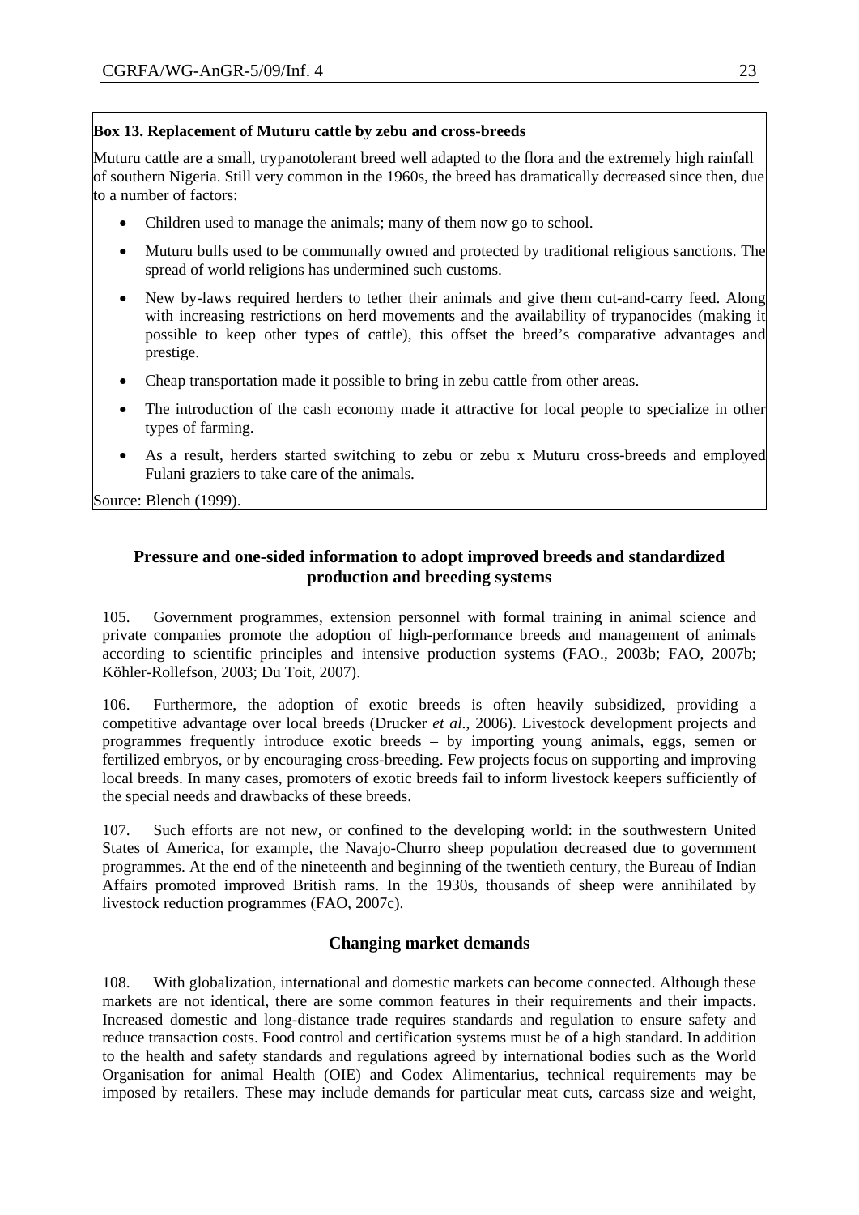**Box 13. Replacement of Muturu cattle by zebu and cross-breeds**

Muturu cattle are a small, trypanotolerant breed well adapted to the flora and the extremely high rainfall of southern Nigeria. Still very common in the 1960s, the breed has dramatically decreased since then, due to a number of factors:

- Children used to manage the animals; many of them now go to school.
- Muturu bulls used to be communally owned and protected by traditional religious sanctions. The spread of world religions has undermined such customs.
- New by-laws required herders to tether their animals and give them cut-and-carry feed. Along with increasing restrictions on herd movements and the availability of trypanocides (making it possible to keep other types of cattle), this offset the breed's comparative advantages and prestige.
- Cheap transportation made it possible to bring in zebu cattle from other areas.
- The introduction of the cash economy made it attractive for local people to specialize in other types of farming.
- As a result, herders started switching to zebu or zebu x Muturu cross-breeds and employed Fulani graziers to take care of the animals.

Source: Blench (1999).

### Pressure and one-sided information to adopt improved breeds and standardized production and breeding systems

105. Government programmes, extension personnel with formal training in animal science and private companies promote the adoption of high-performance breeds and management of animals according to scientific principles and intensive production systems (FAO., 2003b; FAO, 2007b; Köhler-Rollefson, 2003; Du Toit, 2007).

106. Furthermore, the adoption of exotic breeds is often heavily subsidized, providing a competitive advantage over local breeds (Drucker *et al*., 2006). Livestock development projects and programmes frequently introduce exotic breeds – by importing young animals, eggs, semen or fertilized embryos, or by encouraging cross-breeding. Few projects focus on supporting and improving local breeds. In many cases, promoters of exotic breeds fail to inform livestock keepers sufficiently of the special needs and drawbacks of these breeds.

107. Such efforts are not new, or confined to the developing world: in the southwestern United States of America, for example, the Navajo-Churro sheep population decreased due to government programmes. At the end of the nineteenth and beginning of the twentieth century, the Bureau of Indian Affairs promoted improved British rams. In the 1930s, thousands of sheep were annihilated by livestock reduction programmes (FAO, 2007c).

### Changing market demands

108. With globalization, international and domestic markets can become connected. Although these markets are not identical, there are some common features in their requirements and their impacts. Increased domestic and long-distance trade requires standards and regulation to ensure safety and reduce transaction costs. Food control and certification systems must be of a high standard. In addition to the health and safety standards and regulations agreed by international bodies such as the World Organisation for animal Health (OIE) and Codex Alimentarius, technical requirements may be imposed by retailers. These may include demands for particular meat cuts, carcass size and weight,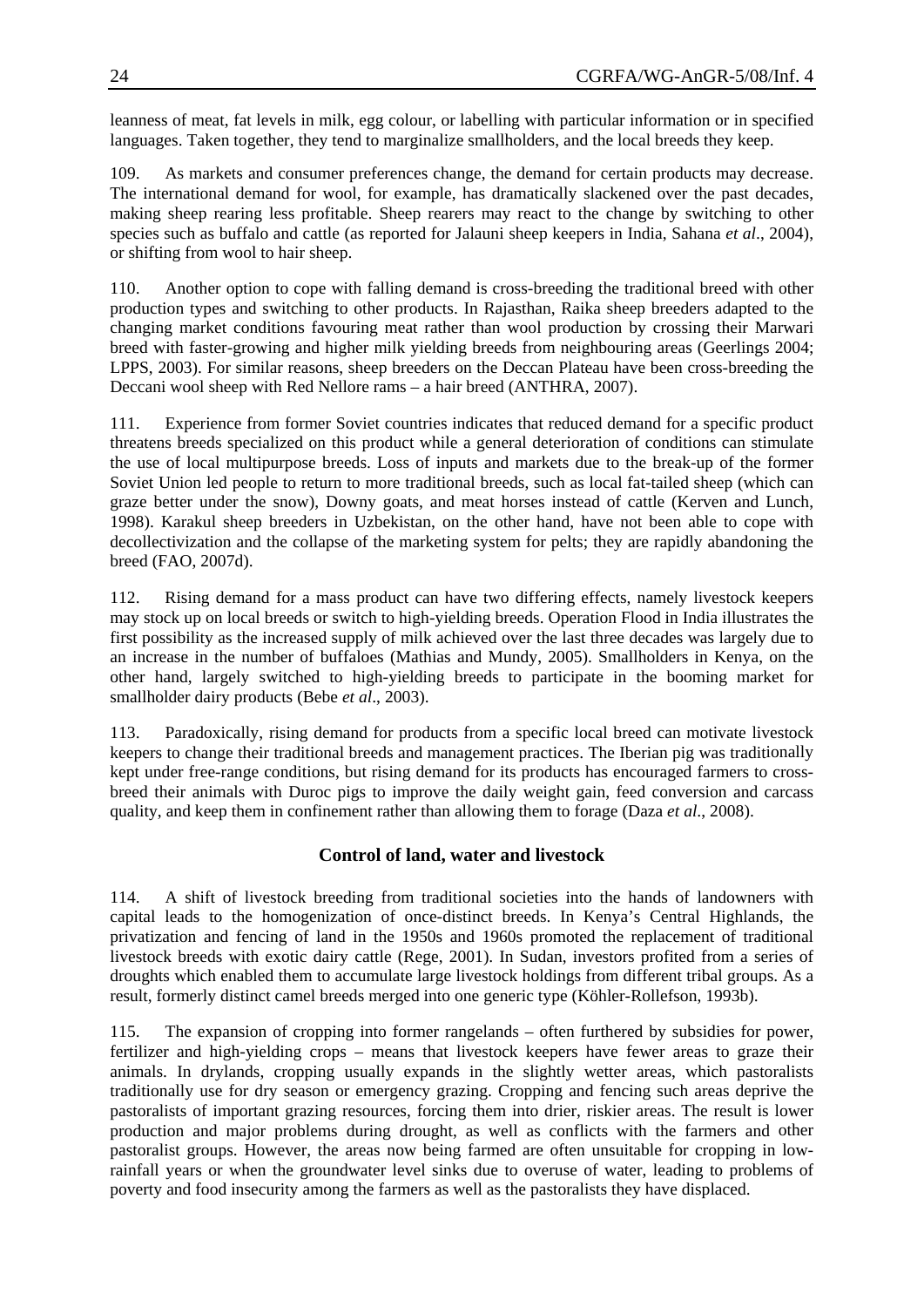leanness of meat, fat levels in milk, egg colour, or labelling with particular information or in specified languages. Taken together, they tend to marginalize smallholders, and the local breeds they keep.

109. As markets and consumer preferences change, the demand for certain products may decrease. The international demand for wool, for example, has dramatically slackened over the past decades, making sheep rearing less profitable. Sheep rearers may react to the change by switching to other species such as buffalo and cattle (as reported for Jalauni sheep keepers in India, Sahana *et al*., 2004), or shifting from wool to hair sheep.

110. Another option to cope with falling demand is cross-breeding the traditional breed with other production types and switching to other products. In Rajasthan, Raika sheep breeders adapted to the changing market conditions favouring meat rather than wool production by crossing their Marwari breed with faster-growing and higher milk yielding breeds from neighbouring areas (Geerlings 2004; LPPS, 2003). For similar reasons, sheep breeders on the Deccan Plateau have been cross-breeding the Deccani wool sheep with Red Nellore rams – a hair breed (ANTHRA, 2007).

111. Experience from former Soviet countries indicates that reduced demand for a specific product threatens breeds specialized on this product while a general deterioration of conditions can stimulate the use of local multipurpose breeds. Loss of inputs and markets due to the break-up of the former Soviet Union led people to return to more traditional breeds, such as local fat-tailed sheep (which can graze better under the snow), Downy goats, and meat horses instead of cattle (Kerven and Lunch, 1998). Karakul sheep breeders in Uzbekistan, on the other hand, have not been able to cope with decollectivization and the collapse of the marketing system for pelts; they are rapidly abandoning the breed (FAO, 2007d).

112. Rising demand for a mass product can have two differing effects, namely livestock keepers may stock up on local breeds or switch to high-yielding breeds. Operation Flood in India illustrates the first possibility as the increased supply of milk achieved over the last three decades was largely due to an increase in the number of buffaloes (Mathias and Mundy, 2005). Smallholders in Kenya, on the other hand, largely switched to high-yielding breeds to participate in the booming market for smallholder dairy products (Bebe *et al*., 2003).

113. Paradoxically, rising demand for products from a specific local breed can motivate livestock keepers to change their traditional breeds and management practices. The Iberian pig was traditionally kept under free-range conditions, but rising demand for its products has encouraged farmers to cross-breed their animals with Duroc pigs to improve the daily weight gain, feed conversion and carcass quality, and keep them in confinement rather than allowing them to forage (Daza *et al*., 2008).

### Control of land, water and livestock

114. A shift of livestock breeding from traditional societies into the hands of landowners with capital leads to the homogenization of once-distinct breeds. In Kenya's Central Highlands, the privatization and fencing of land in the 1950s and 1960s promoted the replacement of traditional livestock breeds with exotic dairy cattle (Rege, 2001). In Sudan, investors profited from a series of droughts which enabled them to accumulate large livestock holdings from different tribal groups. As a result, formerly distinct camel breeds merged into one generic type (Köhler-Rollefson, 1993b).

115. The expansion of cropping into former rangelands – often furthered by subsidies for power, fertilizer and high-yielding crops – means that livestock keepers have fewer areas to graze their animals. In drylands, cropping usually expands in the slightly wetter areas, which pastoralists traditionally use for dry season or emergency grazing. Cropping and fencing such areas deprive the pastoralists of important grazing resources, forcing them into drier, riskier areas. The result is lower production and major problems during drought, as well as conflicts with the farmers and other pastoralist groups. However, the areas now being farmed are often unsuitable for cropping in low-rainfall years or when the groundwater level sinks due to overuse of water, leading to problems of poverty and food insecurity among the farmers as well as the pastoralists they have displaced.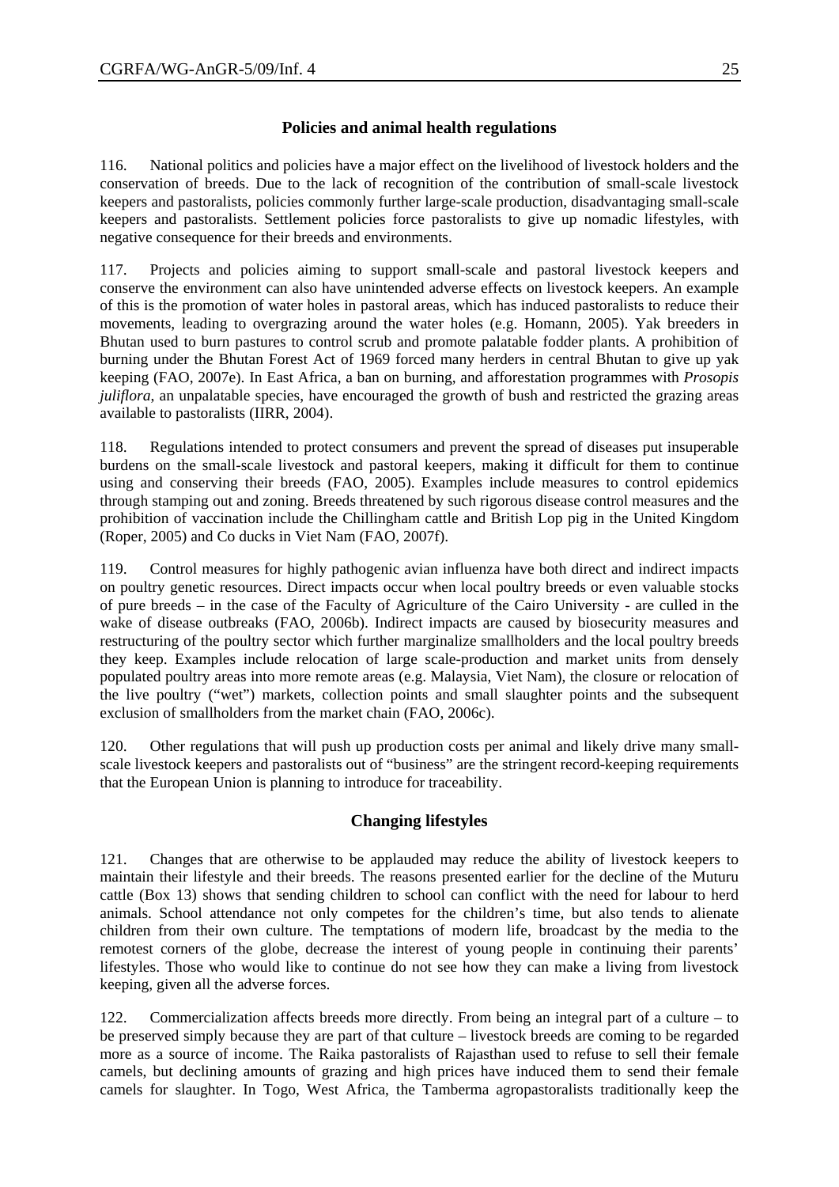## Policies and animal health regulations

116. National politics and policies have a major effect on the livelihood of livestock holders and the conservation of breeds. Due to the lack of recognition of the contribution of small-scale livestock keepers and pastoralists, policies commonly further large-scale production, disadvantaging small-scale keepers and pastoralists. Settlement policies force pastoralists to give up nomadic lifestyles, with negative consequence for their breeds and environments.

117. Projects and policies aiming to support small-scale and pastoral livestock keepers and conserve the environment can also have unintended adverse effects on livestock keepers. An example of this is the promotion of water holes in pastoral areas, which has induced pastoralists to reduce their movements, leading to overgrazing around the water holes (e.g. Homann, 2005). Yak breeders in Bhutan used to burn pastures to control scrub and promote palatable fodder plants. A prohibition of burning under the Bhutan Forest Act of 1969 forced many herders in central Bhutan to give up yak keeping (FAO, 2007e). In East Africa, a ban on burning, and afforestation programmes with *Prosopis juliflora*, an unpalatable species, have encouraged the growth of bush and restricted the grazing areas available to pastoralists (IIRR, 2004).

118. Regulations intended to protect consumers and prevent the spread of diseases put insuperable burdens on the small-scale livestock and pastoral keepers, making it difficult for them to continue using and conserving their breeds (FAO, 2005). Examples include measures to control epidemics through stamping out and zoning. Breeds threatened by such rigorous disease control measures and the prohibition of vaccination include the Chillingham cattle and British Lop pig in the United Kingdom (Roper, 2005) and Co ducks in Viet Nam (FAO, 2007f).

119. Control measures for highly pathogenic avian influenza have both direct and indirect impacts on poultry genetic resources. Direct impacts occur when local poultry breeds or even valuable stocks of pure breeds – in the case of the Faculty of Agriculture of the Cairo University - are culled in the wake of disease outbreaks (FAO, 2006b). Indirect impacts are caused by biosecurity measures and restructuring of the poultry sector which further marginalize smallholders and the local poultry breeds they keep. Examples include relocation of large scale-production and market units from densely populated poultry areas into more remote areas (e.g. Malaysia, Viet Nam), the closure or relocation of the live poultry ("wet") markets, collection points and small slaughter points and the subsequent exclusion of smallholders from the market chain (FAO, 2006c).

120. Other regulations that will push up production costs per animal and likely drive many small-scale livestock keepers and pastoralists out of "business" are the stringent record-keeping requirements that the European Union is planning to introduce for traceability.

## Changing lifestyles

121. Changes that are otherwise to be applauded may reduce the ability of livestock keepers to maintain their lifestyle and their breeds. The reasons presented earlier for the decline of the Muturu cattle (Box 13) shows that sending children to school can conflict with the need for labour to herd animals. School attendance not only competes for the children's time, but also tends to alienate children from their own culture. The temptations of modern life, broadcast by the media to the remotest corners of the globe, decrease the interest of young people in continuing their parents' lifestyles. Those who would like to continue do not see how they can make a living from livestock keeping, given all the adverse forces.

122. Commercialization affects breeds more directly. From being an integral part of a culture – to be preserved simply because they are part of that culture – livestock breeds are coming to be regarded more as a source of income. The Raika pastoralists of Rajasthan used to refuse to sell their female camels, but declining amounts of grazing and high prices have induced them to send their female camels for slaughter. In Togo, West Africa, the Tamberma agropastoralists traditionally keep the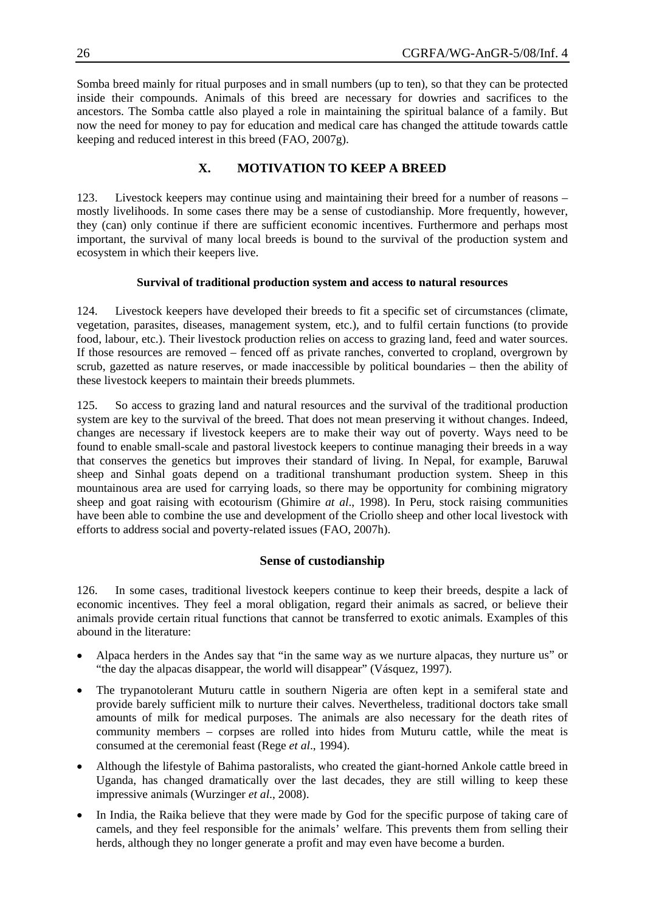Somba breed mainly for ritual purposes and in small numbers (up to ten), so that they can be protected inside their compounds. Animals of this breed are necessary for dowries and sacrifices to the ancestors. The Somba cattle also played a role in maintaining the spiritual balance of a family. But now the need for money to pay for education and medical care has changed the attitude towards cattle keeping and reduced interest in this breed (FAO, 2007g).

## X. MOTIVATION TO KEEP A BREED

123. Livestock keepers may continue using and maintaining their breed for a number of reasons – mostly livelihoods. In some cases there may be a sense of custodianship. More frequently, however, they (can) only continue if there are sufficient economic incentives. Furthermore and perhaps most important, the survival of many local breeds is bound to the survival of the production system and ecosystem in which their keepers live.

#### Survival of traditional production system and access to natural resources

124. Livestock keepers have developed their breeds to fit a specific set of circumstances (climate, vegetation, parasites, diseases, management system, etc.), and to fulfil certain functions (to provide food, labour, etc.). Their livestock production relies on access to grazing land, feed and water sources. If those resources are removed – fenced off as private ranches, converted to cropland, overgrown by scrub, gazetted as nature reserves, or made inaccessible by political boundaries – then the ability of these livestock keepers to maintain their breeds plummets.

125. So access to grazing land and natural resources and the survival of the traditional production system are key to the survival of the breed. That does not mean preserving it without changes. Indeed, changes are necessary if livestock keepers are to make their way out of poverty. Ways need to be found to enable small-scale and pastoral livestock keepers to continue managing their breeds in a way that conserves the genetics but improves their standard of living. In Nepal, for example, Baruwal sheep and Sinhal goats depend on a traditional transhumant production system. Sheep in this mountainous area are used for carrying loads, so there may be opportunity for combining migratory sheep and goat raising with ecotourism (Ghimire *at al*., 1998). In Peru, stock raising communities have been able to combine the use and development of the Criollo sheep and other local livestock with efforts to address social and poverty-related issues (FAO, 2007h).

### Sense of custodianship

126. In some cases, traditional livestock keepers continue to keep their breeds, despite a lack of economic incentives. They feel a moral obligation, regard their animals as sacred, or believe their animals provide certain ritual functions that cannot be transferred to exotic animals. Examples of this abound in the literature:

- Alpaca herders in the Andes say that "in the same way as we nurture alpacas, they nurture us" or "the day the alpacas disappear, the world will disappear" (Vásquez, 1997).
- The trypanotolerant Muturu cattle in southern Nigeria are often kept in a semiferal state and provide barely sufficient milk to nurture their calves. Nevertheless, traditional doctors take small amounts of milk for medical purposes. The animals are also necessary for the death rites of community members – corpses are rolled into hides from Muturu cattle, while the meat is consumed at the ceremonial feast (Rege *et al*., 1994).
- Although the lifestyle of Bahima pastoralists, who created the giant-horned Ankole cattle breed in Uganda, has changed dramatically over the last decades, they are still willing to keep these impressive animals (Wurzinger *et al*., 2008).
- In India, the Raika believe that they were made by God for the specific purpose of taking care of camels, and they feel responsible for the animals' welfare. This prevents them from selling their herds, although they no longer generate a profit and may even have become a burden.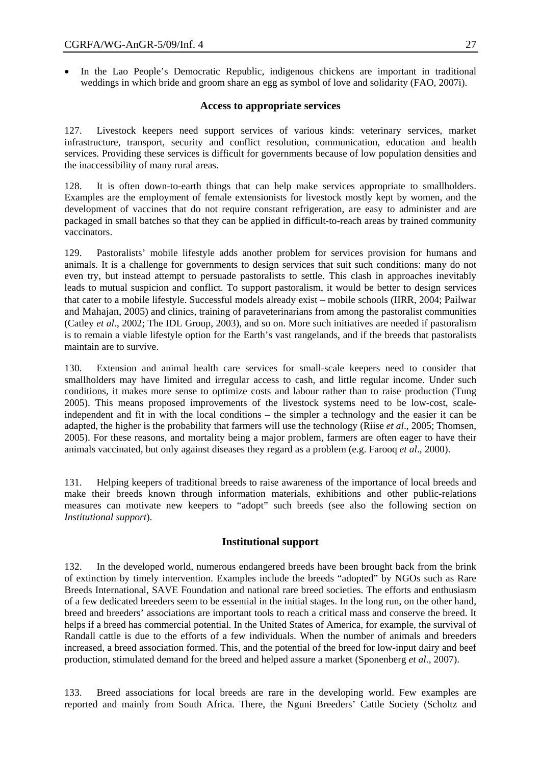- In the Lao People's Democratic Republic, indigenous chickens are important in traditional weddings in which bride and groom share an egg as symbol of love and solidarity (FAO, 2007i).

### Access to appropriate services

127. Livestock keepers need support services of various kinds: veterinary services, market infrastructure, transport, security and conflict resolution, communication, education and health services. Providing these services is difficult for governments because of low population densities and the inaccessibility of many rural areas.

128. It is often down-to-earth things that can help make services appropriate to smallholders. Examples are the employment of female extensionists for livestock mostly kept by women, and the development of vaccines that do not require constant refrigeration, are easy to administer and are packaged in small batches so that they can be applied in difficult-to-reach areas by trained community vaccinators.

129. Pastoralists' mobile lifestyle adds another problem for services provision for humans and animals. It is a challenge for governments to design services that suit such conditions: many do not even try, but instead attempt to persuade pastoralists to settle. This clash in approaches inevitably leads to mutual suspicion and conflict. To support pastoralism, it would be better to design services that cater to a mobile lifestyle. Successful models already exist – mobile schools (IIRR, 2004; Pailwar and Mahajan, 2005) and clinics, training of paraveterinarians from among the pastoralist communities (Catley *et al*., 2002; The IDL Group, 2003), and so on. More such initiatives are needed if pastoralism is to remain a viable lifestyle option for the Earth's vast rangelands, and if the breeds that pastoralists maintain are to survive.

130. Extension and animal health care services for small-scale keepers need to consider that smallholders may have limited and irregular access to cash, and little regular income. Under such conditions, it makes more sense to optimize costs and labour rather than to raise production (Tung 2005). This means proposed improvements of the livestock systems need to be low-cost, scale-independent and fit in with the local conditions – the simpler a technology and the easier it can be adapted, the higher is the probability that farmers will use the technology (Riise *et al*., 2005; Thomsen, 2005). For these reasons, and mortality being a major problem, farmers are often eager to have their animals vaccinated, but only against diseases they regard as a problem (e.g. Farooq *et al*., 2000).

131. Helping keepers of traditional breeds to raise awareness of the importance of local breeds and make their breeds known through information materials, exhibitions and other public-relations measures can motivate new keepers to "adopt" such breeds (see also the following section on *Institutional support*).

### Institutional support

132. In the developed world, numerous endangered breeds have been brought back from the brink of extinction by timely intervention. Examples include the breeds "adopted" by NGOs such as Rare Breeds International, SAVE Foundation and national rare breed societies. The efforts and enthusiasm of a few dedicated breeders seem to be essential in the initial stages. In the long run, on the other hand, breed and breeders' associations are important tools to reach a critical mass and conserve the breed. It helps if a breed has commercial potential. In the United States of America, for example, the survival of Randall cattle is due to the efforts of a few individuals. When the number of animals and breeders increased, a breed association formed. This, and the potential of the breed for low-input dairy and beef production, stimulated demand for the breed and helped assure a market (Sponenberg *et al*., 2007).

133. Breed associations for local breeds are rare in the developing world. Few examples are reported and mainly from South Africa. There, the Nguni Breeders' Cattle Society (Scholtz and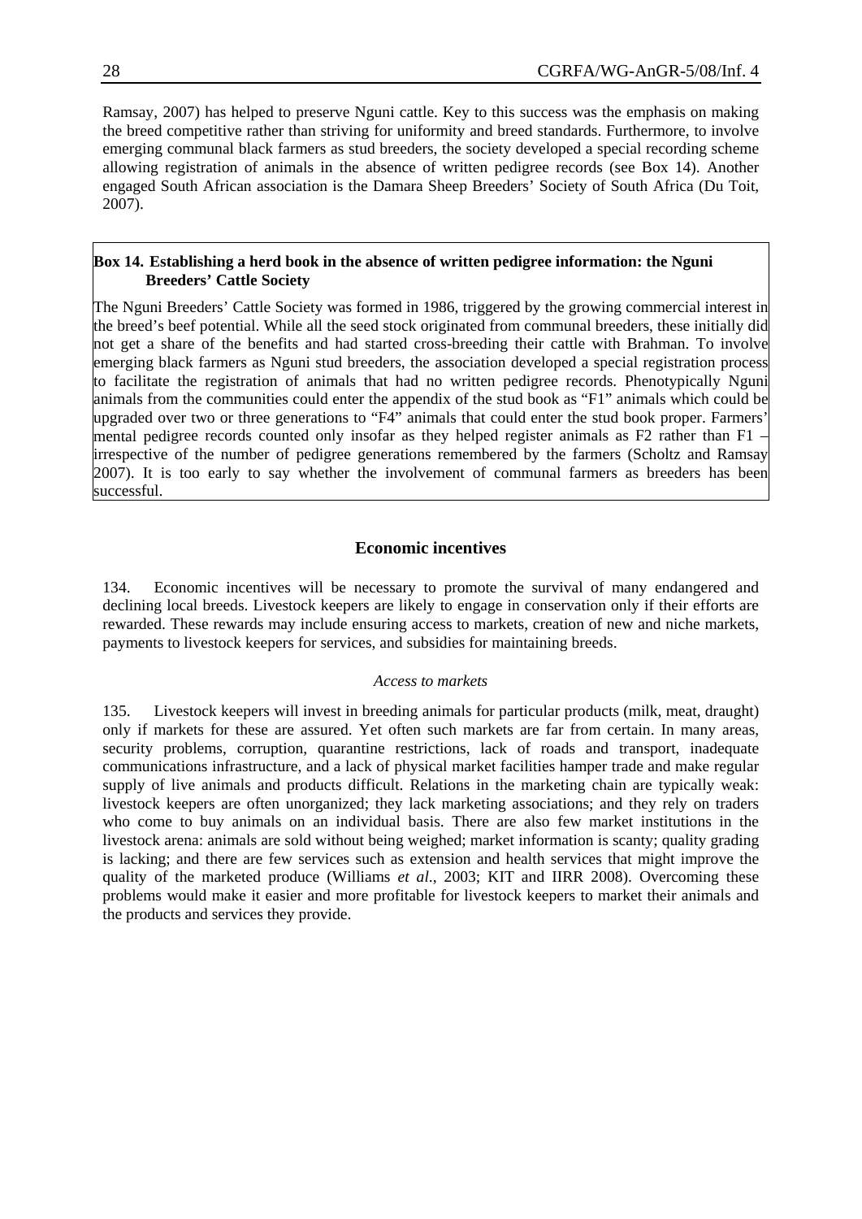Ramsay, 2007) has helped to preserve Nguni cattle. Key to this success was the emphasis on making the breed competitive rather than striving for uniformity and breed standards. Furthermore, to involve emerging communal black farmers as stud breeders, the society developed a special recording scheme allowing registration of animals in the absence of written pedigree records (see Box 14). Another engaged South African association is the Damara Sheep Breeders' Society of South Africa (Du Toit, 2007).

**Box 14. Establishing a herd book in the absence of written pedigree information: the Nguni Breeders' Cattle Society**

The Nguni Breeders' Cattle Society was formed in 1986, triggered by the growing commercial interest in the breed's beef potential. While all the seed stock originated from communal breeders, these initially did not get a share of the benefits and had started cross-breeding their cattle with Brahman. To involve emerging black farmers as Nguni stud breeders, the association developed a special registration process to facilitate the registration of animals that had no written pedigree records. Phenotypically Nguni animals from the communities could enter the appendix of the stud book as "F1" animals which could be upgraded over two or three generations to "F4" animals that could enter the stud book proper. Farmers' mental pedigree records counted only insofar as they helped register animals as F2 rather than F1 – irrespective of the number of pedigree generations remembered by the farmers (Scholtz and Ramsay 2007). It is too early to say whether the involvement of communal farmers as breeders has been successful.

## Economic incentives

134. Economic incentives will be necessary to promote the survival of many endangered and declining local breeds. Livestock keepers are likely to engage in conservation only if their efforts are rewarded. These rewards may include ensuring access to markets, creation of new and niche markets, payments to livestock keepers for services, and subsidies for maintaining breeds.

### *Access to markets*

135. Livestock keepers will invest in breeding animals for particular products (milk, meat, draught) only if markets for these are assured. Yet often such markets are far from certain. In many areas, security problems, corruption, quarantine restrictions, lack of roads and transport, inadequate communications infrastructure, and a lack of physical market facilities hamper trade and make regular supply of live animals and products difficult. Relations in the marketing chain are typically weak: livestock keepers are often unorganized; they lack marketing associations; and they rely on traders who come to buy animals on an individual basis. There are also few market institutions in the livestock arena: animals are sold without being weighed; market information is scanty; quality grading is lacking; and there are few services such as extension and health services that might improve the quality of the marketed produce (Williams *et al*., 2003; KIT and IIRR 2008). Overcoming these problems would make it easier and more profitable for livestock keepers to market their animals and the products and services they provide.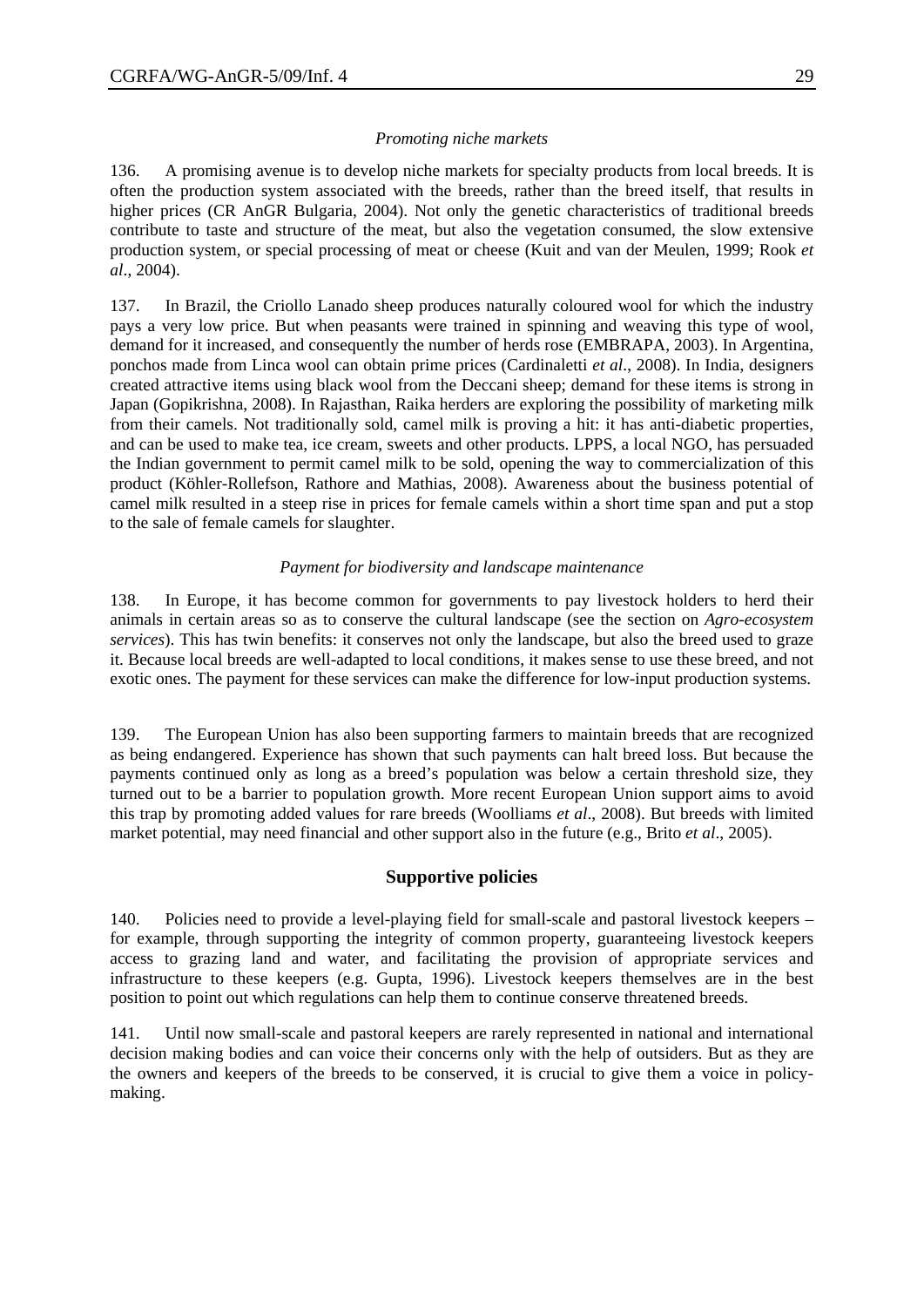*Promoting niche markets*

136. A promising avenue is to develop niche markets for specialty products from local breeds. It is often the production system associated with the breeds, rather than the breed itself, that results in higher prices (CR AnGR Bulgaria, 2004). Not only the genetic characteristics of traditional breeds contribute to taste and structure of the meat, but also the vegetation consumed, the slow extensive production system, or special processing of meat or cheese (Kuit and van der Meulen, 1999; Rook *et al*., 2004).

137. In Brazil, the Criollo Lanado sheep produces naturally coloured wool for which the industry pays a very low price. But when peasants were trained in spinning and weaving this type of wool, demand for it increased, and consequently the number of herds rose (EMBRAPA, 2003). In Argentina, ponchos made from Linca wool can obtain prime prices (Cardinaletti *et al*., 2008). In India, designers created attractive items using black wool from the Deccani sheep; demand for these items is strong in Japan (Gopikrishna, 2008). In Rajasthan, Raika herders are exploring the possibility of marketing milk from their camels. Not traditionally sold, camel milk is proving a hit: it has anti-diabetic properties, and can be used to make tea, ice cream, sweets and other products. LPPS, a local NGO, has persuaded the Indian government to permit camel milk to be sold, opening the way to commercialization of this product (Köhler-Rollefson, Rathore and Mathias, 2008). Awareness about the business potential of camel milk resulted in a steep rise in prices for female camels within a short time span and put a stop to the sale of female camels for slaughter.

*Payment for biodiversity and landscape maintenance*

138. In Europe, it has become common for governments to pay livestock holders to herd their animals in certain areas so as to conserve the cultural landscape (see the section on *Agro-ecosystem services*). This has twin benefits: it conserves not only the landscape, but also the breed used to graze it. Because local breeds are well-adapted to local conditions, it makes sense to use these breed, and not exotic ones. The payment for these services can make the difference for low-input production systems.

139. The European Union has also been supporting farmers to maintain breeds that are recognized as being endangered. Experience has shown that such payments can halt breed loss. But because the payments continued only as long as a breed's population was below a certain threshold size, they turned out to be a barrier to population growth. More recent European Union support aims to avoid this trap by promoting added values for rare breeds (Woolliams *et al*., 2008). But breeds with limited market potential, may need financial and other support also in the future (e.g., Brito *et al*., 2005).

## Supportive policies

140. Policies need to provide a level-playing field for small-scale and pastoral livestock keepers – for example, through supporting the integrity of common property, guaranteeing livestock keepers access to grazing land and water, and facilitating the provision of appropriate services and infrastructure to these keepers (e.g. Gupta, 1996). Livestock keepers themselves are in the best position to point out which regulations can help them to continue conserve threatened breeds.

141. Until now small-scale and pastoral keepers are rarely represented in national and international decision making bodies and can voice their concerns only with the help of outsiders. But as they are the owners and keepers of the breeds to be conserved, it is crucial to give them a voice in policy-making.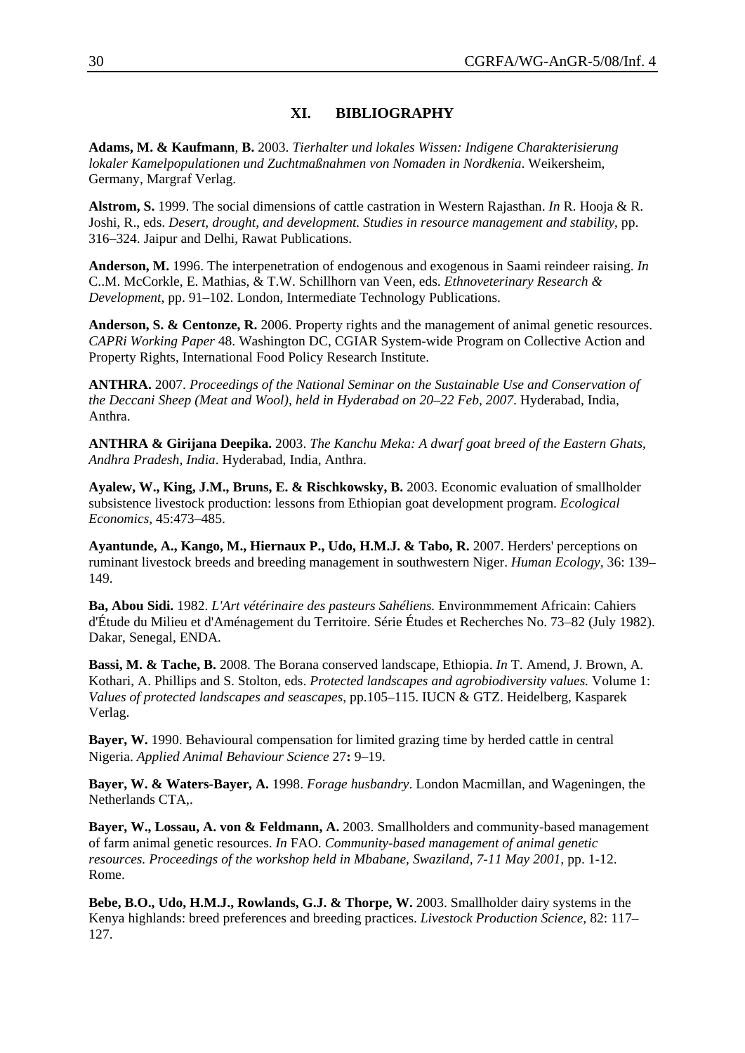## XI. BIBLIOGRAPHY

**Adams, M. & Kaufmann**, **B.** 2003. *Tierhalter und lokales Wissen: Indigene Charakterisierung lokaler Kamelpopulationen und Zuchtmaßnahmen von Nomaden in Nordkenia*. Weikersheim, Germany, Margraf Verlag.

**Alstrom, S.** 1999. The social dimensions of cattle castration in Western Rajasthan. *In* R. Hooja & R. Joshi, R., eds. *Desert, drought, and development. Studies in resource management and stability*, pp. 316–324. Jaipur and Delhi, Rawat Publications.

**Anderson, M.** 1996. The interpenetration of endogenous and exogenous in Saami reindeer raising. *In* C..M. McCorkle, E. Mathias, & T.W. Schillhorn van Veen, eds. *Ethnoveterinary Research & Development*, pp. 91–102. London, Intermediate Technology Publications.

**Anderson, S. & Centonze, R.** 2006. Property rights and the management of animal genetic resources. *CAPRi Working Paper* 48. Washington DC, CGIAR System-wide Program on Collective Action and Property Rights, International Food Policy Research Institute.

**ANTHRA.** 2007. *Proceedings of the National Seminar on the Sustainable Use and Conservation of the Deccani Sheep (Meat and Wool), held in Hyderabad on 20–22 Feb, 2007*. Hyderabad, India, Anthra.

**ANTHRA & Girijana Deepika.** 2003. *The Kanchu Meka: A dwarf goat breed of the Eastern Ghats, Andhra Pradesh, India*. Hyderabad, India, Anthra.

**Ayalew, W., King, J.M., Bruns, E. & Rischkowsky, B.** 2003. Economic evaluation of smallholder subsistence livestock production: lessons from Ethiopian goat development program. *Ecological Economics*, 45:473–485.

**Ayantunde, A., Kango, M., Hiernaux P., Udo, H.M.J. & Tabo, R.** 2007. Herders' perceptions on ruminant livestock breeds and breeding management in southwestern Niger. *Human Ecology*, 36: 139–149.

**Ba, Abou Sidi.** 1982. *L'Art vétérinaire des pasteurs Sahéliens.* Environmmement Africain: Cahiers d'Étude du Milieu et d'Aménagement du Territoire. Série Études et Recherches No. 73–82 (July 1982). Dakar, Senegal, ENDA.

**Bassi, M. & Tache, B.** 2008. The Borana conserved landscape, Ethiopia. *In* T. Amend, J. Brown, A. Kothari, A. Phillips and S. Stolton, eds. *Protected landscapes and agrobiodiversity values.* Volume 1: *Values of protected landscapes and seascapes*, pp.105–115. IUCN & GTZ. Heidelberg, Kasparek Verlag.

**Bayer, W.** 1990. Behavioural compensation for limited grazing time by herded cattle in central Nigeria. *Applied Animal Behaviour Science* 27**:** 9–19.

**Bayer, W. & Waters-Bayer, A.** 1998. *Forage husbandry*. London Macmillan, and Wageningen, the Netherlands CTA,.

**Bayer, W., Lossau, A. von & Feldmann, A.** 2003. Smallholders and community-based management of farm animal genetic resources. *In* FAO. *Community-based management of animal genetic resources. Proceedings of the workshop held in Mbabane, Swaziland, 7-11 May 2001*, pp. 1-12. Rome.

**Bebe, B.O., Udo, H.M.J., Rowlands, G.J. & Thorpe, W.** 2003. Smallholder dairy systems in the Kenya highlands: breed preferences and breeding practices. *Livestock Production Science,* 82: 117–127.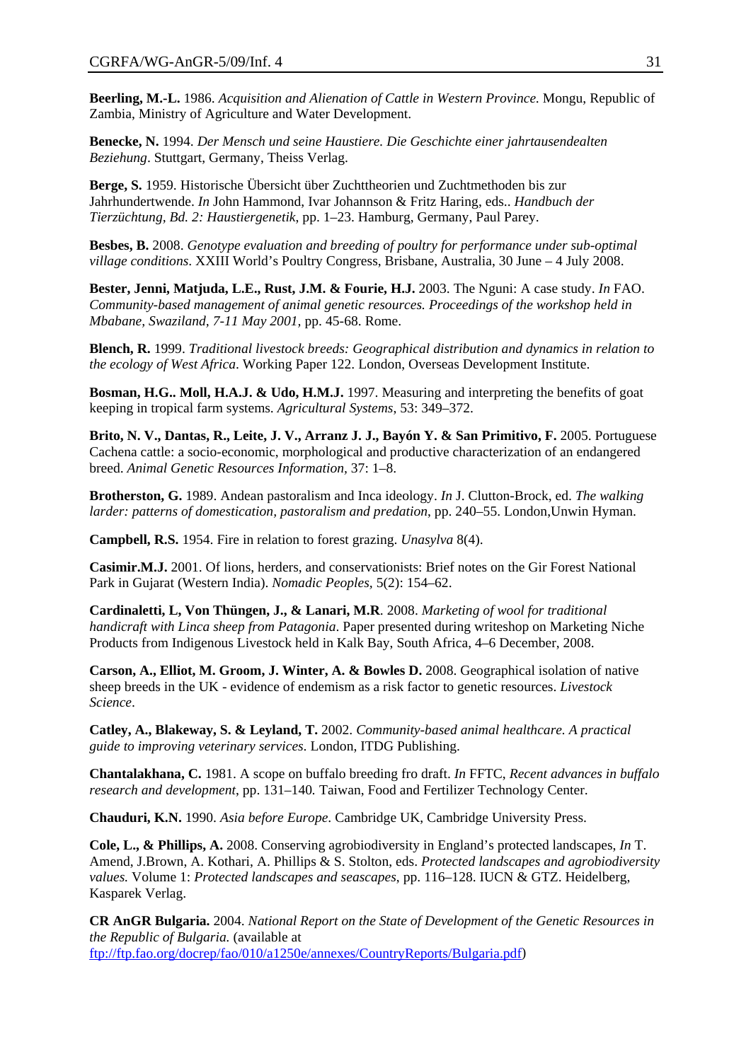**Beerling, M.-L.** 1986. *Acquisition and Alienation of Cattle in Western Province.* Mongu, Republic of Zambia, Ministry of Agriculture and Water Development.

**Benecke, N.** 1994. *Der Mensch und seine Haustiere. Die Geschichte einer jahrtausendealten Beziehung*. Stuttgart, Germany, Theiss Verlag.

**Berge, S.** 1959. Historische Übersicht über Zuchttheorien und Zuchtmethoden bis zur Jahrhundertwende. *In* John Hammond, Ivar Johannson & Fritz Haring, eds.. *Handbuch der Tierzüchtung, Bd. 2: Haustiergenetik*, pp. 1–23. Hamburg, Germany, Paul Parey.

**Besbes, B.** 2008. *Genotype evaluation and breeding of poultry for performance under sub-optimal village conditions*. XXIII World's Poultry Congress, Brisbane, Australia, 30 June – 4 July 2008.

**Bester, Jenni, Matjuda, L.E., Rust, J.M. & Fourie, H.J.** 2003. The Nguni: A case study. *In* FAO. *Community-based management of animal genetic resources. Proceedings of the workshop held in Mbabane, Swaziland, 7-11 May 2001*, pp. 45-68. Rome.

**Blench, R.** 1999. *Traditional livestock breeds: Geographical distribution and dynamics in relation to the ecology of West Africa*. Working Paper 122. London, Overseas Development Institute.

**Bosman, H.G.. Moll, H.A.J. & Udo, H.M.J.** 1997. Measuring and interpreting the benefits of goat keeping in tropical farm systems. *Agricultural Systems*, 53: 349–372.

**Brito, N. V., Dantas, R., Leite, J. V., Arranz J. J., Bayón Y. & San Primitivo, F.** 2005. Portuguese Cachena cattle: a socio-economic, morphological and productive characterization of an endangered breed. *Animal Genetic Resources Information,* 37: 1–8.

**Brotherston, G.** 1989. Andean pastoralism and Inca ideology. *In* J. Clutton-Brock, ed. *The walking larder: patterns of domestication, pastoralism and predation*, pp. 240–55. London,Unwin Hyman.

**Campbell, R.S.** 1954. Fire in relation to forest grazing. *Unasylva* 8(4).

**Casimir.M.J.** 2001. Of lions, herders, and conservationists: Brief notes on the Gir Forest National Park in Gujarat (Western India). *Nomadic Peoples*, 5(2): 154–62.

**Cardinaletti, L, Von Thüngen, J., & Lanari, M.R**. 2008. *Marketing of wool for traditional handicraft with Linca sheep from Patagonia*. Paper presented during writeshop on Marketing Niche Products from Indigenous Livestock held in Kalk Bay, South Africa, 4–6 December, 2008.

**Carson, A., Elliot, M. Groom, J. Winter, A. & Bowles D.** 2008. Geographical isolation of native sheep breeds in the UK - evidence of endemism as a risk factor to genetic resources. *Livestock Science*.

**Catley, A., Blakeway, S. & Leyland, T.** 2002. *Community-based animal healthcare. A practical guide to improving veterinary services*. London, ITDG Publishing.

**Chantalakhana, C.** 1981. A scope on buffalo breeding fro draft. *In* FFTC, *Recent advances in buffalo research and development*, pp. 131–140. Taiwan, Food and Fertilizer Technology Center.

**Chauduri, K.N.** 1990. *Asia before Europe*. Cambridge UK, Cambridge University Press.

**Cole, L., & Phillips, A.** 2008. Conserving agrobiodiversity in England's protected landscapes, *In* T. Amend, J.Brown, A. Kothari, A. Phillips & S. Stolton, eds. *Protected landscapes and agrobiodiversity values.* Volume 1: *Protected landscapes and seascapes*, pp. 116–128. IUCN & GTZ. Heidelberg, Kasparek Verlag.

**CR AnGR Bulgaria.** 2004. *National Report on the State of Development of the Genetic Resources in the Republic of Bulgaria.* (available at ftp://ftp.fao.org/docrep/fao/010/a1250e/annexes/CountryReports/Bulgaria.pdf)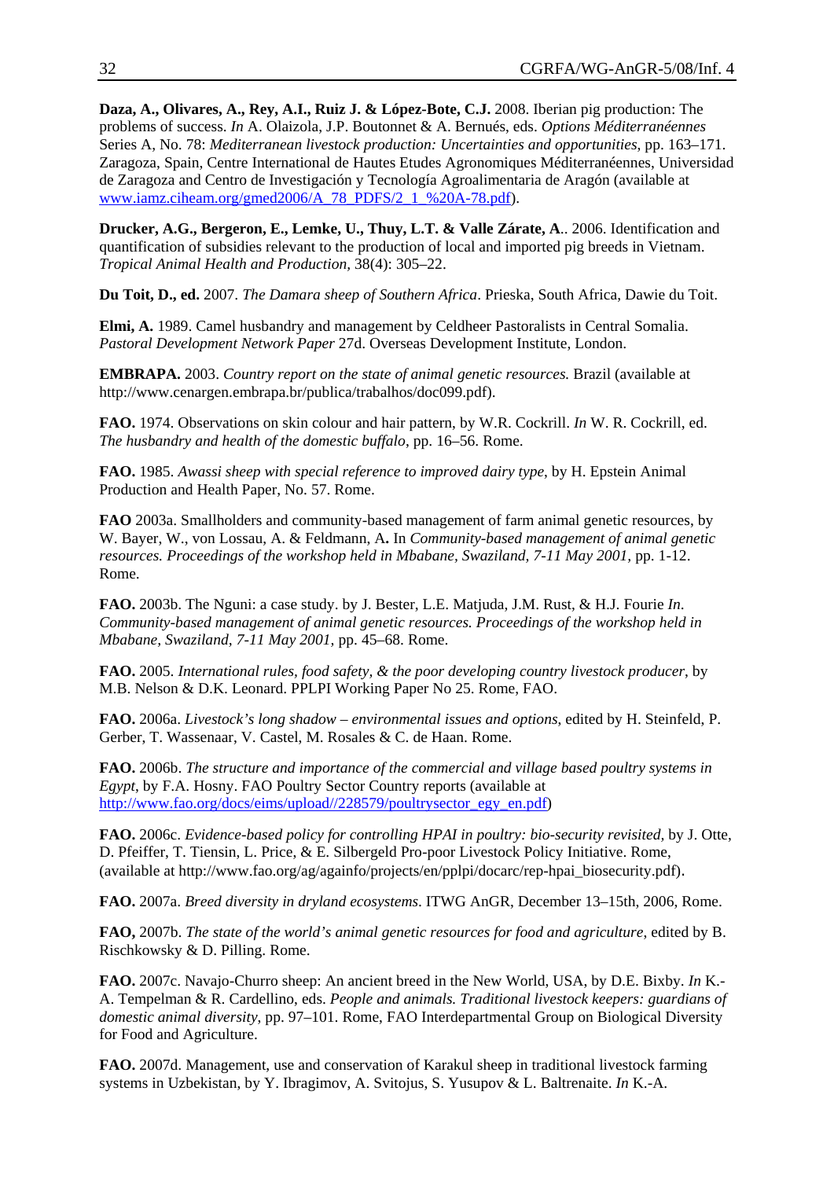**Daza, A., Olivares, A., Rey, A.I., Ruiz J. & López-Bote, C.J.** 2008. Iberian pig production: The problems of success. *In* A. Olaizola, J.P. Boutonnet & A. Bernués, eds. *Options Méditerranéennes* Series A, No. 78: *Mediterranean livestock production: Uncertainties and opportunities*, pp. 163–171. Zaragoza, Spain, Centre International de Hautes Etudes Agronomiques Méditerranéennes, Universidad de Zaragoza and Centro de Investigación y Tecnología Agroalimentaria de Aragón (available at www.iamz.ciheam.org/gmed2006/A_78_PDFS/2_1_%20A-78.pdf).

**Drucker, A.G., Bergeron, E., Lemke, U., Thuy, L.T. & Valle Zárate, A**.. 2006. Identification and quantification of subsidies relevant to the production of local and imported pig breeds in Vietnam. *Tropical Animal Health and Production*, 38(4): 305–22.

**Du Toit, D., ed.** 2007. *The Damara sheep of Southern Africa*. Prieska, South Africa, Dawie du Toit.

**Elmi, A.** 1989. Camel husbandry and management by Celdheer Pastoralists in Central Somalia. *Pastoral Development Network Paper* 27d. Overseas Development Institute, London.

**EMBRAPA.** 2003. *Country report on the state of animal genetic resources.* Brazil (available at http://www.cenargen.embrapa.br/publica/trabalhos/doc099.pdf).

**FAO.** 1974. Observations on skin colour and hair pattern, by W.R. Cockrill. *In* W. R. Cockrill, ed. *The husbandry and health of the domestic buffalo*, pp. 16–56. Rome.

**FAO.** 1985. *Awassi sheep with special reference to improved dairy type*, by H. Epstein Animal Production and Health Paper, No. 57. Rome.

**FAO** 2003a. Smallholders and community-based management of farm animal genetic resources, by W. Bayer, W., von Lossau, A. & Feldmann, A**.** In *Community-based management of animal genetic resources. Proceedings of the workshop held in Mbabane, Swaziland, 7-11 May 2001*, pp. 1-12. Rome.

**FAO.** 2003b. The Nguni: a case study. by J. Bester, L.E. Matjuda, J.M. Rust, & H.J. Fourie *In*. *Community-based management of animal genetic resources. Proceedings of the workshop held in Mbabane, Swaziland, 7-11 May 2001*, pp. 45–68. Rome.

**FAO.** 2005. *International rules, food safety, & the poor developing country livestock producer*, by M.B. Nelson & D.K. Leonard. PPLPI Working Paper No 25. Rome, FAO.

**FAO.** 2006a. *Livestock's long shadow – environmental issues and options*, edited by H. Steinfeld, P. Gerber, T. Wassenaar, V. Castel, M. Rosales & C. de Haan. Rome.

**FAO.** 2006b. *The structure and importance of the commercial and village based poultry systems in Egypt*, by F.A. Hosny. FAO Poultry Sector Country reports (available at http://www.fao.org/docs/eims/upload//228579/poultrysector_egy_en.pdf)

**FAO.** 2006c. *Evidence-based policy for controlling HPAI in poultry: bio-security revisited*, by J. Otte, D. Pfeiffer, T. Tiensin, L. Price, & E. Silbergeld Pro-poor Livestock Policy Initiative. Rome, (available at http://www.fao.org/ag/againfo/projects/en/pplpi/docarc/rep-hpai_biosecurity.pdf).

**FAO.** 2007a. *Breed diversity in dryland ecosystems*. ITWG AnGR, December 13–15th, 2006, Rome.

**FAO,** 2007b. *The state of the world's animal genetic resources for food and agriculture*, edited by B. Rischkowsky & D. Pilling. Rome.

**FAO.** 2007c. Navajo-Churro sheep: An ancient breed in the New World, USA, by D.E. Bixby. *In* K.-A. Tempelman & R. Cardellino, eds. *People and animals. Traditional livestock keepers: guardians of domestic animal diversity*, pp. 97–101. Rome, FAO Interdepartmental Group on Biological Diversity for Food and Agriculture.

**FAO.** 2007d. Management, use and conservation of Karakul sheep in traditional livestock farming systems in Uzbekistan, by Y. Ibragimov, A. Svitojus, S. Yusupov & L. Baltrenaite. *In* K.-A.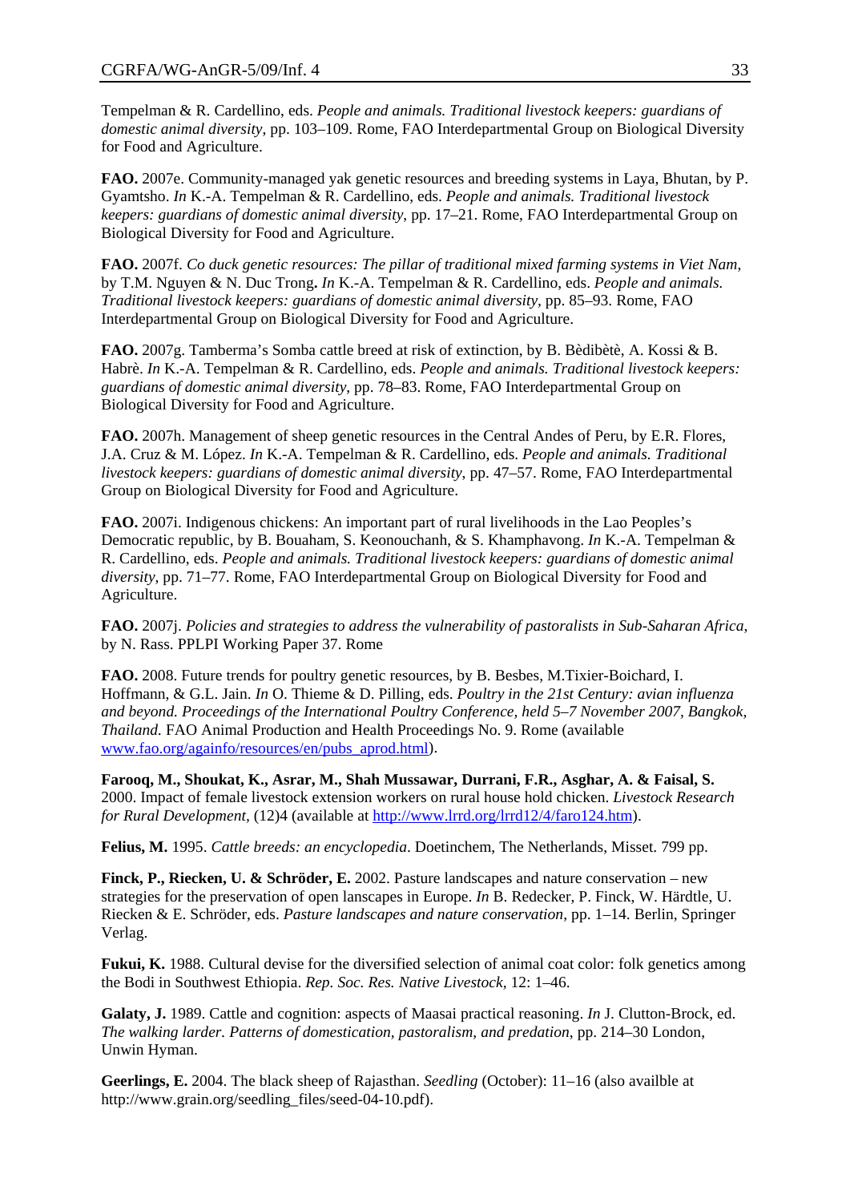Tempelman & R. Cardellino, eds. *People and animals. Traditional livestock keepers: guardians of domestic animal diversity*, pp. 103–109. Rome, FAO Interdepartmental Group on Biological Diversity for Food and Agriculture.

**FAO.** 2007e. Community-managed yak genetic resources and breeding systems in Laya, Bhutan, by P. Gyamtsho. *In* K.-A. Tempelman & R. Cardellino, eds. *People and animals. Traditional livestock keepers: guardians of domestic animal diversity*, pp. 17–21. Rome, FAO Interdepartmental Group on Biological Diversity for Food and Agriculture.

**FAO.** 2007f. *Co duck genetic resources: The pillar of traditional mixed farming systems in Viet Nam*, by T.M. Nguyen & N. Duc Trong**.** *In* K.-A. Tempelman & R. Cardellino, eds. *People and animals. Traditional livestock keepers: guardians of domestic animal diversity*, pp. 85–93. Rome, FAO Interdepartmental Group on Biological Diversity for Food and Agriculture.

**FAO.** 2007g. Tamberma's Somba cattle breed at risk of extinction, by B. Bèdibètè, A. Kossi & B. Habrè. *In* K.-A. Tempelman & R. Cardellino, eds. *People and animals. Traditional livestock keepers: guardians of domestic animal diversity*, pp. 78–83. Rome, FAO Interdepartmental Group on Biological Diversity for Food and Agriculture.

**FAO.** 2007h. Management of sheep genetic resources in the Central Andes of Peru, by E.R. Flores, J.A. Cruz & M. López. *In* K.-A. Tempelman & R. Cardellino, eds. *People and animals. Traditional livestock keepers: guardians of domestic animal diversity*, pp. 47–57. Rome, FAO Interdepartmental Group on Biological Diversity for Food and Agriculture.

**FAO.** 2007i. Indigenous chickens: An important part of rural livelihoods in the Lao Peoples's Democratic republic, by B. Bouaham, S. Keonouchanh, & S. Khamphavong. *In* K.-A. Tempelman & R. Cardellino, eds. *People and animals. Traditional livestock keepers: guardians of domestic animal diversity*, pp. 71–77. Rome, FAO Interdepartmental Group on Biological Diversity for Food and Agriculture.

**FAO.** 2007j. *Policies and strategies to address the vulnerability of pastoralists in Sub-Saharan Africa*, by N. Rass. PPLPI Working Paper 37. Rome

**FAO.** 2008. Future trends for poultry genetic resources, by B. Besbes, M.Tixier-Boichard, I. Hoffmann, & G.L. Jain. *In* O. Thieme & D. Pilling, eds. *Poultry in the 21st Century: avian influenza and beyond. Proceedings of the International Poultry Conference, held 5–7 November 2007, Bangkok, Thailand.* FAO Animal Production and Health Proceedings No. 9. Rome (available www.fao.org/againfo/resources/en/pubs_aprod.html).

**Farooq, M., Shoukat, K., Asrar, M., Shah Mussawar, Durrani, F.R., Asghar, A. & Faisal, S.** 2000. Impact of female livestock extension workers on rural house hold chicken. *Livestock Research for Rural Development*, (12)4 (available at http://www.lrrd.org/lrrd12/4/faro124.htm).

**Felius, M.** 1995. *Cattle breeds: an encyclopedia*. Doetinchem, The Netherlands, Misset. 799 pp.

**Finck, P., Riecken, U. & Schröder, E.** 2002. Pasture landscapes and nature conservation – new strategies for the preservation of open lanscapes in Europe. *In* B. Redecker, P. Finck, W. Härdtle, U. Riecken & E. Schröder, eds. *Pasture landscapes and nature conservation*, pp. 1–14. Berlin, Springer Verlag.

**Fukui, K.** 1988. Cultural devise for the diversified selection of animal coat color: folk genetics among the Bodi in Southwest Ethiopia. *Rep. Soc. Res. Native Livestock*, 12: 1–46.

**Galaty, J.** 1989. Cattle and cognition: aspects of Maasai practical reasoning. *In* J. Clutton-Brock, ed. *The walking larder. Patterns of domestication, pastoralism, and predation*, pp. 214–30 London, Unwin Hyman.

**Geerlings, E.** 2004. The black sheep of Rajasthan. *Seedling* (October): 11–16 (also availble at http://www.grain.org/seedling_files/seed-04-10.pdf).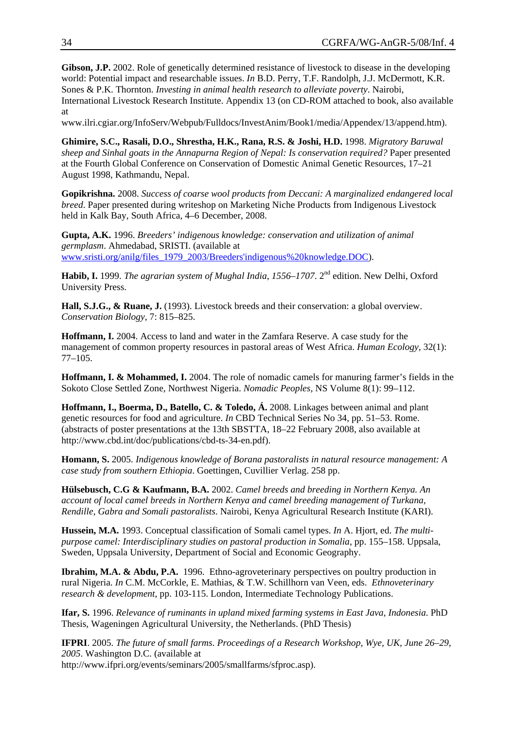**Gibson, J.P.** 2002. Role of genetically determined resistance of livestock to disease in the developing world: Potential impact and researchable issues. *In* B.D. Perry, T.F. Randolph, J.J. McDermott, K.R. Sones & P.K. Thornton. *Investing in animal health research to alleviate poverty*. Nairobi, International Livestock Research Institute. Appendix 13 (on CD-ROM attached to book, also available at www.ilri.cgiar.org/InfoServ/Webpub/Fulldocs/InvestAnim/Book1/media/Appendex/13/append.htm).

**Ghimire, S.C., Rasali, D.O., Shrestha, H.K., Rana, R.S. & Joshi, H.D.** 1998. *Migratory Baruwal sheep and Sinhal goats in the Annapurna Region of Nepal: Is conservation required?* Paper presented at the Fourth Global Conference on Conservation of Domestic Animal Genetic Resources, 17–21 August 1998, Kathmandu, Nepal.

**Gopikrishna.** 2008. *Success of coarse wool products from Deccani: A marginalized endangered local breed*. Paper presented during writeshop on Marketing Niche Products from Indigenous Livestock held in Kalk Bay, South Africa, 4–6 December, 2008.

**Gupta, A.K.** 1996. *Breeders' indigenous knowledge: conservation and utilization of animal germplasm*. Ahmedabad, SRISTI. (available at www.sristi.org/anilg/files_1979_2003/Breeders'indigenous%20knowledge.DOC).

**Habib, I.** 1999. *The agrarian system of Mughal India, 1556–1707*. 2nd edition. New Delhi, Oxford University Press.

**Hall, S.J.G., & Ruane, J.** (1993). Livestock breeds and their conservation: a global overview. *Conservation Biology*, 7: 815–825.

**Hoffmann, I.** 2004. Access to land and water in the Zamfara Reserve. A case study for the management of common property resources in pastoral areas of West Africa. *Human Ecology*, 32(1): 77–105.

**Hoffmann, I. & Mohammed, I.** 2004. The role of nomadic camels for manuring farmer's fields in the Sokoto Close Settled Zone, Northwest Nigeria. *Nomadic Peoples*, NS Volume 8(1): 99–112.

**Hoffmann, I., Boerma, D., Batello, C. & Toledo, Á.** 2008. Linkages between animal and plant genetic resources for food and agriculture. *In* CBD Technical Series No 34, pp. 51–53. Rome. (abstracts of poster presentations at the 13th SBSTTA, 18–22 February 2008, also available at http://www.cbd.int/doc/publications/cbd-ts-34-en.pdf).

**Homann, S.** 2005. *Indigenous knowledge of Borana pastoralists in natural resource management: A case study from southern Ethiopia*. Goettingen, Cuvillier Verlag. 258 pp.

**Hülsebusch, C.G & Kaufmann, B.A.** 2002. *Camel breeds and breeding in Northern Kenya. An account of local camel breeds in Northern Kenya and camel breeding management of Turkana, Rendille, Gabra and Somali pastoralists*. Nairobi, Kenya Agricultural Research Institute (KARI).

**Hussein, M.A.** 1993. Conceptual classification of Somali camel types. *In* A. Hjort, ed. *The multi-purpose camel: Interdisciplinary studies on pastoral production in Somalia*, pp. 155–158. Uppsala, Sweden, Uppsala University, Department of Social and Economic Geography.

**Ibrahim, M.A. & Abdu, P.A.** 1996. Ethno-agroveterinary perspectives on poultry production in rural Nigeria. *In* C.M. McCorkle, E. Mathias, & T.W. Schillhorn van Veen, eds. *Ethnoveterinary research & development*, pp. 103-115. London, Intermediate Technology Publications.

**Ifar, S.** 1996. *Relevance of ruminants in upland mixed farming systems in East Java, Indonesia*. PhD Thesis, Wageningen Agricultural University, the Netherlands. (PhD Thesis)

**IFPRI**. 2005. *The future of small farms. Proceedings of a Research Workshop, Wye, UK, June 26–29, 2005*. Washington D.C. (available at http://www.ifpri.org/events/seminars/2005/smallfarms/sfproc.asp).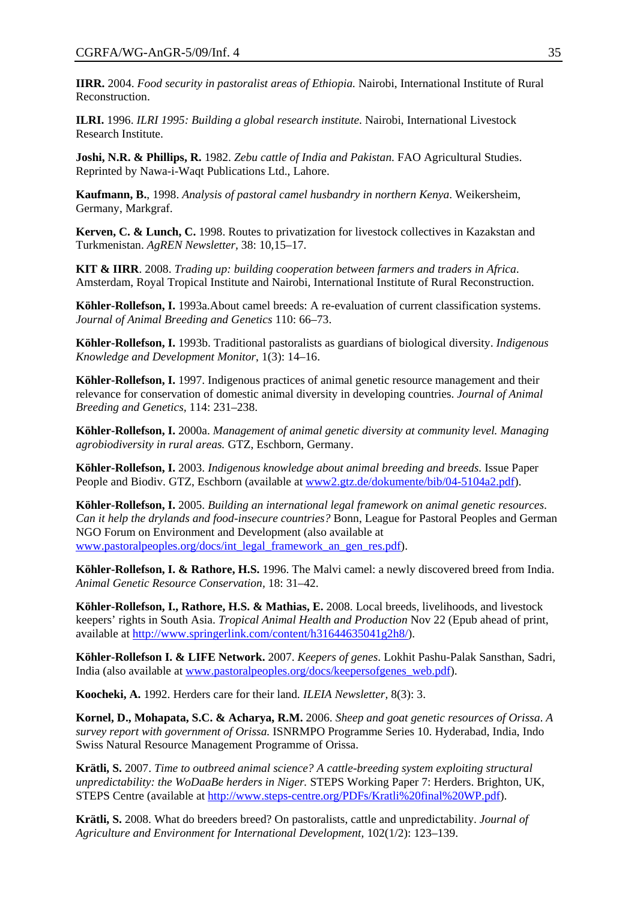**IIRR.** 2004. *Food security in pastoralist areas of Ethiopia.* Nairobi, International Institute of Rural Reconstruction.

**ILRI.** 1996. *ILRI 1995: Building a global research institute.* Nairobi, International Livestock Research Institute.

**Joshi, N.R. & Phillips, R.** 1982. *Zebu cattle of India and Pakistan.* FAO Agricultural Studies. Reprinted by Nawa-i-Waqt Publications Ltd., Lahore.

**Kaufmann, B.**, 1998. *Analysis of pastoral camel husbandry in northern Kenya*. Weikersheim, Germany, Markgraf.

**Kerven, C. & Lunch, C.** 1998. Routes to privatization for livestock collectives in Kazakstan and Turkmenistan. *AgREN Newsletter*, 38: 10,15–17.

**KIT & IIRR**. 2008. *Trading up: building cooperation between farmers and traders in Africa*. Amsterdam, Royal Tropical Institute and Nairobi, International Institute of Rural Reconstruction.

**Köhler-Rollefson, I.** 1993a.About camel breeds: A re-evaluation of current classification systems. *Journal of Animal Breeding and Genetics* 110: 66–73.

**Köhler-Rollefson, I.** 1993b. Traditional pastoralists as guardians of biological diversity. *Indigenous Knowledge and Development Monitor*, 1(3): 14–16.

**Köhler-Rollefson, I.** 1997. Indigenous practices of animal genetic resource management and their relevance for conservation of domestic animal diversity in developing countries. *Journal of Animal Breeding and Genetics*, 114: 231–238.

**Köhler-Rollefson, I.** 2000a. *Management of animal genetic diversity at community level. Managing agrobiodiversity in rural areas.* GTZ, Eschborn, Germany.

**Köhler-Rollefson, I.** 2003. *Indigenous knowledge about animal breeding and breeds.* Issue Paper People and Biodiv. GTZ, Eschborn (available at www2.gtz.de/dokumente/bib/04-5104a2.pdf).

**Köhler-Rollefson, I.** 2005. *Building an international legal framework on animal genetic resources. Can it help the drylands and food-insecure countries?* Bonn, League for Pastoral Peoples and German NGO Forum on Environment and Development (also available at www.pastoralpeoples.org/docs/int_legal_framework_an_gen_res.pdf).

**Köhler-Rollefson, I. & Rathore, H.S.** 1996. The Malvi camel: a newly discovered breed from India. *Animal Genetic Resource Conservation*, 18: 31–42.

**Köhler-Rollefson, I., Rathore, H.S. & Mathias, E.** 2008. Local breeds, livelihoods, and livestock keepers' rights in South Asia. *Tropical Animal Health and Production* Nov 22 (Epub ahead of print, available at http://www.springerlink.com/content/h31644635041g2h8/).

**Köhler-Rollefson I. & LIFE Network.** 2007. *Keepers of genes*. Lokhit Pashu-Palak Sansthan, Sadri, India (also available at www.pastoralpeoples.org/docs/keepersofgenes_web.pdf).

**Koocheki, A.** 1992. Herders care for their land. *ILEIA Newsletter*, 8(3): 3.

**Kornel, D., Mohapata, S.C. & Acharya, R.M.** 2006. *Sheep and goat genetic resources of Orissa. A survey report with government of Orissa.* ISNRMPO Programme Series 10. Hyderabad, India, Indo Swiss Natural Resource Management Programme of Orissa.

**Krätli, S.** 2007. *Time to outbreed animal science? A cattle-breeding system exploiting structural unpredictability: the WoDaaBe herders in Niger.* STEPS Working Paper 7: Herders. Brighton, UK, STEPS Centre (available at http://www.steps-centre.org/PDFs/Kratli%20final%20WP.pdf).

**Krätli, S.** 2008. What do breeders breed? On pastoralists, cattle and unpredictability. *Journal of Agriculture and Environment for International Development,* 102(1/2): 123–139.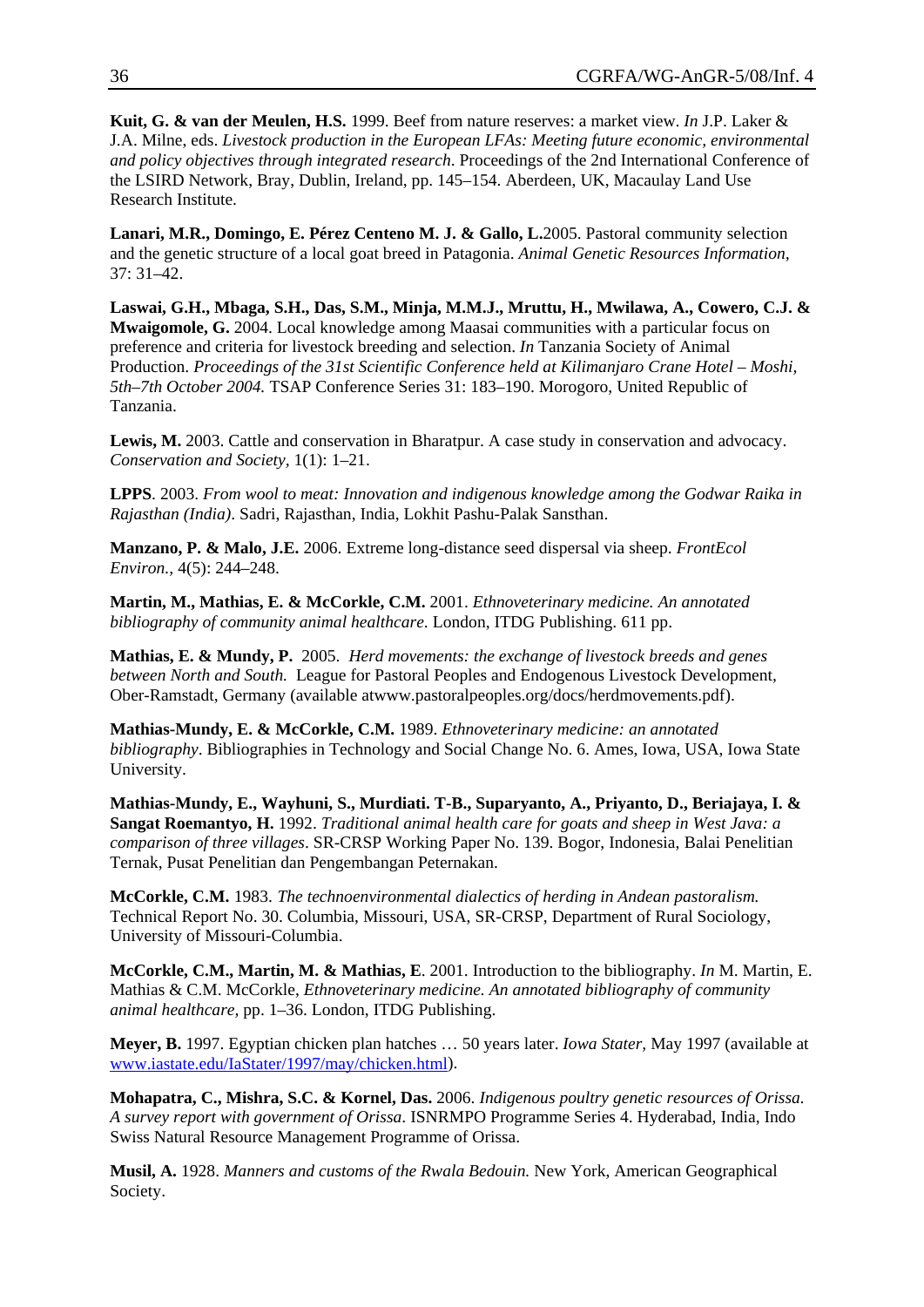**Kuit, G. & van der Meulen, H.S.** 1999. Beef from nature reserves: a market view. *In* J.P. Laker & J.A. Milne, eds. *Livestock production in the European LFAs: Meeting future economic, environmental and policy objectives through integrated research*. Proceedings of the 2nd International Conference of the LSIRD Network, Bray, Dublin, Ireland, pp. 145–154. Aberdeen, UK, Macaulay Land Use Research Institute.

**Lanari, M.R., Domingo, E. Pérez Centeno M. J. & Gallo, L.**2005. Pastoral community selection and the genetic structure of a local goat breed in Patagonia. *Animal Genetic Resources Information*, 37: 31–42.

**Laswai, G.H., Mbaga, S.H., Das, S.M., Minja, M.M.J., Mruttu, H., Mwilawa, A., Cowero, C.J. & Mwaigomole, G.** 2004. Local knowledge among Maasai communities with a particular focus on preference and criteria for livestock breeding and selection. *In* Tanzania Society of Animal Production. *Proceedings of the 31st Scientific Conference held at Kilimanjaro Crane Hotel – Moshi, 5th–7th October 2004.* TSAP Conference Series 31: 183–190. Morogoro, United Republic of Tanzania.

**Lewis, M.** 2003. Cattle and conservation in Bharatpur. A case study in conservation and advocacy. *Conservation and Society,* 1(1): 1–21.

**LPPS**. 2003. *From wool to meat: Innovation and indigenous knowledge among the Godwar Raika in Rajasthan (India)*. Sadri, Rajasthan, India, Lokhit Pashu-Palak Sansthan.

**Manzano, P. & Malo, J.E.** 2006. Extreme long-distance seed dispersal via sheep. *FrontEcol Environ.*, 4(5): 244–248.

**Martin, M., Mathias, E. & McCorkle, C.M.** 2001. *Ethnoveterinary medicine. An annotated bibliography of community animal healthcare*. London, ITDG Publishing. 611 pp.

**Mathias, E. & Mundy, P.** 2005. *Herd movements: the exchange of livestock breeds and genes between North and South.* League for Pastoral Peoples and Endogenous Livestock Development, Ober-Ramstadt, Germany (available atwww.pastoralpeoples.org/docs/herdmovements.pdf).

**Mathias-Mundy, E. & McCorkle, C.M.** 1989. *Ethnoveterinary medicine: an annotated bibliography*. Bibliographies in Technology and Social Change No. 6. Ames, Iowa, USA, Iowa State University.

**Mathias-Mundy, E., Wayhuni, S., Murdiati. T-B., Suparyanto, A., Priyanto, D., Beriajaya, I. & Sangat Roemantyo, H.** 1992. *Traditional animal health care for goats and sheep in West Java: a comparison of three villages*. SR-CRSP Working Paper No. 139. Bogor, Indonesia, Balai Penelitian Ternak, Pusat Penelitian dan Pengembangan Peternakan.

**McCorkle, C.M.** 1983. *The technoenvironmental dialectics of herding in Andean pastoralism.* Technical Report No. 30. Columbia, Missouri, USA, SR-CRSP, Department of Rural Sociology, University of Missouri-Columbia.

**McCorkle, C.M., Martin, M. & Mathias, E**. 2001. Introduction to the bibliography. *In* M. Martin, E. Mathias & C.M. McCorkle, *Ethnoveterinary medicine. An annotated bibliography of community animal healthcare,* pp. 1–36. London, ITDG Publishing.

**Meyer, B.** 1997. Egyptian chicken plan hatches … 50 years later. *Iowa Stater*, May 1997 (available at www.iastate.edu/IaStater/1997/may/chicken.html).

**Mohapatra, C., Mishra, S.C. & Kornel, Das.** 2006. *Indigenous poultry genetic resources of Orissa. A survey report with government of Orissa*. ISNRMPO Programme Series 4. Hyderabad, India, Indo Swiss Natural Resource Management Programme of Orissa.

**Musil, A.** 1928. *Manners and customs of the Rwala Bedouin.* New York, American Geographical Society.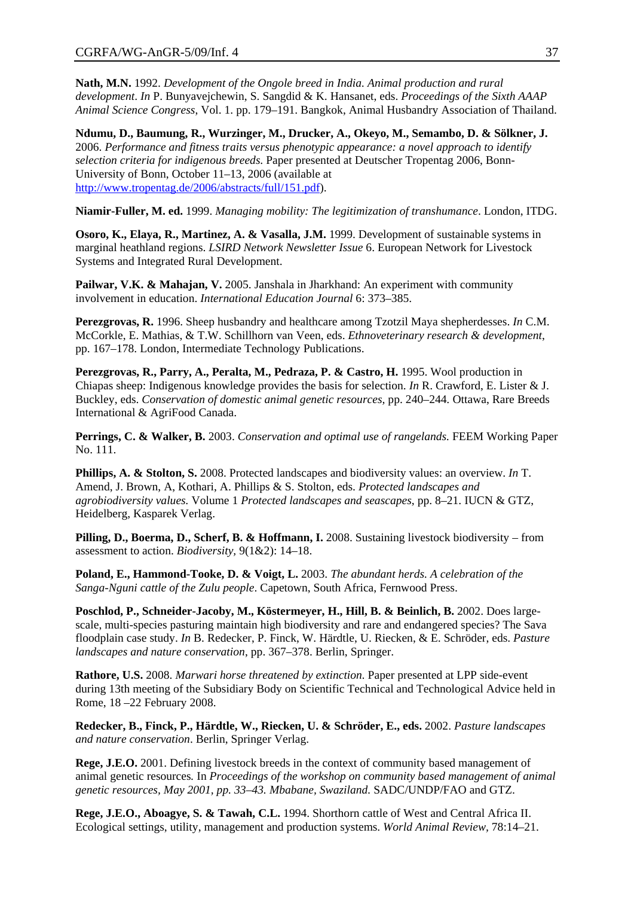**Nath, M.N.** 1992. *Development of the Ongole breed in India. Animal production and rural development*. *In* P. Bunyavejchewin, S. Sangdid & K. Hansanet, eds. *Proceedings of the Sixth AAAP Animal Science Congress*, Vol. 1. pp. 179–191. Bangkok, Animal Husbandry Association of Thailand.

**Ndumu, D., Baumung, R., Wurzinger, M., Drucker, A., Okeyo, M., Semambo, D. & Sölkner, J.** 2006. *Performance and fitness traits versus phenotypic appearance: a novel approach to identify selection criteria for indigenous breeds.* Paper presented at Deutscher Tropentag 2006, Bonn-University of Bonn, October 11–13, 2006 (available at http://www.tropentag.de/2006/abstracts/full/151.pdf).

**Niamir-Fuller, M. ed.** 1999. *Managing mobility: The legitimization of transhumance*. London, ITDG.

**Osoro, K., Elaya, R., Martinez, A. & Vasalla, J.M.** 1999. Development of sustainable systems in marginal heathland regions. *LSIRD Network Newsletter Issue* 6. European Network for Livestock Systems and Integrated Rural Development.

**Pailwar, V.K. & Mahajan, V.** 2005. Janshala in Jharkhand: An experiment with community involvement in education. *International Education Journal* 6: 373–385.

**Perezgrovas, R.** 1996. Sheep husbandry and healthcare among Tzotzil Maya shepherdesses. *In* C.M. McCorkle, E. Mathias, & T.W. Schillhorn van Veen, eds. *Ethnoveterinary research & development*, pp. 167–178. London, Intermediate Technology Publications.

**Perezgrovas, R., Parry, A., Peralta, M., Pedraza, P. & Castro, H.** 1995. Wool production in Chiapas sheep: Indigenous knowledge provides the basis for selection. *In* R. Crawford, E. Lister & J. Buckley, eds. *Conservation of domestic animal genetic resources*, pp. 240–244. Ottawa, Rare Breeds International & AgriFood Canada.

**Perrings, C. & Walker, B.** 2003. *Conservation and optimal use of rangelands.* FEEM Working Paper No. 111.

**Phillips, A. & Stolton, S.** 2008. Protected landscapes and biodiversity values: an overview. *In* T. Amend, J. Brown, A, Kothari, A. Phillips & S. Stolton, eds. *Protected landscapes and agrobiodiversity values.* Volume 1 *Protected landscapes and seascapes*, pp. 8–21. IUCN & GTZ, Heidelberg, Kasparek Verlag.

**Pilling, D., Boerma, D., Scherf, B. & Hoffmann, I.** 2008. Sustaining livestock biodiversity – from assessment to action. *Biodiversity,* 9(1&2): 14–18.

**Poland, E., Hammond-Tooke, D. & Voigt, L.** 2003. *The abundant herds. A celebration of the Sanga-Nguni cattle of the Zulu people*. Capetown, South Africa, Fernwood Press.

**Poschlod, P., Schneider-Jacoby, M., Köstermeyer, H., Hill, B. & Beinlich, B.** 2002. Does large-scale, multi-species pasturing maintain high biodiversity and rare and endangered species? The Sava floodplain case study. *In* B. Redecker, P. Finck, W. Härdtle, U. Riecken, & E. Schröder, eds. *Pasture landscapes and nature conservation*, pp. 367–378. Berlin, Springer.

**Rathore, U.S.** 2008. *Marwari horse threatened by extinction.* Paper presented at LPP side-event during 13th meeting of the Subsidiary Body on Scientific Technical and Technological Advice held in Rome, 18 –22 February 2008.

**Redecker, B., Finck, P., Härdtle, W., Riecken, U. & Schröder, E., eds.** 2002. *Pasture landscapes and nature conservation*. Berlin, Springer Verlag.

**Rege, J.E.O.** 2001. Defining livestock breeds in the context of community based management of animal genetic resources*.* In *Proceedings of the workshop on community based management of animal genetic resources, May 2001, pp. 33–43. Mbabane, Swaziland.* SADC/UNDP/FAO and GTZ.

**Rege, J.E.O., Aboagye, S. & Tawah, C.L.** 1994. Shorthorn cattle of West and Central Africa II. Ecological settings, utility, management and production systems. *World Animal Review,* 78:14–21.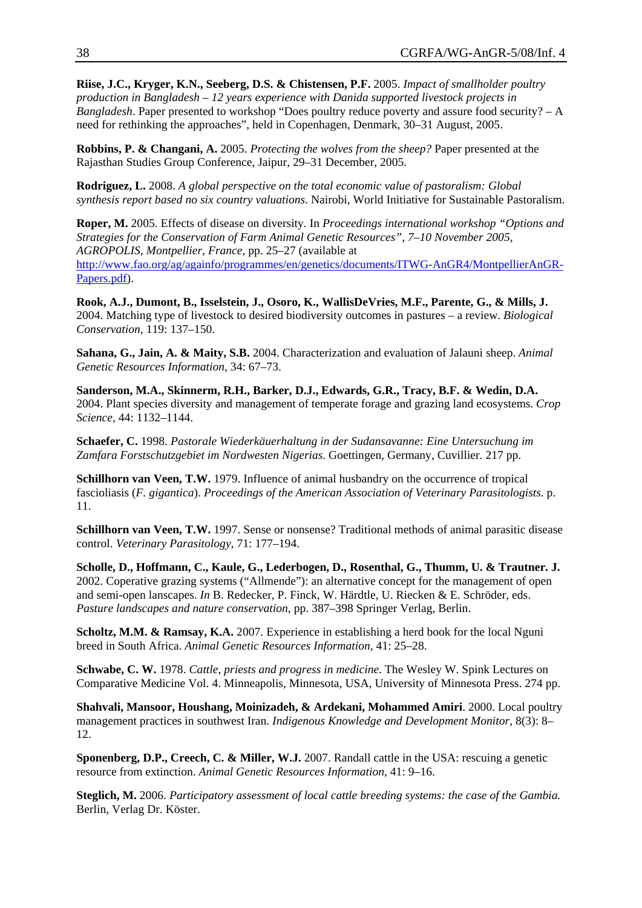**Riise, J.C., Kryger, K.N., Seeberg, D.S. & Chistensen, P.F.** 2005. *Impact of smallholder poultry production in Bangladesh – 12 years experience with Danida supported livestock projects in Bangladesh*. Paper presented to workshop "Does poultry reduce poverty and assure food security? – A need for rethinking the approaches", held in Copenhagen, Denmark, 30–31 August, 2005.

**Robbins, P. & Changani, A.** 2005. *Protecting the wolves from the sheep?* Paper presented at the Rajasthan Studies Group Conference, Jaipur, 29–31 December, 2005.

**Rodriguez, L.** 2008. *A global perspective on the total economic value of pastoralism: Global synthesis report based no six country valuations*. Nairobi, World Initiative for Sustainable Pastoralism.

**Roper, M.** 2005. Effects of disease on diversity. In *Proceedings international workshop "Options and Strategies for the Conservation of Farm Animal Genetic Resources", 7–10 November 2005, AGROPOLIS, Montpellier, France*, pp. 25–27 (available at http://www.fao.org/ag/againfo/programmes/en/genetics/documents/ITWG-AnGR4/MontpellierAnGR-Papers.pdf).

**Rook, A.J., Dumont, B., Isselstein, J., Osoro, K., WallisDeVries, M.F., Parente, G., & Mills, J.** 2004. Matching type of livestock to desired biodiversity outcomes in pastures – a review. *Biological Conservation,* 119: 137–150.

**Sahana, G., Jain, A. & Maity, S.B.** 2004. Characterization and evaluation of Jalauni sheep. *Animal Genetic Resources Information,* 34: 67–73.

**Sanderson, M.A., Skinnerm, R.H., Barker, D.J., Edwards, G.R., Tracy, B.F. & Wedin, D.A.** 2004. Plant species diversity and management of temperate forage and grazing land ecosystems. *Crop Science,* 44: 1132–1144.

**Schaefer, C.** 1998. *Pastorale Wiederkäuerhaltung in der Sudansavanne: Eine Untersuchung im Zamfara Forstschutzgebiet im Nordwesten Nigerias*. Goettingen, Germany, Cuvillier. 217 pp.

**Schillhorn van Veen, T.W.** 1979. Influence of animal husbandry on the occurrence of tropical fascioliasis (*F. gigantica*). *Proceedings of the American Association of Veterinary Parasitologists.* p. 11.

**Schillhorn van Veen, T.W.** 1997. Sense or nonsense? Traditional methods of animal parasitic disease control. *Veterinary Parasitology,* 71: 177–194.

**Scholle, D., Hoffmann, C., Kaule, G., Lederbogen, D., Rosenthal, G., Thumm, U. & Trautner. J.** 2002. Coperative grazing systems ("Allmende"): an alternative concept for the management of open and semi-open lanscapes. *In* B. Redecker, P. Finck, W. Härdtle, U. Riecken & E. Schröder, eds. *Pasture landscapes and nature conservation,* pp. 387–398 Springer Verlag, Berlin.

**Scholtz, M.M. & Ramsay, K.A.** 2007. Experience in establishing a herd book for the local Nguni breed in South Africa. *Animal Genetic Resources Information,* 41: 25–28.

**Schwabe, C. W.** 1978. *Cattle, priests and progress in medicine.* The Wesley W. Spink Lectures on Comparative Medicine Vol. 4. Minneapolis, Minnesota, USA, University of Minnesota Press. 274 pp.

**Shahvali, Mansoor, Houshang, Moinizadeh, & Ardekani, Mohammed Amiri**. 2000. Local poultry management practices in southwest Iran. *Indigenous Knowledge and Development Monitor,* 8(3): 8–12.

**Sponenberg, D.P., Creech, C. & Miller, W.J.** 2007. Randall cattle in the USA: rescuing a genetic resource from extinction. *Animal Genetic Resources Information,* 41: 9–16.

**Steglich, M.** 2006. *Participatory assessment of local cattle breeding systems: the case of the Gambia.* Berlin, Verlag Dr. Köster.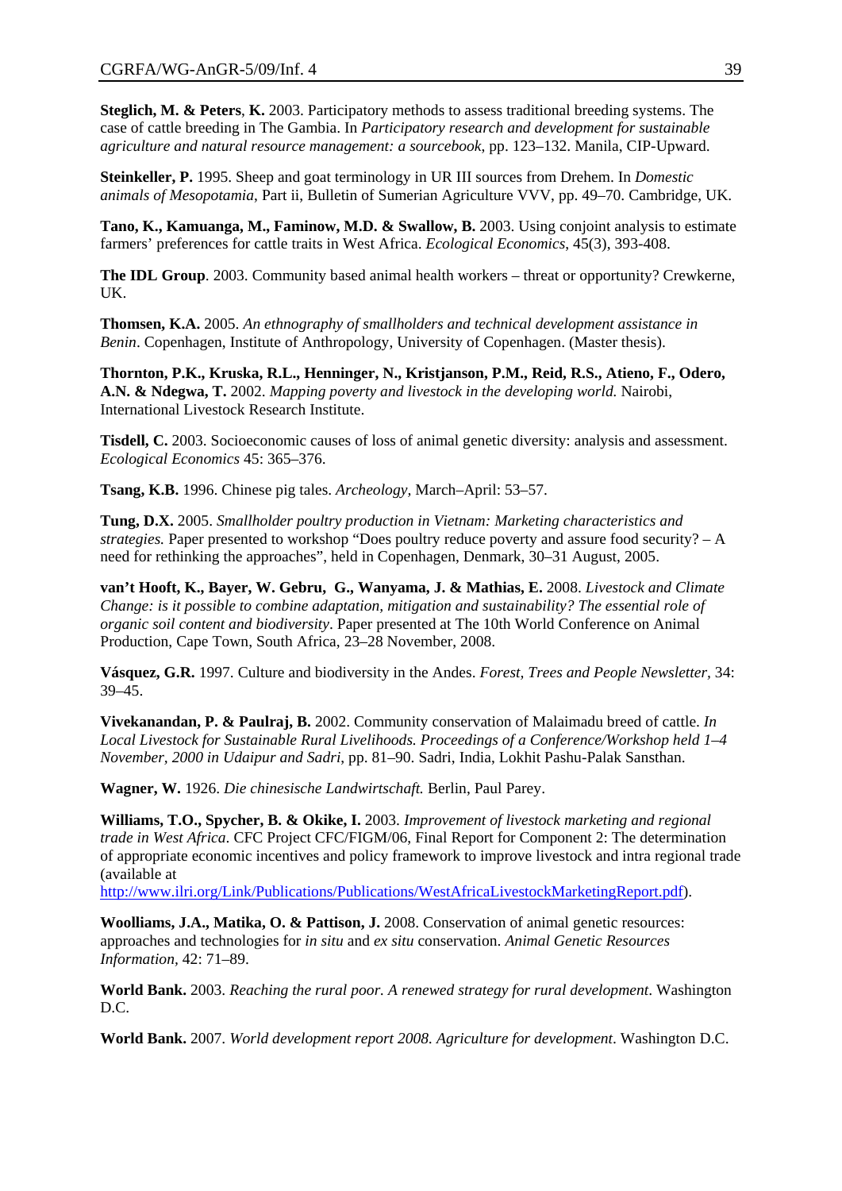**Steglich, M. & Peters**, **K.** 2003. Participatory methods to assess traditional breeding systems. The case of cattle breeding in The Gambia. In *Participatory research and development for sustainable agriculture and natural resource management: a sourcebook*, pp. 123–132. Manila, CIP-Upward.

**Steinkeller, P.** 1995. Sheep and goat terminology in UR III sources from Drehem. In *Domestic animals of Mesopotamia*, Part ii, Bulletin of Sumerian Agriculture VVV, pp. 49–70. Cambridge, UK.

**Tano, K., Kamuanga, M., Faminow, M.D. & Swallow, B.** 2003. Using conjoint analysis to estimate farmers' preferences for cattle traits in West Africa. *Ecological Economics*, 45(3), 393-408.

**The IDL Group**. 2003. Community based animal health workers – threat or opportunity? Crewkerne, UK.

**Thomsen, K.A.** 2005. *An ethnography of smallholders and technical development assistance in Benin*. Copenhagen, Institute of Anthropology, University of Copenhagen. (Master thesis).

**Thornton, P.K., Kruska, R.L., Henninger, N., Kristjanson, P.M., Reid, R.S., Atieno, F., Odero, A.N. & Ndegwa, T.** 2002. *Mapping poverty and livestock in the developing world.* Nairobi, International Livestock Research Institute.

**Tisdell, C.** 2003. Socioeconomic causes of loss of animal genetic diversity: analysis and assessment. *Ecological Economics* 45: 365–376.

**Tsang, K.B.** 1996. Chinese pig tales. *Archeology*, March–April: 53–57.

**Tung, D.X.** 2005. *Smallholder poultry production in Vietnam: Marketing characteristics and strategies.* Paper presented to workshop "Does poultry reduce poverty and assure food security? – A need for rethinking the approaches", held in Copenhagen, Denmark, 30–31 August, 2005.

**van't Hooft, K., Bayer, W. Gebru, G., Wanyama, J. & Mathias, E.** 2008. *Livestock and Climate Change: is it possible to combine adaptation, mitigation and sustainability? The essential role of organic soil content and biodiversity*. Paper presented at The 10th World Conference on Animal Production, Cape Town, South Africa, 23–28 November, 2008.

**Vásquez, G.R.** 1997. Culture and biodiversity in the Andes. *Forest, Trees and People Newsletter*, 34: 39–45.

**Vivekanandan, P. & Paulraj, B.** 2002. Community conservation of Malaimadu breed of cattle. *In Local Livestock for Sustainable Rural Livelihoods. Proceedings of a Conference/Workshop held 1–4 November, 2000 in Udaipur and Sadri*, pp. 81–90. Sadri, India, Lokhit Pashu-Palak Sansthan.

**Wagner, W.** 1926. *Die chinesische Landwirtschaft.* Berlin, Paul Parey.

**Williams, T.O., Spycher, B. & Okike, I.** 2003. *Improvement of livestock marketing and regional trade in West Africa*. CFC Project CFC/FIGM/06, Final Report for Component 2: The determination of appropriate economic incentives and policy framework to improve livestock and intra regional trade (available at http://www.ilri.org/Link/Publications/Publications/WestAfricaLivestockMarketingReport.pdf).

**Woolliams, J.A., Matika, O. & Pattison, J.** 2008. Conservation of animal genetic resources: approaches and technologies for *in situ* and *ex situ* conservation. *Animal Genetic Resources Information*, 42: 71–89.

**World Bank.** 2003. *Reaching the rural poor. A renewed strategy for rural development*. Washington D.C.

**World Bank.** 2007. *World development report 2008. Agriculture for development*. Washington D.C.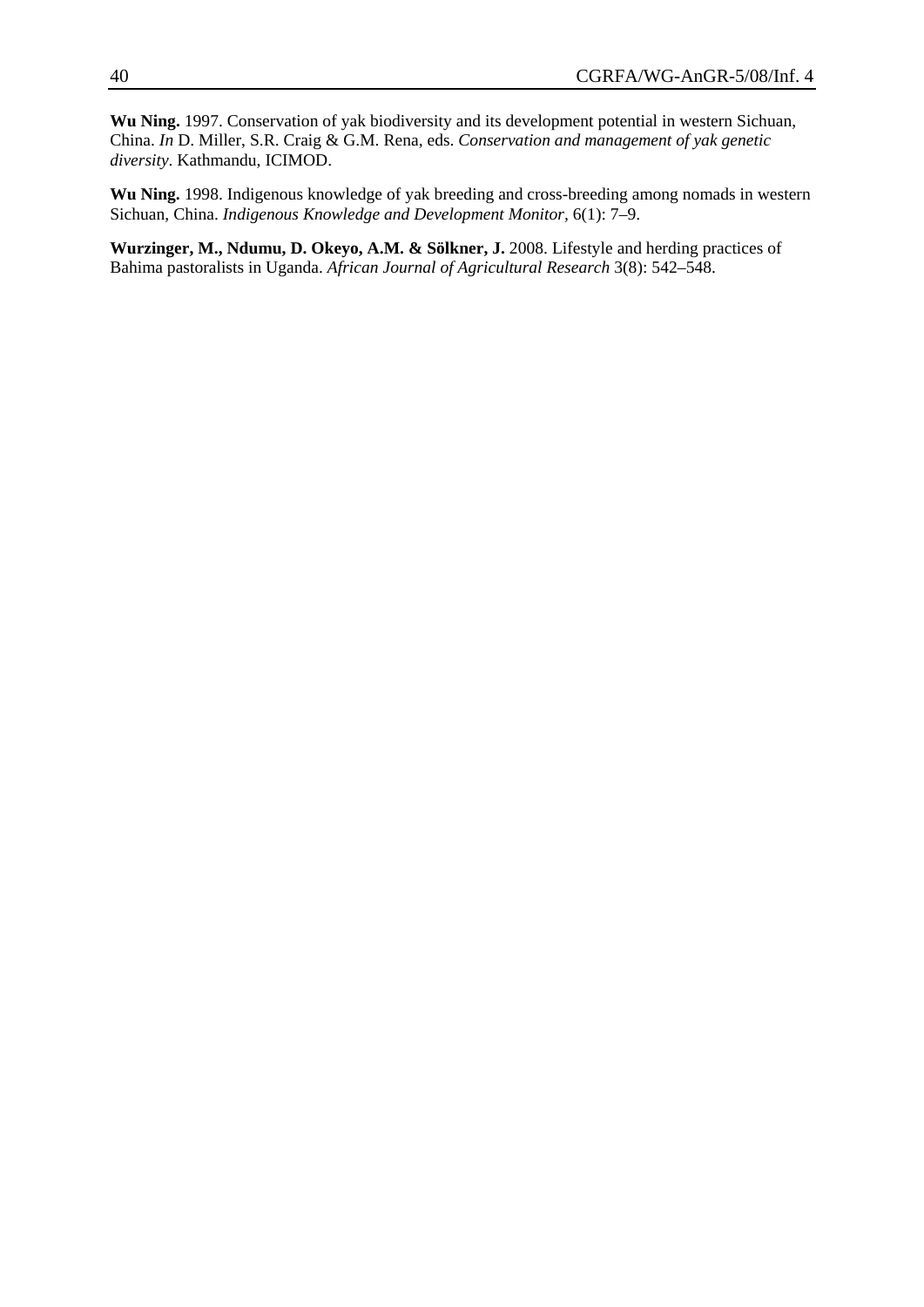**Wu Ning.** 1997. Conservation of yak biodiversity and its development potential in western Sichuan, China. *In* D. Miller, S.R. Craig & G.M. Rena, eds. *Conservation and management of yak genetic diversity*. Kathmandu, ICIMOD.

**Wu Ning.** 1998. Indigenous knowledge of yak breeding and cross-breeding among nomads in western Sichuan, China. *Indigenous Knowledge and Development Monitor*, 6(1): 7–9.

**Wurzinger, M., Ndumu, D. Okeyo, A.M. & Sölkner, J.** 2008. Lifestyle and herding practices of Bahima pastoralists in Uganda. *African Journal of Agricultural Research* 3(8): 542–548.